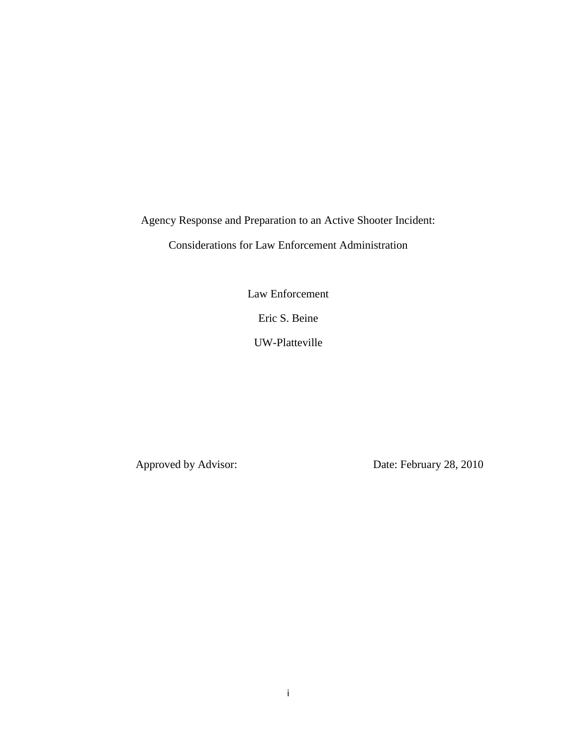# Agency Response and Preparation to an Active Shooter Incident:

## Considerations for Law Enforcement Administration

Law Enforcement

Eric S. Beine

UW-Platteville

Approved by Advisor: Date: February 28, 2010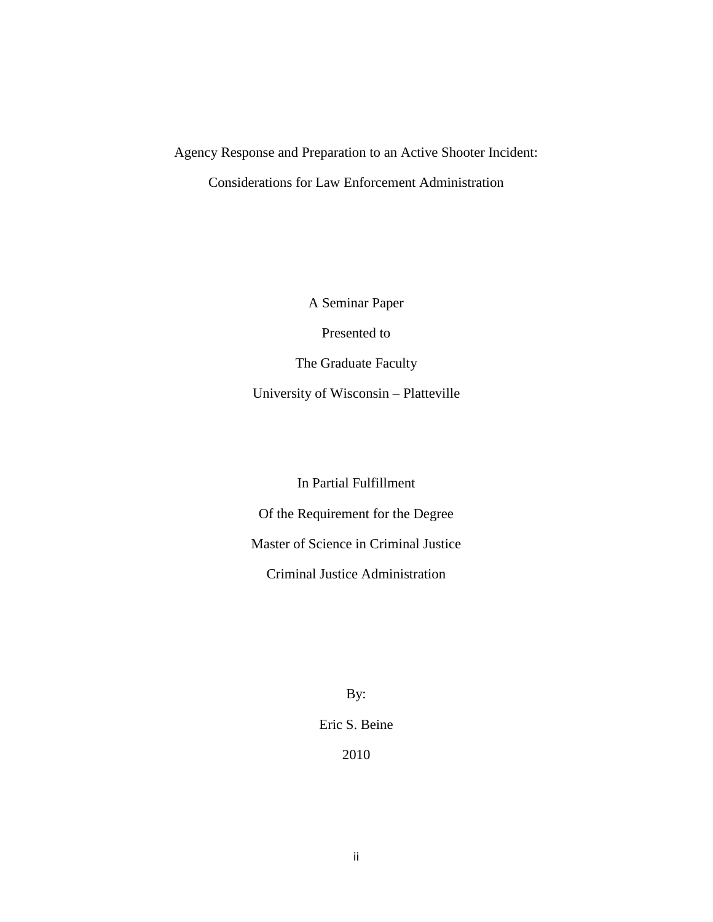Agency Response and Preparation to an Active Shooter Incident:

Considerations for Law Enforcement Administration

A Seminar Paper

Presented to

The Graduate Faculty

University of Wisconsin – Platteville

In Partial Fulfillment

Of the Requirement for the Degree

Master of Science in Criminal Justice

Criminal Justice Administration

By:

Eric S. Beine

2010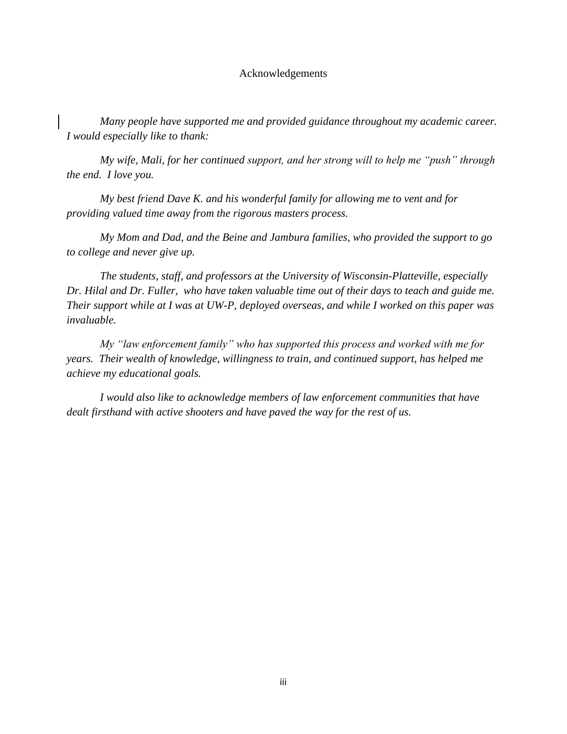# Acknowledgements

*Many people have supported me and provided guidance throughout my academic career. I would especially like to thank:*

*My wife, Mali, for her continued support, and her strong will to help me "push" through the end. I love you.*

*My best friend Dave K. and his wonderful family for allowing me to vent and for providing valued time away from the rigorous masters process.*

*My Mom and Dad, and the Beine and Jambura families, who provided the support to go to college and never give up.*

*The students, staff, and professors at the University of Wisconsin-Platteville, especially Dr. Hilal and Dr. Fuller, who have taken valuable time out of their days to teach and guide me. Their support while at I was at UW-P, deployed overseas, and while I worked on this paper was invaluable.*

*My "law enforcement family" who has supported this process and worked with me for years. Their wealth of knowledge, willingness to train, and continued support, has helped me achieve my educational goals.*

*I would also like to acknowledge members of law enforcement communities that have dealt firsthand with active shooters and have paved the way for the rest of us.*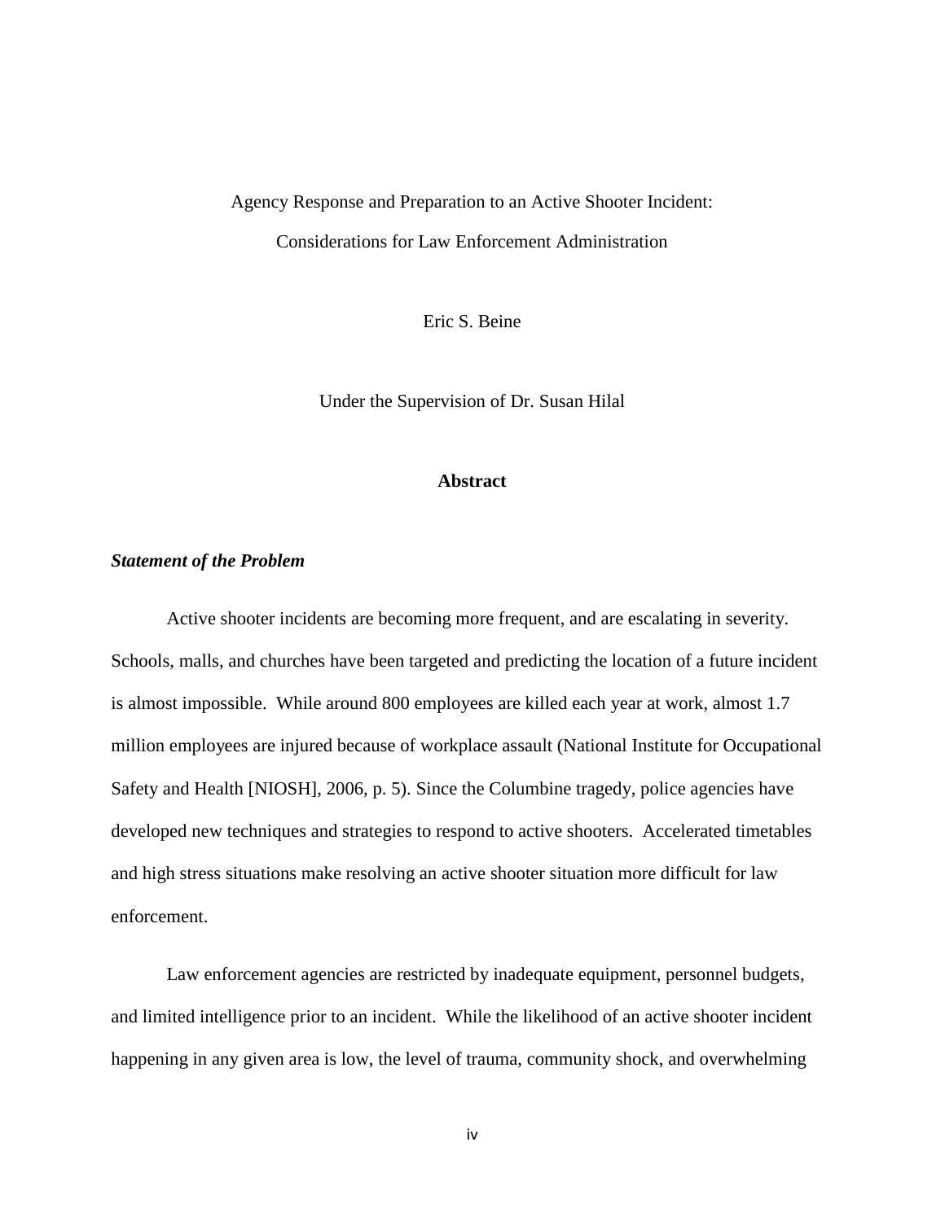Agency Response and Preparation to an Active Shooter Incident:

Considerations for Law Enforcement Administration

Eric S. Beine

Under the Supervision of Dr. Susan Hilal

## Abstract

### ***Statement of the Problem***

Active shooter incidents are becoming more frequent, and are escalating in severity. Schools, malls, and churches have been targeted and predicting the location of a future incident is almost impossible. While around 800 employees are killed each year at work, almost 1.7 million employees are injured because of workplace assault (National Institute for Occupational Safety and Health [NIOSH], 2006, p. 5). Since the Columbine tragedy, police agencies have developed new techniques and strategies to respond to active shooters. Accelerated timetables and high stress situations make resolving an active shooter situation more difficult for law enforcement.

Law enforcement agencies are restricted by inadequate equipment, personnel budgets, and limited intelligence prior to an incident. While the likelihood of an active shooter incident happening in any given area is low, the level of trauma, community shock, and overwhelming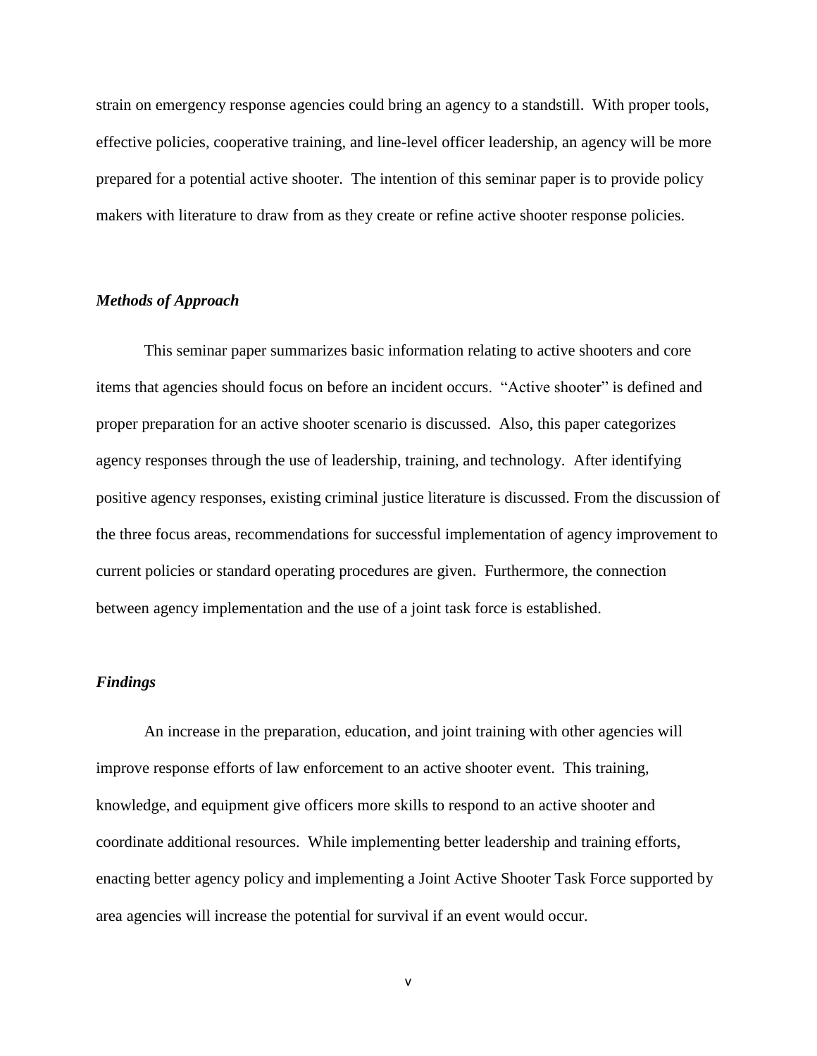strain on emergency response agencies could bring an agency to a standstill. With proper tools, effective policies, cooperative training, and line-level officer leadership, an agency will be more prepared for a potential active shooter. The intention of this seminar paper is to provide policy makers with literature to draw from as they create or refine active shooter response policies.

### *Methods of Approach*

This seminar paper summarizes basic information relating to active shooters and core items that agencies should focus on before an incident occurs. "Active shooter" is defined and proper preparation for an active shooter scenario is discussed. Also, this paper categorizes agency responses through the use of leadership, training, and technology. After identifying positive agency responses, existing criminal justice literature is discussed. From the discussion of the three focus areas, recommendations for successful implementation of agency improvement to current policies or standard operating procedures are given. Furthermore, the connection between agency implementation and the use of a joint task force is established.

### *Findings*

An increase in the preparation, education, and joint training with other agencies will improve response efforts of law enforcement to an active shooter event. This training, knowledge, and equipment give officers more skills to respond to an active shooter and coordinate additional resources. While implementing better leadership and training efforts, enacting better agency policy and implementing a Joint Active Shooter Task Force supported by area agencies will increase the potential for survival if an event would occur.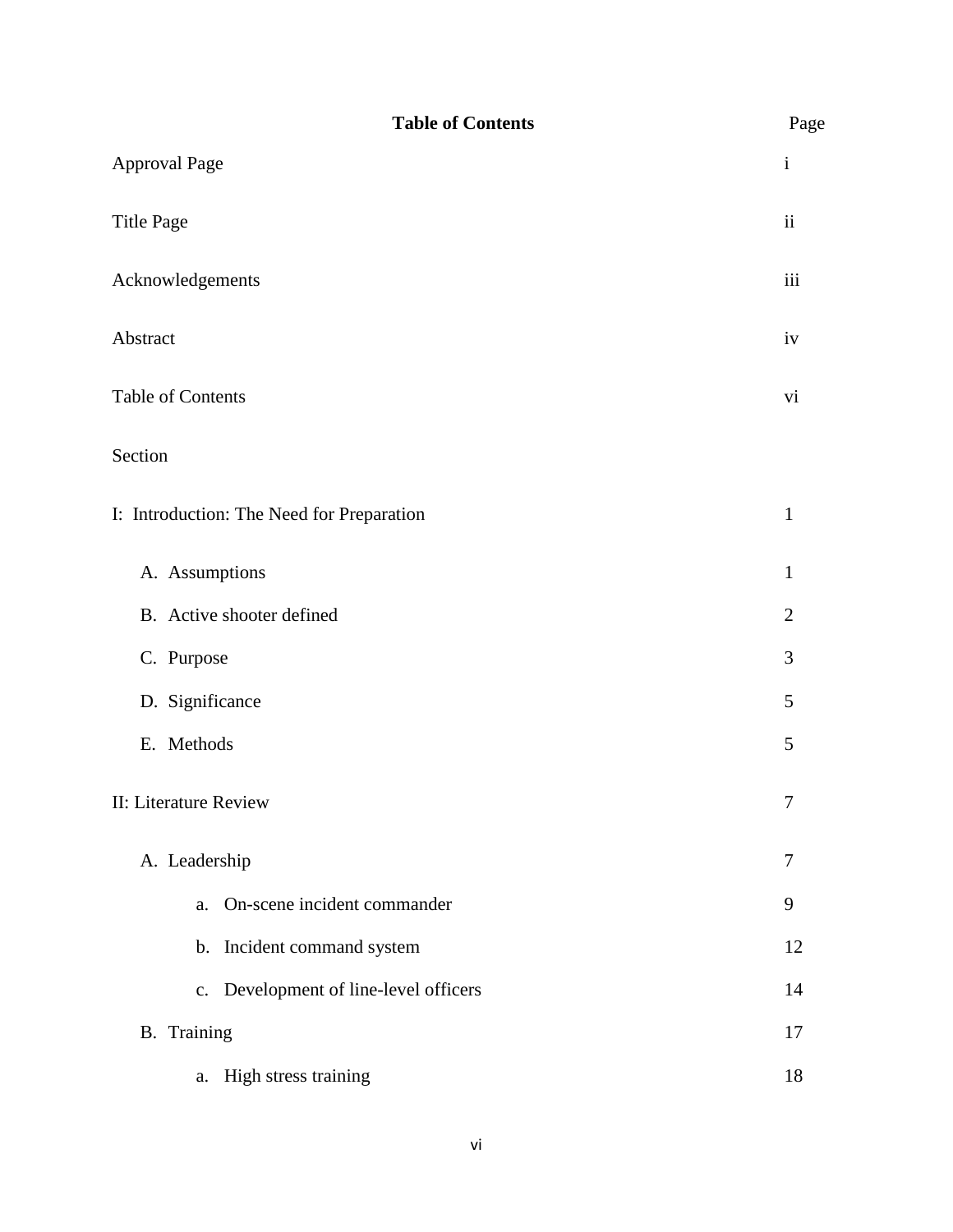# Table of Contents

| | Page |
|---|---|
| Approval Page | i |
| Title Page | ii |
| Acknowledgements | iii |
| Abstract | iv |
| Table of Contents | vi |
| Section | |
| I: Introduction: The Need for Preparation | 1 |
| A. Assumptions | 1 |
| B. Active shooter defined | 2 |
| C. Purpose | 3 |
| D. Significance | 5 |
| E. Methods | 5 |
| II: Literature Review | 7 |
| A. Leadership | 7 |
| a. On-scene incident commander | 9 |
| b. Incident command system | 12 |
| c. Development of line-level officers | 14 |
| B. Training | 17 |
| a. High stress training | 18 |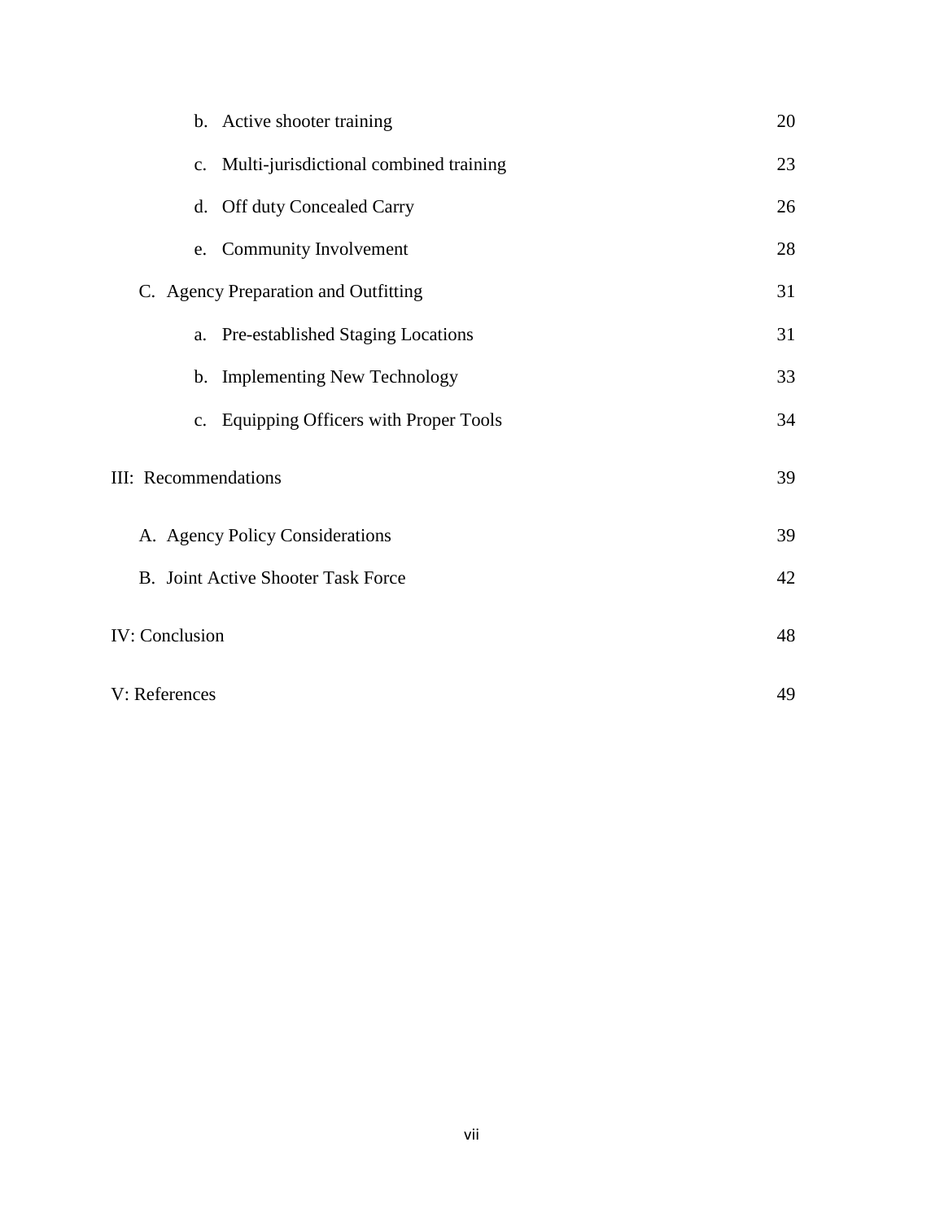| | |
|---|---|
| b. Active shooter training | 20 |
| c. Multi-jurisdictional combined training | 23 |
| d. Off duty Concealed Carry | 26 |
| e. Community Involvement | 28 |
| C. Agency Preparation and Outfitting | 31 |
| a. Pre-established Staging Locations | 31 |
| b. Implementing New Technology | 33 |
| c. Equipping Officers with Proper Tools | 34 |
| III: Recommendations | 39 |
| A. Agency Policy Considerations | 39 |
| B. Joint Active Shooter Task Force | 42 |
| IV: Conclusion | 48 |
| V: References | 49 |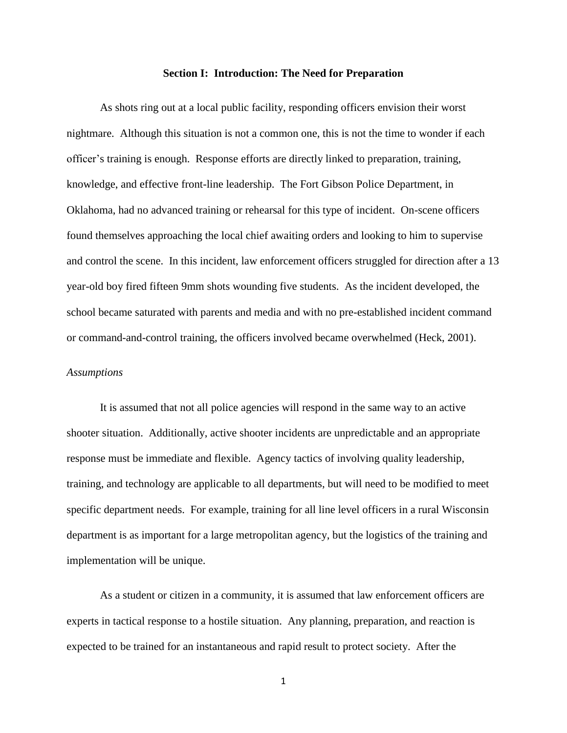## Section I: Introduction: The Need for Preparation

As shots ring out at a local public facility, responding officers envision their worst nightmare. Although this situation is not a common one, this is not the time to wonder if each officer's training is enough. Response efforts are directly linked to preparation, training, knowledge, and effective front-line leadership. The Fort Gibson Police Department, in Oklahoma, had no advanced training or rehearsal for this type of incident. On-scene officers found themselves approaching the local chief awaiting orders and looking to him to supervise and control the scene. In this incident, law enforcement officers struggled for direction after a 13 year-old boy fired fifteen 9mm shots wounding five students. As the incident developed, the school became saturated with parents and media and with no pre-established incident command or command-and-control training, the officers involved became overwhelmed (Heck, 2001).

### *Assumptions*

It is assumed that not all police agencies will respond in the same way to an active shooter situation. Additionally, active shooter incidents are unpredictable and an appropriate response must be immediate and flexible. Agency tactics of involving quality leadership, training, and technology are applicable to all departments, but will need to be modified to meet specific department needs. For example, training for all line level officers in a rural Wisconsin department is as important for a large metropolitan agency, but the logistics of the training and implementation will be unique.

As a student or citizen in a community, it is assumed that law enforcement officers are experts in tactical response to a hostile situation. Any planning, preparation, and reaction is expected to be trained for an instantaneous and rapid result to protect society. After the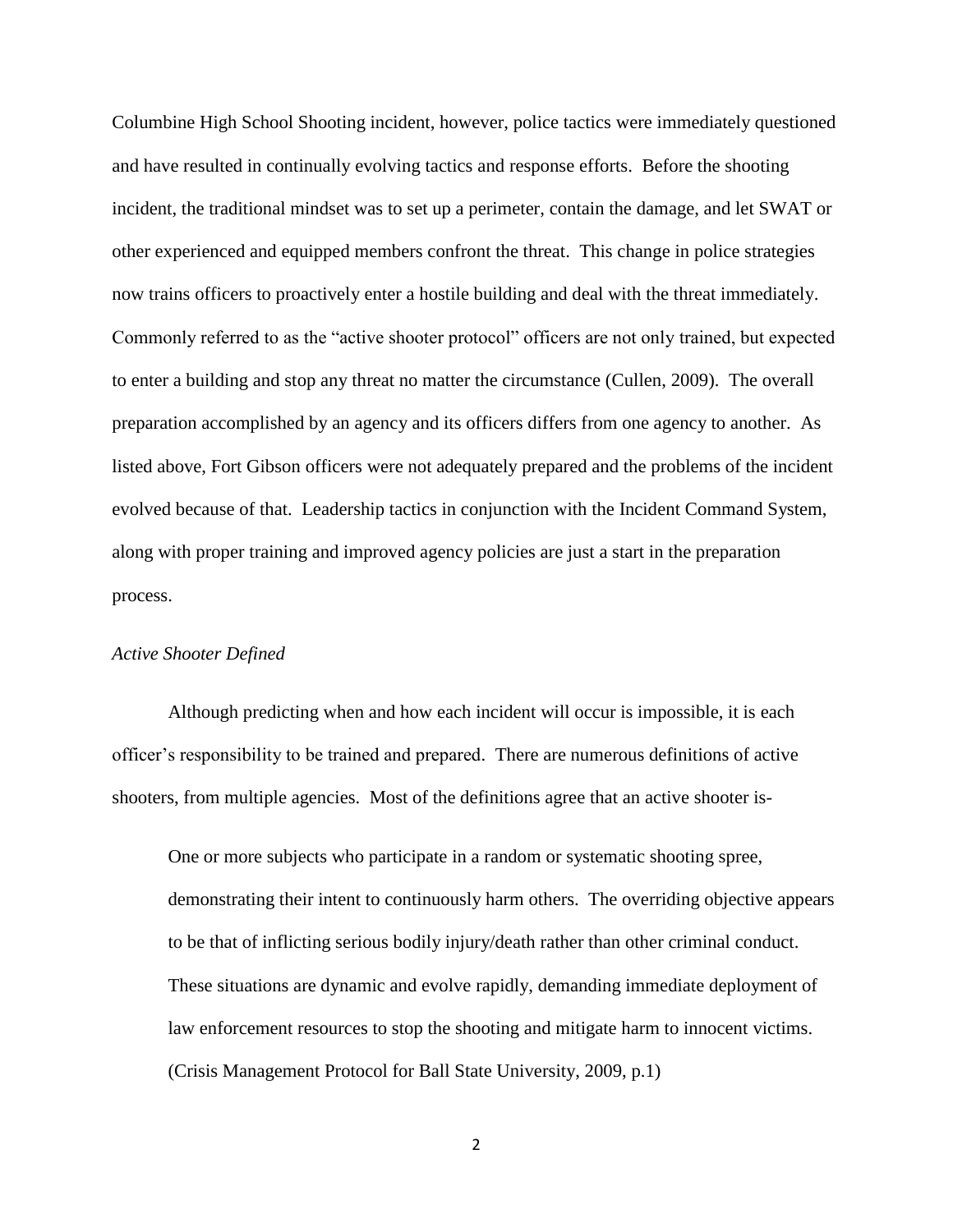Columbine High School Shooting incident, however, police tactics were immediately questioned and have resulted in continually evolving tactics and response efforts. Before the shooting incident, the traditional mindset was to set up a perimeter, contain the damage, and let SWAT or other experienced and equipped members confront the threat. This change in police strategies now trains officers to proactively enter a hostile building and deal with the threat immediately. Commonly referred to as the "active shooter protocol" officers are not only trained, but expected to enter a building and stop any threat no matter the circumstance (Cullen, 2009). The overall preparation accomplished by an agency and its officers differs from one agency to another. As listed above, Fort Gibson officers were not adequately prepared and the problems of the incident evolved because of that. Leadership tactics in conjunction with the Incident Command System, along with proper training and improved agency policies are just a start in the preparation process.

*Active Shooter Defined*

Although predicting when and how each incident will occur is impossible, it is each officer's responsibility to be trained and prepared. There are numerous definitions of active shooters, from multiple agencies. Most of the definitions agree that an active shooter is-

> One or more subjects who participate in a random or systematic shooting spree, demonstrating their intent to continuously harm others. The overriding objective appears to be that of inflicting serious bodily injury/death rather than other criminal conduct. These situations are dynamic and evolve rapidly, demanding immediate deployment of law enforcement resources to stop the shooting and mitigate harm to innocent victims. (Crisis Management Protocol for Ball State University, 2009, p.1)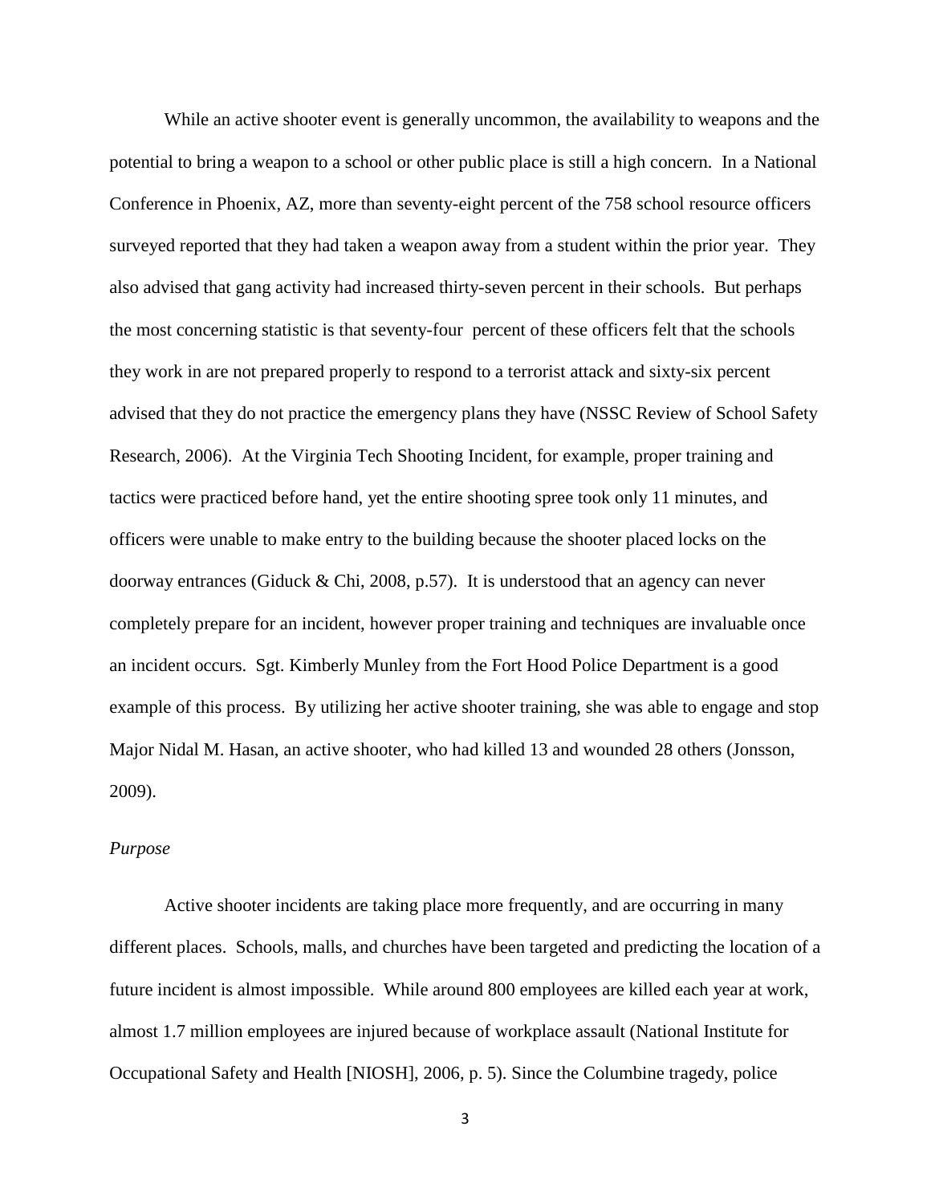While an active shooter event is generally uncommon, the availability to weapons and the potential to bring a weapon to a school or other public place is still a high concern. In a National Conference in Phoenix, AZ, more than seventy-eight percent of the 758 school resource officers surveyed reported that they had taken a weapon away from a student within the prior year. They also advised that gang activity had increased thirty-seven percent in their schools. But perhaps the most concerning statistic is that seventy-four percent of these officers felt that the schools they work in are not prepared properly to respond to a terrorist attack and sixty-six percent advised that they do not practice the emergency plans they have (NSSC Review of School Safety Research, 2006). At the Virginia Tech Shooting Incident, for example, proper training and tactics were practiced before hand, yet the entire shooting spree took only 11 minutes, and officers were unable to make entry to the building because the shooter placed locks on the doorway entrances (Giduck & Chi, 2008, p.57). It is understood that an agency can never completely prepare for an incident, however proper training and techniques are invaluable once an incident occurs. Sgt. Kimberly Munley from the Fort Hood Police Department is a good example of this process. By utilizing her active shooter training, she was able to engage and stop Major Nidal M. Hasan, an active shooter, who had killed 13 and wounded 28 others (Jonsson, 2009).

*Purpose*

Active shooter incidents are taking place more frequently, and are occurring in many different places. Schools, malls, and churches have been targeted and predicting the location of a future incident is almost impossible. While around 800 employees are killed each year at work, almost 1.7 million employees are injured because of workplace assault (National Institute for Occupational Safety and Health [NIOSH], 2006, p. 5). Since the Columbine tragedy, police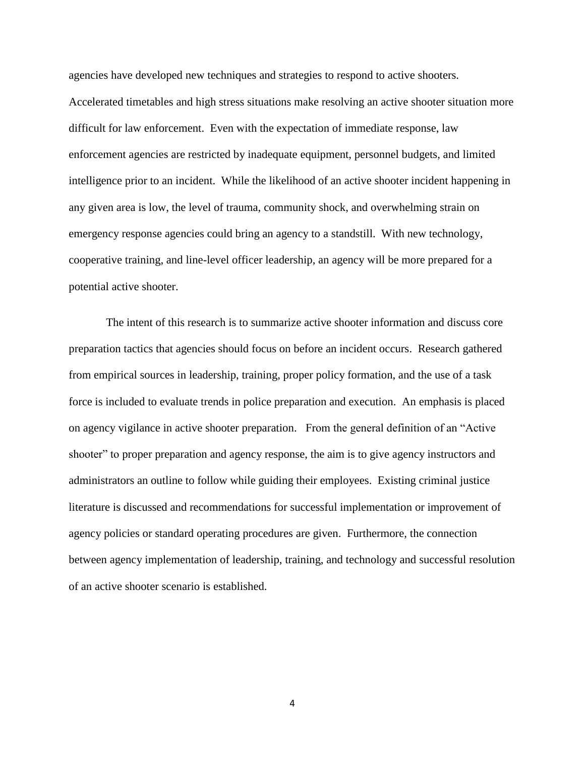agencies have developed new techniques and strategies to respond to active shooters. Accelerated timetables and high stress situations make resolving an active shooter situation more difficult for law enforcement. Even with the expectation of immediate response, law enforcement agencies are restricted by inadequate equipment, personnel budgets, and limited intelligence prior to an incident. While the likelihood of an active shooter incident happening in any given area is low, the level of trauma, community shock, and overwhelming strain on emergency response agencies could bring an agency to a standstill. With new technology, cooperative training, and line-level officer leadership, an agency will be more prepared for a potential active shooter.

The intent of this research is to summarize active shooter information and discuss core preparation tactics that agencies should focus on before an incident occurs. Research gathered from empirical sources in leadership, training, proper policy formation, and the use of a task force is included to evaluate trends in police preparation and execution. An emphasis is placed on agency vigilance in active shooter preparation. From the general definition of an "Active shooter" to proper preparation and agency response, the aim is to give agency instructors and administrators an outline to follow while guiding their employees. Existing criminal justice literature is discussed and recommendations for successful implementation or improvement of agency policies or standard operating procedures are given. Furthermore, the connection between agency implementation of leadership, training, and technology and successful resolution of an active shooter scenario is established.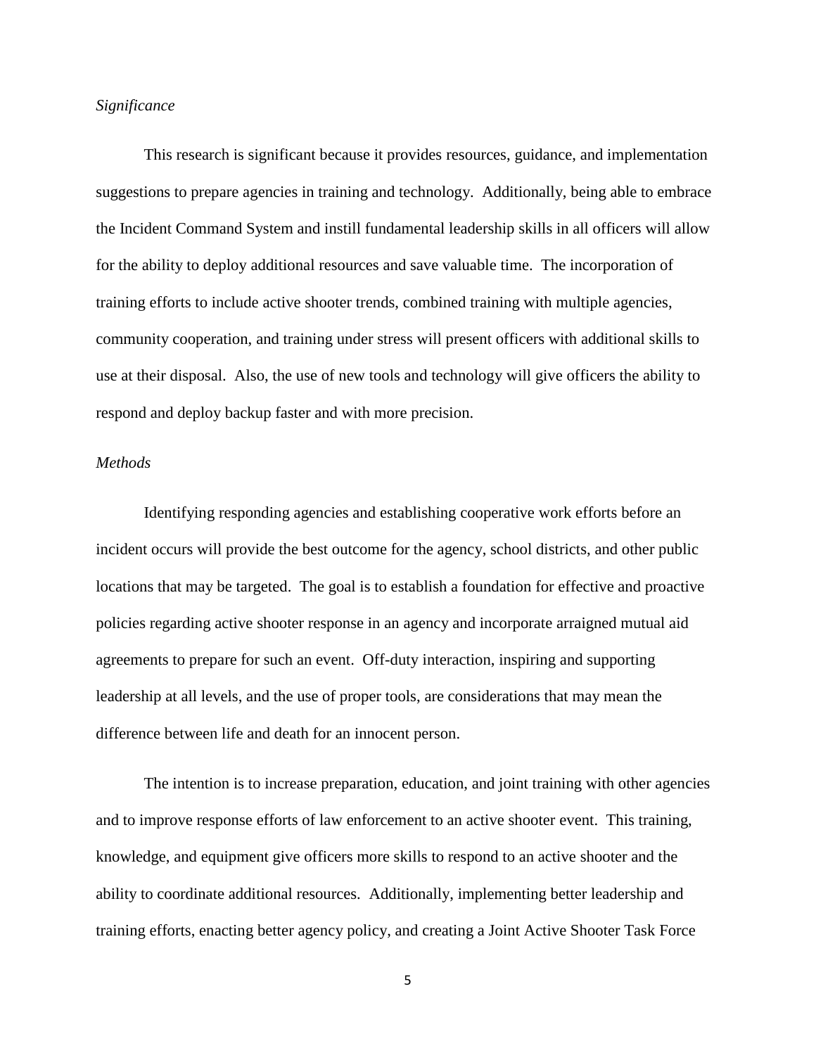*Significance*

This research is significant because it provides resources, guidance, and implementation suggestions to prepare agencies in training and technology. Additionally, being able to embrace the Incident Command System and instill fundamental leadership skills in all officers will allow for the ability to deploy additional resources and save valuable time. The incorporation of training efforts to include active shooter trends, combined training with multiple agencies, community cooperation, and training under stress will present officers with additional skills to use at their disposal. Also, the use of new tools and technology will give officers the ability to respond and deploy backup faster and with more precision.

*Methods*

Identifying responding agencies and establishing cooperative work efforts before an incident occurs will provide the best outcome for the agency, school districts, and other public locations that may be targeted. The goal is to establish a foundation for effective and proactive policies regarding active shooter response in an agency and incorporate arraigned mutual aid agreements to prepare for such an event. Off-duty interaction, inspiring and supporting leadership at all levels, and the use of proper tools, are considerations that may mean the difference between life and death for an innocent person.

The intention is to increase preparation, education, and joint training with other agencies and to improve response efforts of law enforcement to an active shooter event. This training, knowledge, and equipment give officers more skills to respond to an active shooter and the ability to coordinate additional resources. Additionally, implementing better leadership and training efforts, enacting better agency policy, and creating a Joint Active Shooter Task Force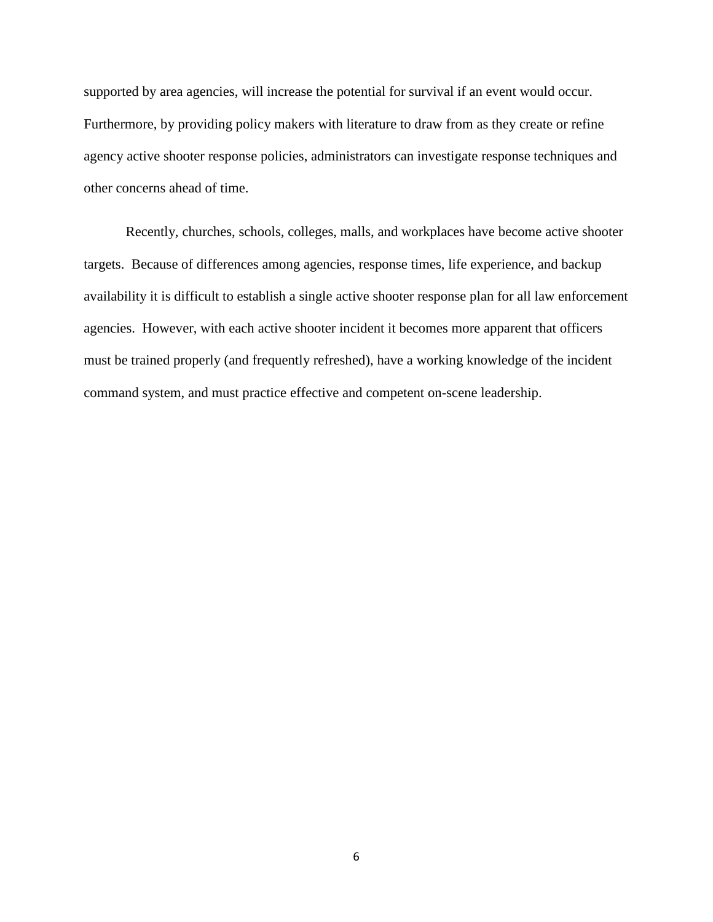supported by area agencies, will increase the potential for survival if an event would occur. Furthermore, by providing policy makers with literature to draw from as they create or refine agency active shooter response policies, administrators can investigate response techniques and other concerns ahead of time.

Recently, churches, schools, colleges, malls, and workplaces have become active shooter targets. Because of differences among agencies, response times, life experience, and backup availability it is difficult to establish a single active shooter response plan for all law enforcement agencies. However, with each active shooter incident it becomes more apparent that officers must be trained properly (and frequently refreshed), have a working knowledge of the incident command system, and must practice effective and competent on-scene leadership.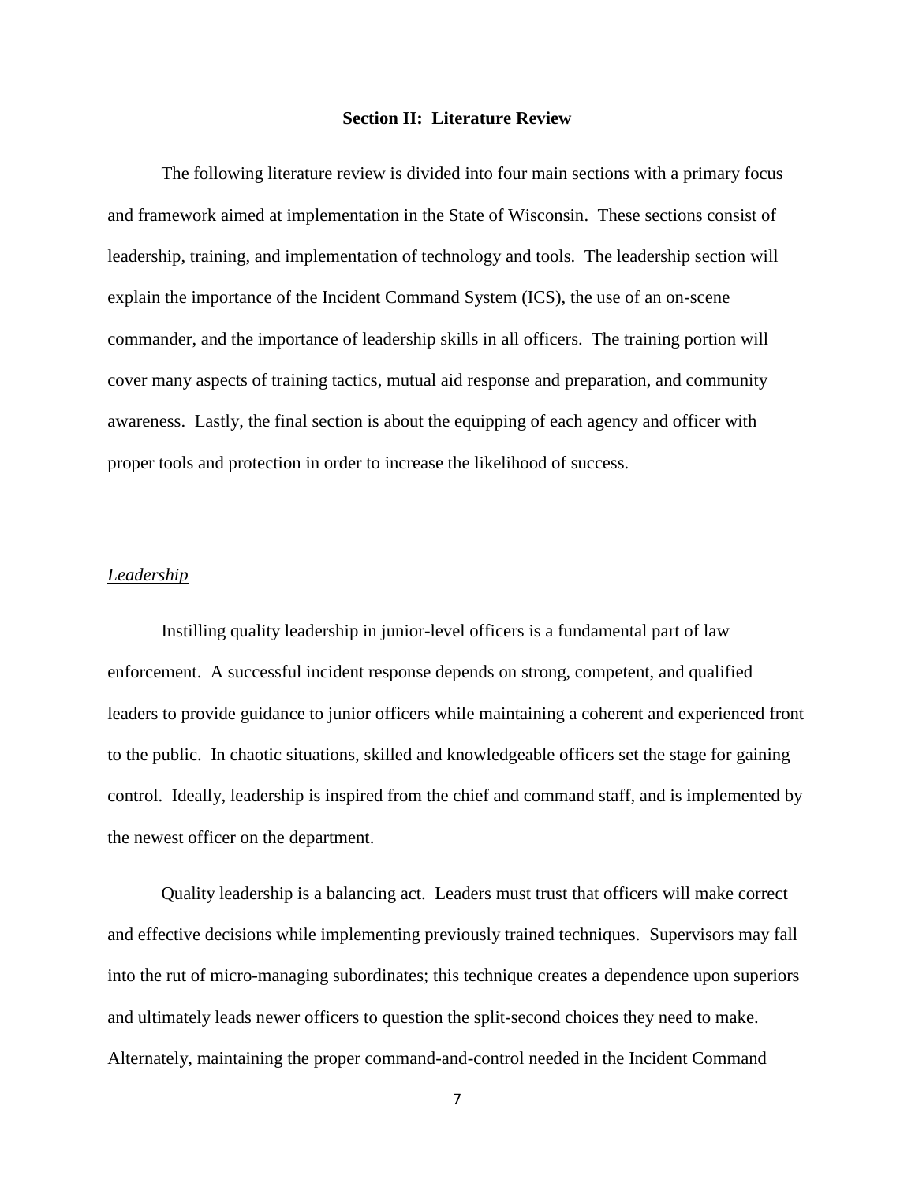## Section II: Literature Review

The following literature review is divided into four main sections with a primary focus and framework aimed at implementation in the State of Wisconsin. These sections consist of leadership, training, and implementation of technology and tools. The leadership section will explain the importance of the Incident Command System (ICS), the use of an on-scene commander, and the importance of leadership skills in all officers. The training portion will cover many aspects of training tactics, mutual aid response and preparation, and community awareness. Lastly, the final section is about the equipping of each agency and officer with proper tools and protection in order to increase the likelihood of success.

### Leadership

Instilling quality leadership in junior-level officers is a fundamental part of law enforcement. A successful incident response depends on strong, competent, and qualified leaders to provide guidance to junior officers while maintaining a coherent and experienced front to the public. In chaotic situations, skilled and knowledgeable officers set the stage for gaining control. Ideally, leadership is inspired from the chief and command staff, and is implemented by the newest officer on the department.

Quality leadership is a balancing act. Leaders must trust that officers will make correct and effective decisions while implementing previously trained techniques. Supervisors may fall into the rut of micro-managing subordinates; this technique creates a dependence upon superiors and ultimately leads newer officers to question the split-second choices they need to make. Alternately, maintaining the proper command-and-control needed in the Incident Command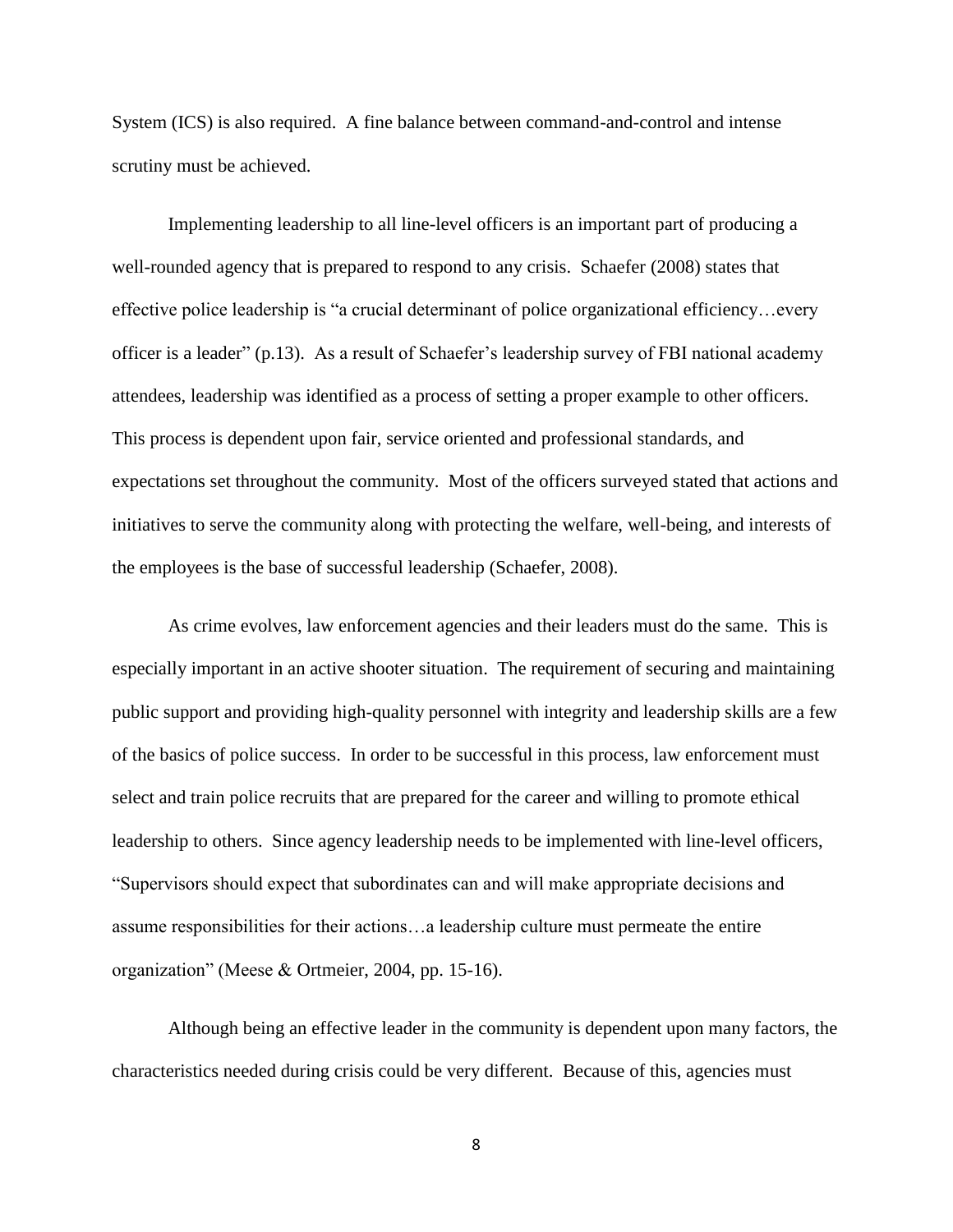System (ICS) is also required. A fine balance between command-and-control and intense scrutiny must be achieved.

Implementing leadership to all line-level officers is an important part of producing a well-rounded agency that is prepared to respond to any crisis. Schaefer (2008) states that effective police leadership is "a crucial determinant of police organizational efficiency…every officer is a leader" (p.13). As a result of Schaefer's leadership survey of FBI national academy attendees, leadership was identified as a process of setting a proper example to other officers. This process is dependent upon fair, service oriented and professional standards, and expectations set throughout the community. Most of the officers surveyed stated that actions and initiatives to serve the community along with protecting the welfare, well-being, and interests of the employees is the base of successful leadership (Schaefer, 2008).

As crime evolves, law enforcement agencies and their leaders must do the same. This is especially important in an active shooter situation. The requirement of securing and maintaining public support and providing high-quality personnel with integrity and leadership skills are a few of the basics of police success. In order to be successful in this process, law enforcement must select and train police recruits that are prepared for the career and willing to promote ethical leadership to others. Since agency leadership needs to be implemented with line-level officers, "Supervisors should expect that subordinates can and will make appropriate decisions and assume responsibilities for their actions…a leadership culture must permeate the entire organization" (Meese & Ortmeier, 2004, pp. 15-16).

Although being an effective leader in the community is dependent upon many factors, the characteristics needed during crisis could be very different. Because of this, agencies must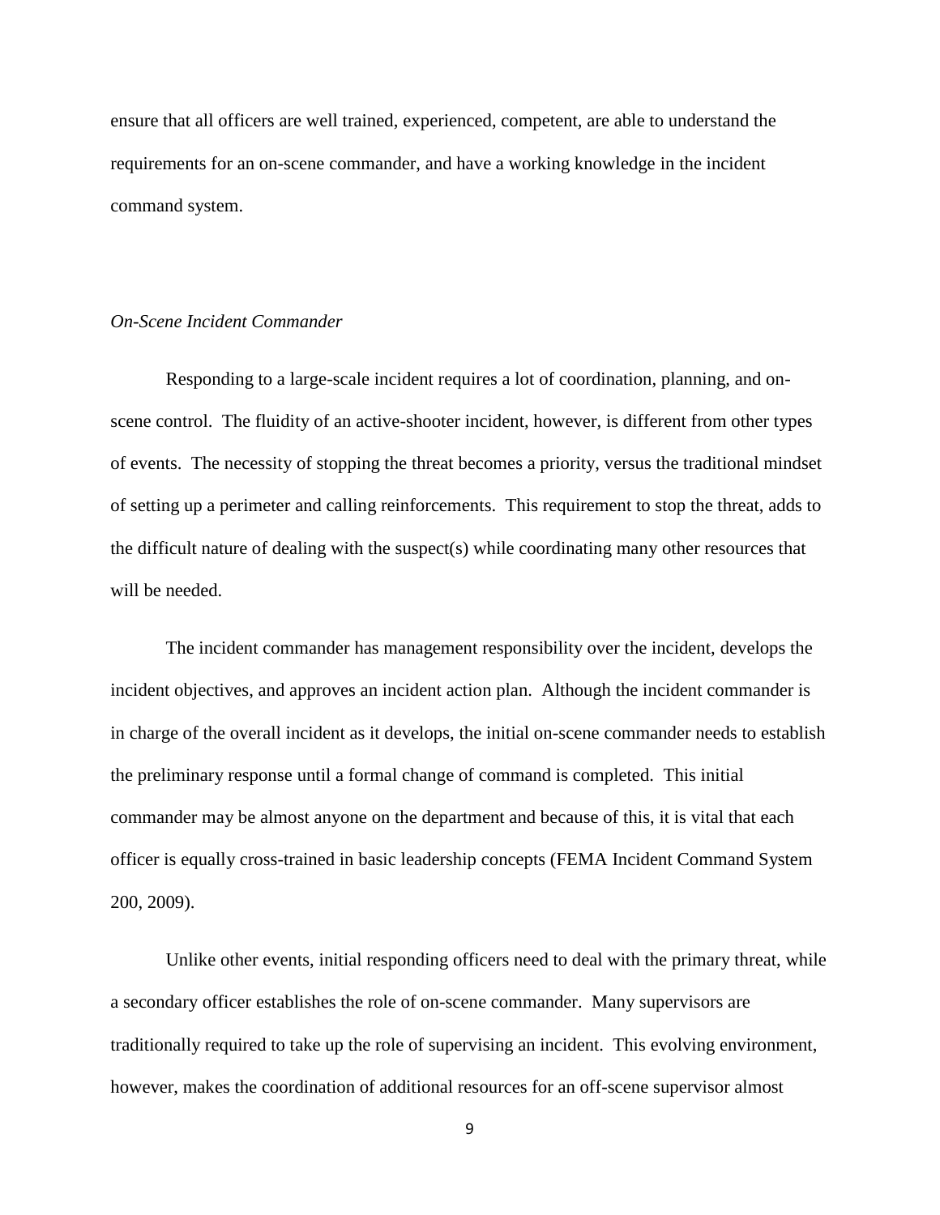ensure that all officers are well trained, experienced, competent, are able to understand the requirements for an on-scene commander, and have a working knowledge in the incident command system.

*On-Scene Incident Commander*

Responding to a large-scale incident requires a lot of coordination, planning, and on-scene control. The fluidity of an active-shooter incident, however, is different from other types of events. The necessity of stopping the threat becomes a priority, versus the traditional mindset of setting up a perimeter and calling reinforcements. This requirement to stop the threat, adds to the difficult nature of dealing with the suspect(s) while coordinating many other resources that will be needed.

The incident commander has management responsibility over the incident, develops the incident objectives, and approves an incident action plan. Although the incident commander is in charge of the overall incident as it develops, the initial on-scene commander needs to establish the preliminary response until a formal change of command is completed. This initial commander may be almost anyone on the department and because of this, it is vital that each officer is equally cross-trained in basic leadership concepts (FEMA Incident Command System 200, 2009).

Unlike other events, initial responding officers need to deal with the primary threat, while a secondary officer establishes the role of on-scene commander. Many supervisors are traditionally required to take up the role of supervising an incident. This evolving environment, however, makes the coordination of additional resources for an off-scene supervisor almost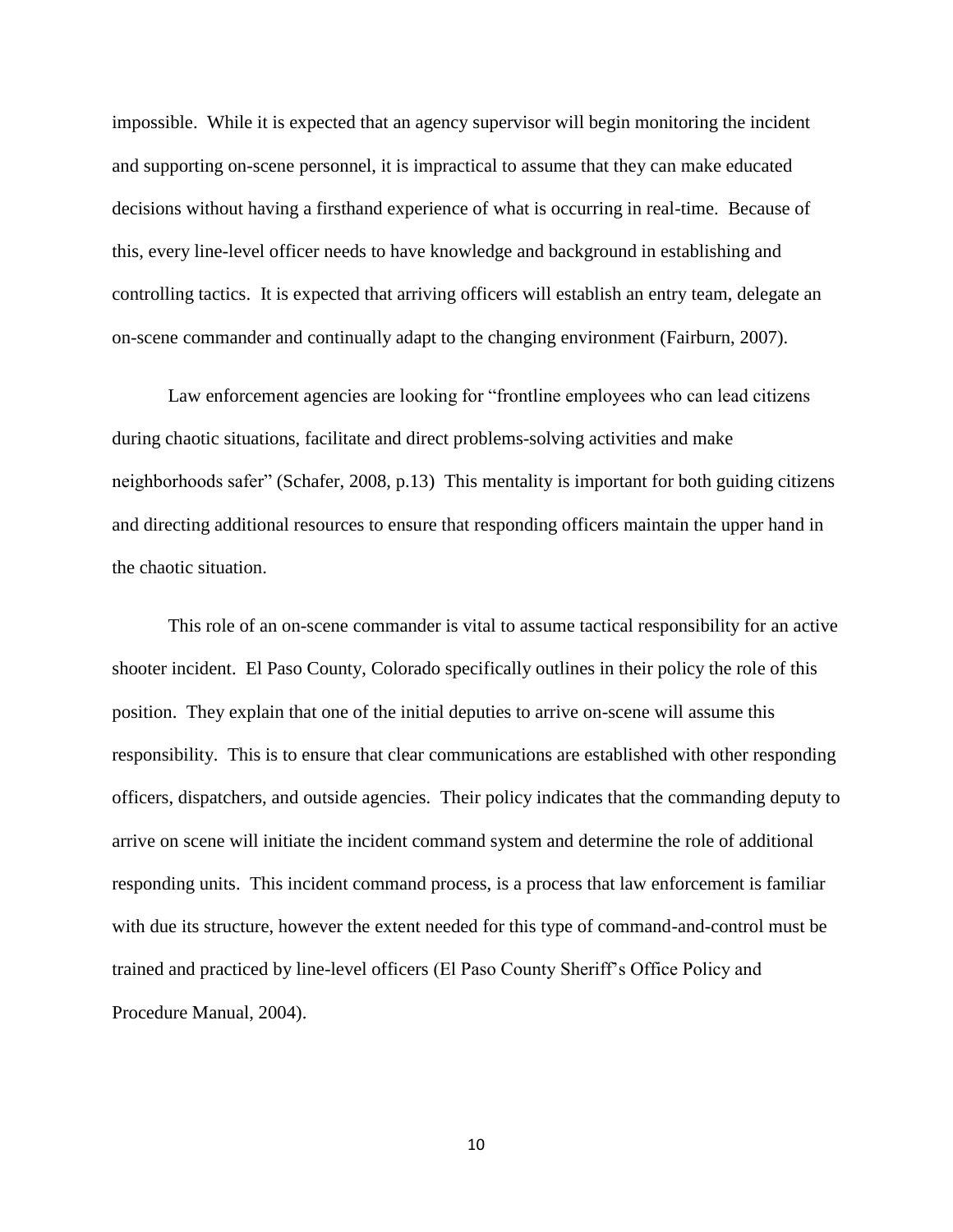impossible. While it is expected that an agency supervisor will begin monitoring the incident and supporting on-scene personnel, it is impractical to assume that they can make educated decisions without having a firsthand experience of what is occurring in real-time. Because of this, every line-level officer needs to have knowledge and background in establishing and controlling tactics. It is expected that arriving officers will establish an entry team, delegate an on-scene commander and continually adapt to the changing environment (Fairburn, 2007).

Law enforcement agencies are looking for "frontline employees who can lead citizens during chaotic situations, facilitate and direct problems-solving activities and make neighborhoods safer" (Schafer, 2008, p.13) This mentality is important for both guiding citizens and directing additional resources to ensure that responding officers maintain the upper hand in the chaotic situation.

This role of an on-scene commander is vital to assume tactical responsibility for an active shooter incident. El Paso County, Colorado specifically outlines in their policy the role of this position. They explain that one of the initial deputies to arrive on-scene will assume this responsibility. This is to ensure that clear communications are established with other responding officers, dispatchers, and outside agencies. Their policy indicates that the commanding deputy to arrive on scene will initiate the incident command system and determine the role of additional responding units. This incident command process, is a process that law enforcement is familiar with due its structure, however the extent needed for this type of command-and-control must be trained and practiced by line-level officers (El Paso County Sheriff's Office Policy and Procedure Manual, 2004).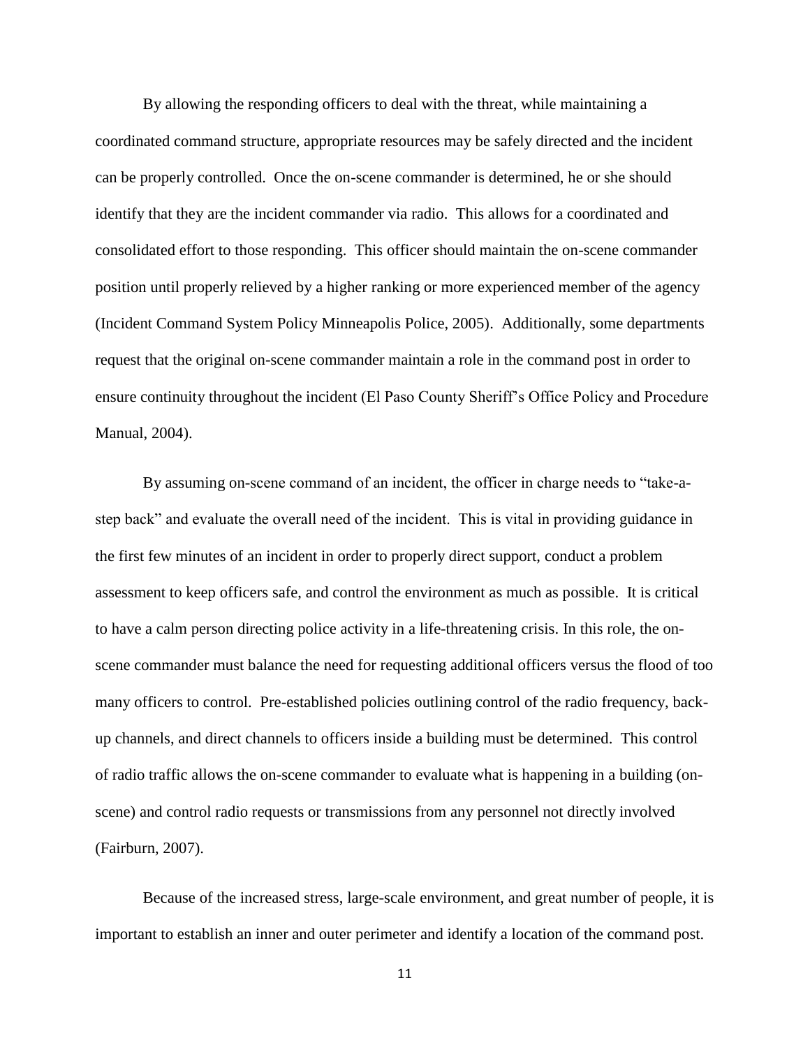By allowing the responding officers to deal with the threat, while maintaining a coordinated command structure, appropriate resources may be safely directed and the incident can be properly controlled. Once the on-scene commander is determined, he or she should identify that they are the incident commander via radio. This allows for a coordinated and consolidated effort to those responding. This officer should maintain the on-scene commander position until properly relieved by a higher ranking or more experienced member of the agency (Incident Command System Policy Minneapolis Police, 2005). Additionally, some departments request that the original on-scene commander maintain a role in the command post in order to ensure continuity throughout the incident (El Paso County Sheriff's Office Policy and Procedure Manual, 2004).

By assuming on-scene command of an incident, the officer in charge needs to "take-a-step back" and evaluate the overall need of the incident. This is vital in providing guidance in the first few minutes of an incident in order to properly direct support, conduct a problem assessment to keep officers safe, and control the environment as much as possible. It is critical to have a calm person directing police activity in a life-threatening crisis. In this role, the on-scene commander must balance the need for requesting additional officers versus the flood of too many officers to control. Pre-established policies outlining control of the radio frequency, back-up channels, and direct channels to officers inside a building must be determined. This control of radio traffic allows the on-scene commander to evaluate what is happening in a building (on-scene) and control radio requests or transmissions from any personnel not directly involved (Fairburn, 2007).

Because of the increased stress, large-scale environment, and great number of people, it is important to establish an inner and outer perimeter and identify a location of the command post.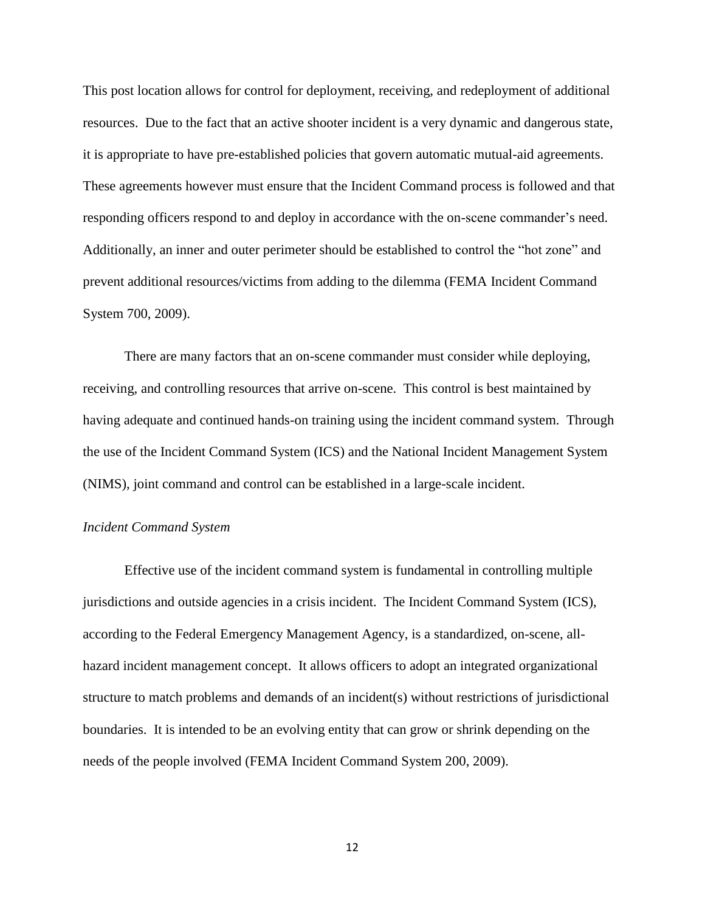This post location allows for control for deployment, receiving, and redeployment of additional resources. Due to the fact that an active shooter incident is a very dynamic and dangerous state, it is appropriate to have pre-established policies that govern automatic mutual-aid agreements. These agreements however must ensure that the Incident Command process is followed and that responding officers respond to and deploy in accordance with the on-scene commander's need. Additionally, an inner and outer perimeter should be established to control the "hot zone" and prevent additional resources/victims from adding to the dilemma (FEMA Incident Command System 700, 2009).

There are many factors that an on-scene commander must consider while deploying, receiving, and controlling resources that arrive on-scene. This control is best maintained by having adequate and continued hands-on training using the incident command system. Through the use of the Incident Command System (ICS) and the National Incident Management System (NIMS), joint command and control can be established in a large-scale incident.

*Incident Command System*

Effective use of the incident command system is fundamental in controlling multiple jurisdictions and outside agencies in a crisis incident. The Incident Command System (ICS), according to the Federal Emergency Management Agency, is a standardized, on-scene, all-hazard incident management concept. It allows officers to adopt an integrated organizational structure to match problems and demands of an incident(s) without restrictions of jurisdictional boundaries. It is intended to be an evolving entity that can grow or shrink depending on the needs of the people involved (FEMA Incident Command System 200, 2009).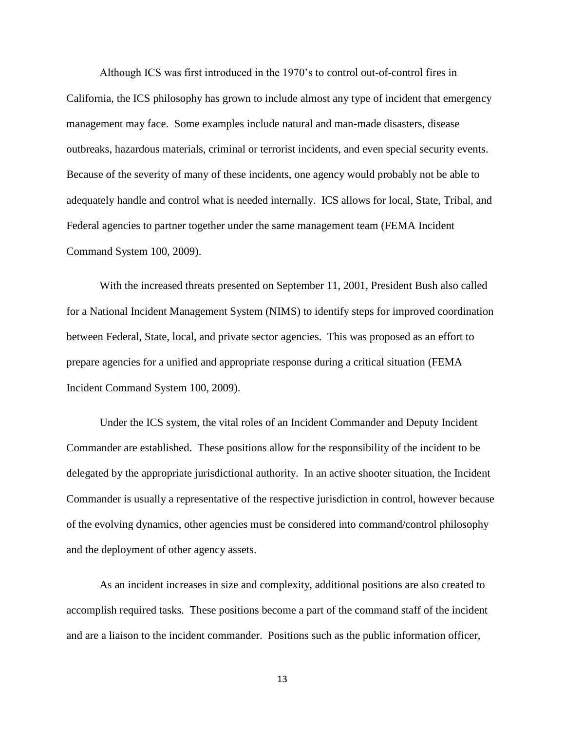Although ICS was first introduced in the 1970's to control out-of-control fires in California, the ICS philosophy has grown to include almost any type of incident that emergency management may face. Some examples include natural and man-made disasters, disease outbreaks, hazardous materials, criminal or terrorist incidents, and even special security events. Because of the severity of many of these incidents, one agency would probably not be able to adequately handle and control what is needed internally. ICS allows for local, State, Tribal, and Federal agencies to partner together under the same management team (FEMA Incident Command System 100, 2009).

With the increased threats presented on September 11, 2001, President Bush also called for a National Incident Management System (NIMS) to identify steps for improved coordination between Federal, State, local, and private sector agencies. This was proposed as an effort to prepare agencies for a unified and appropriate response during a critical situation (FEMA Incident Command System 100, 2009).

Under the ICS system, the vital roles of an Incident Commander and Deputy Incident Commander are established. These positions allow for the responsibility of the incident to be delegated by the appropriate jurisdictional authority. In an active shooter situation, the Incident Commander is usually a representative of the respective jurisdiction in control, however because of the evolving dynamics, other agencies must be considered into command/control philosophy and the deployment of other agency assets.

As an incident increases in size and complexity, additional positions are also created to accomplish required tasks. These positions become a part of the command staff of the incident and are a liaison to the incident commander. Positions such as the public information officer,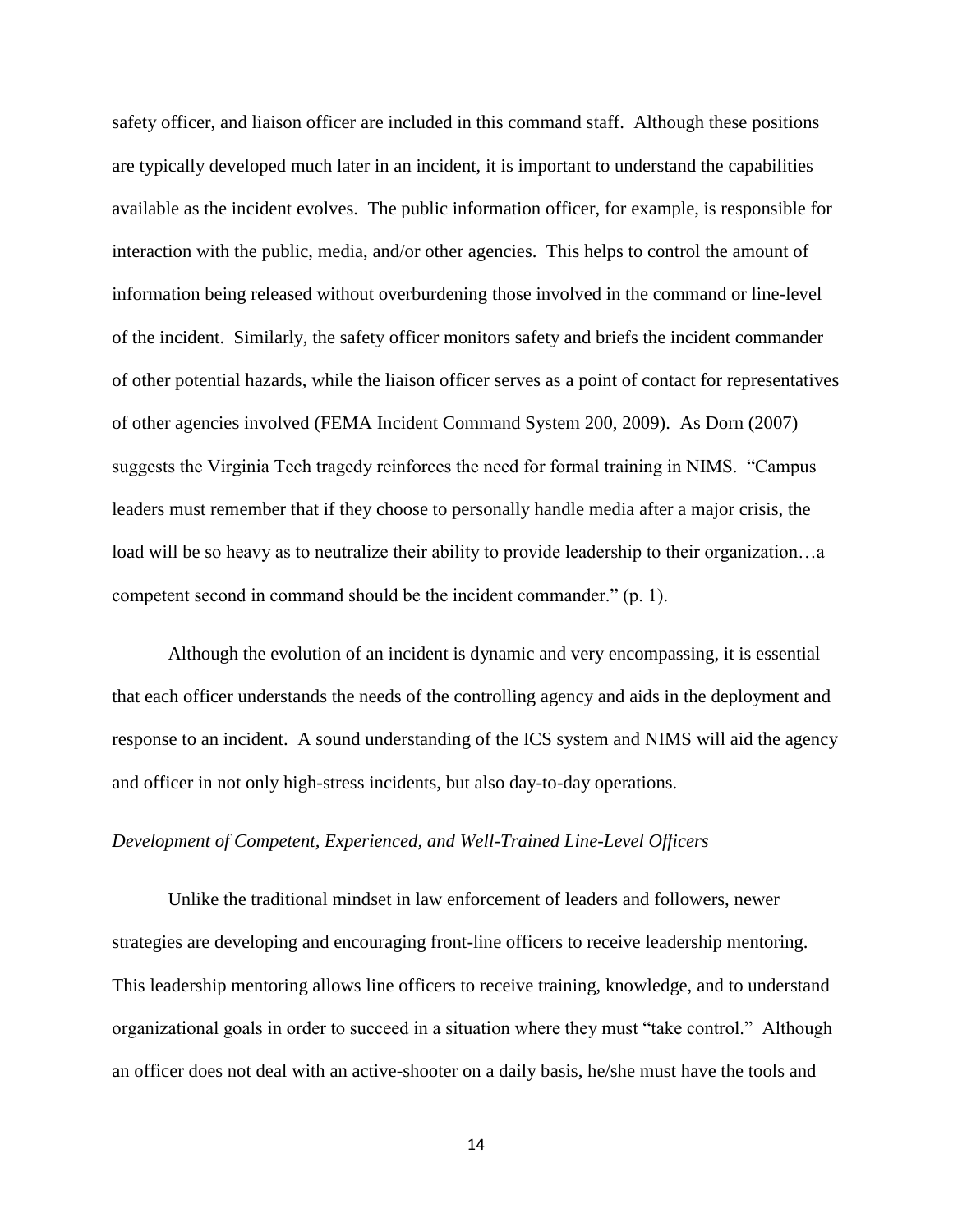safety officer, and liaison officer are included in this command staff. Although these positions are typically developed much later in an incident, it is important to understand the capabilities available as the incident evolves. The public information officer, for example, is responsible for interaction with the public, media, and/or other agencies. This helps to control the amount of information being released without overburdening those involved in the command or line-level of the incident. Similarly, the safety officer monitors safety and briefs the incident commander of other potential hazards, while the liaison officer serves as a point of contact for representatives of other agencies involved (FEMA Incident Command System 200, 2009). As Dorn (2007) suggests the Virginia Tech tragedy reinforces the need for formal training in NIMS. "Campus leaders must remember that if they choose to personally handle media after a major crisis, the load will be so heavy as to neutralize their ability to provide leadership to their organization…a competent second in command should be the incident commander." (p. 1).

Although the evolution of an incident is dynamic and very encompassing, it is essential that each officer understands the needs of the controlling agency and aids in the deployment and response to an incident. A sound understanding of the ICS system and NIMS will aid the agency and officer in not only high-stress incidents, but also day-to-day operations.

*Development of Competent, Experienced, and Well-Trained Line-Level Officers*

Unlike the traditional mindset in law enforcement of leaders and followers, newer strategies are developing and encouraging front-line officers to receive leadership mentoring. This leadership mentoring allows line officers to receive training, knowledge, and to understand organizational goals in order to succeed in a situation where they must "take control." Although an officer does not deal with an active-shooter on a daily basis, he/she must have the tools and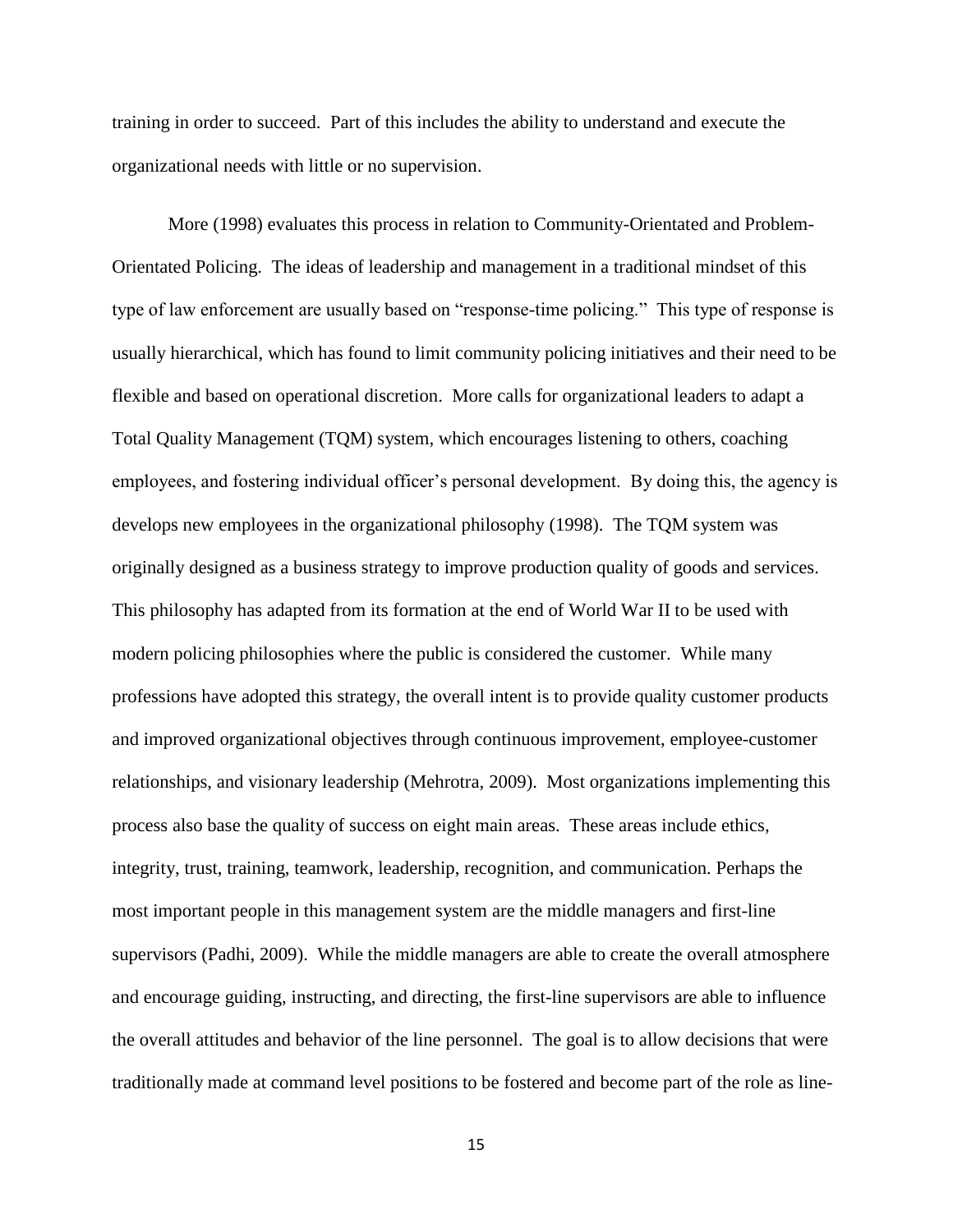training in order to succeed. Part of this includes the ability to understand and execute the organizational needs with little or no supervision.

More (1998) evaluates this process in relation to Community-Orientated and Problem-Orientated Policing. The ideas of leadership and management in a traditional mindset of this type of law enforcement are usually based on "response-time policing." This type of response is usually hierarchical, which has found to limit community policing initiatives and their need to be flexible and based on operational discretion. More calls for organizational leaders to adapt a Total Quality Management (TQM) system, which encourages listening to others, coaching employees, and fostering individual officer's personal development. By doing this, the agency is develops new employees in the organizational philosophy (1998). The TQM system was originally designed as a business strategy to improve production quality of goods and services. This philosophy has adapted from its formation at the end of World War II to be used with modern policing philosophies where the public is considered the customer. While many professions have adopted this strategy, the overall intent is to provide quality customer products and improved organizational objectives through continuous improvement, employee-customer relationships, and visionary leadership (Mehrotra, 2009). Most organizations implementing this process also base the quality of success on eight main areas. These areas include ethics, integrity, trust, training, teamwork, leadership, recognition, and communication. Perhaps the most important people in this management system are the middle managers and first-line supervisors (Padhi, 2009). While the middle managers are able to create the overall atmosphere and encourage guiding, instructing, and directing, the first-line supervisors are able to influence the overall attitudes and behavior of the line personnel. The goal is to allow decisions that were traditionally made at command level positions to be fostered and become part of the role as line-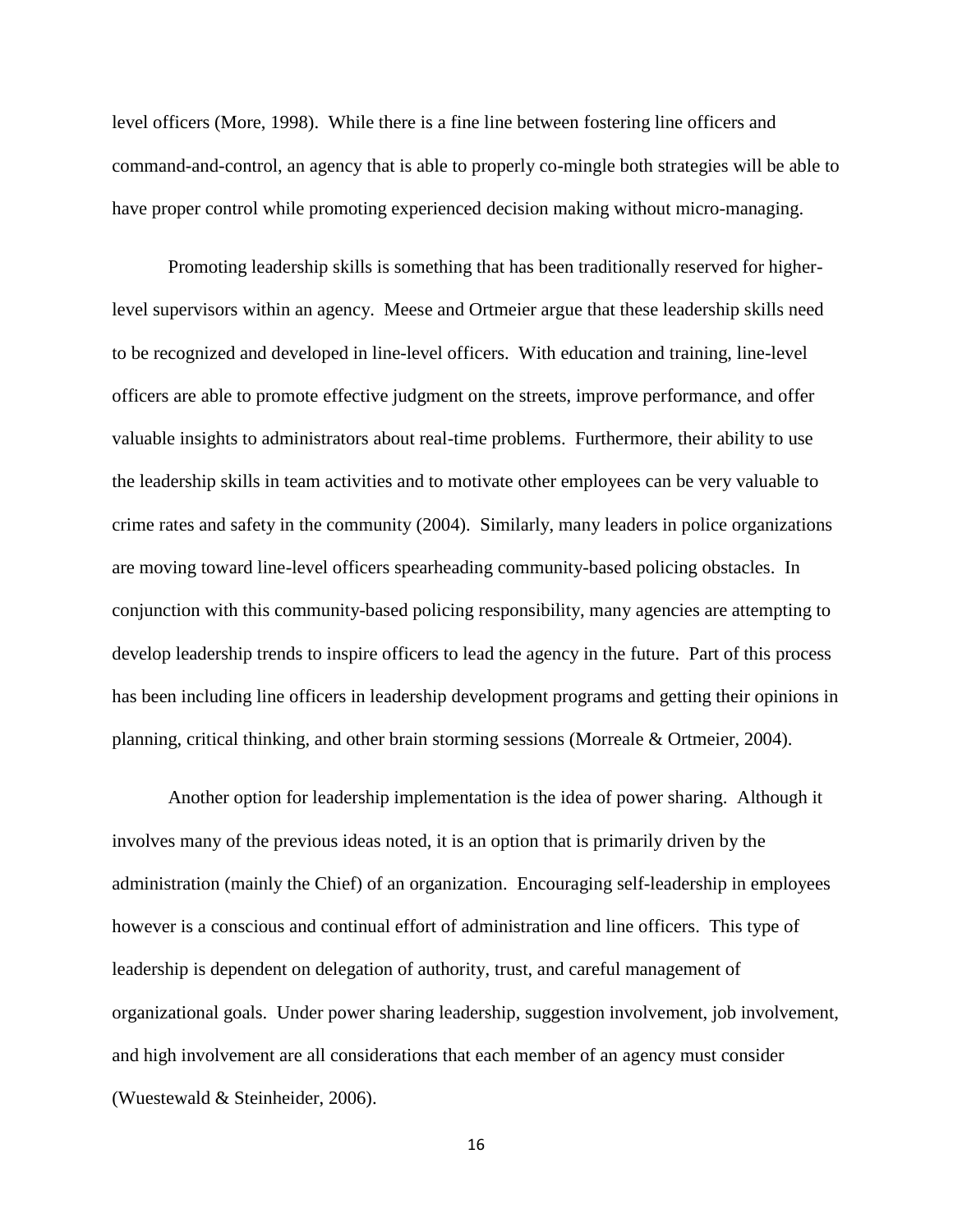level officers (More, 1998). While there is a fine line between fostering line officers and command-and-control, an agency that is able to properly co-mingle both strategies will be able to have proper control while promoting experienced decision making without micro-managing.

Promoting leadership skills is something that has been traditionally reserved for higher-level supervisors within an agency. Meese and Ortmeier argue that these leadership skills need to be recognized and developed in line-level officers. With education and training, line-level officers are able to promote effective judgment on the streets, improve performance, and offer valuable insights to administrators about real-time problems. Furthermore, their ability to use the leadership skills in team activities and to motivate other employees can be very valuable to crime rates and safety in the community (2004). Similarly, many leaders in police organizations are moving toward line-level officers spearheading community-based policing obstacles. In conjunction with this community-based policing responsibility, many agencies are attempting to develop leadership trends to inspire officers to lead the agency in the future. Part of this process has been including line officers in leadership development programs and getting their opinions in planning, critical thinking, and other brain storming sessions (Morreale & Ortmeier, 2004).

Another option for leadership implementation is the idea of power sharing. Although it involves many of the previous ideas noted, it is an option that is primarily driven by the administration (mainly the Chief) of an organization. Encouraging self-leadership in employees however is a conscious and continual effort of administration and line officers. This type of leadership is dependent on delegation of authority, trust, and careful management of organizational goals. Under power sharing leadership, suggestion involvement, job involvement, and high involvement are all considerations that each member of an agency must consider (Wuestewald & Steinheider, 2006).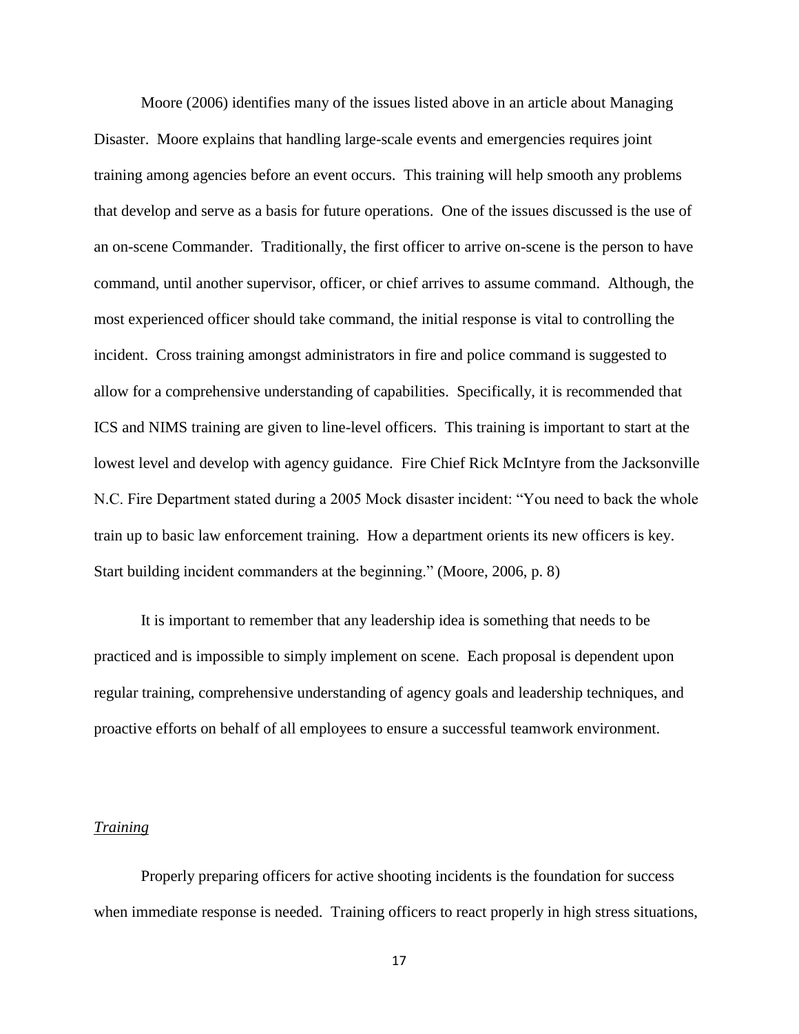Moore (2006) identifies many of the issues listed above in an article about Managing Disaster. Moore explains that handling large-scale events and emergencies requires joint training among agencies before an event occurs. This training will help smooth any problems that develop and serve as a basis for future operations. One of the issues discussed is the use of an on-scene Commander. Traditionally, the first officer to arrive on-scene is the person to have command, until another supervisor, officer, or chief arrives to assume command. Although, the most experienced officer should take command, the initial response is vital to controlling the incident. Cross training amongst administrators in fire and police command is suggested to allow for a comprehensive understanding of capabilities. Specifically, it is recommended that ICS and NIMS training are given to line-level officers. This training is important to start at the lowest level and develop with agency guidance. Fire Chief Rick McIntyre from the Jacksonville N.C. Fire Department stated during a 2005 Mock disaster incident: "You need to back the whole train up to basic law enforcement training. How a department orients its new officers is key. Start building incident commanders at the beginning." (Moore, 2006, p. 8)

It is important to remember that any leadership idea is something that needs to be practiced and is impossible to simply implement on scene. Each proposal is dependent upon regular training, comprehensive understanding of agency goals and leadership techniques, and proactive efforts on behalf of all employees to ensure a successful teamwork environment.

### *Training*

Properly preparing officers for active shooting incidents is the foundation for success when immediate response is needed. Training officers to react properly in high stress situations,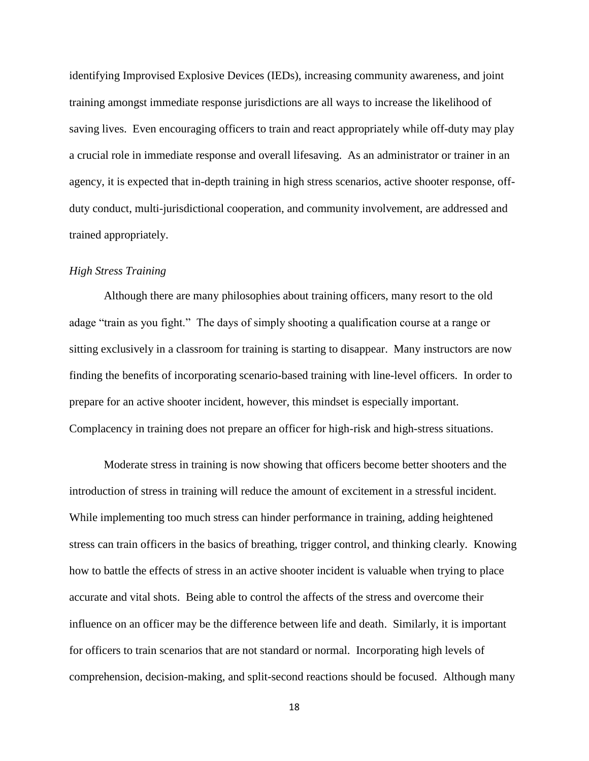identifying Improvised Explosive Devices (IEDs), increasing community awareness, and joint training amongst immediate response jurisdictions are all ways to increase the likelihood of saving lives. Even encouraging officers to train and react appropriately while off-duty may play a crucial role in immediate response and overall lifesaving. As an administrator or trainer in an agency, it is expected that in-depth training in high stress scenarios, active shooter response, off-duty conduct, multi-jurisdictional cooperation, and community involvement, are addressed and trained appropriately.

*High Stress Training*

Although there are many philosophies about training officers, many resort to the old adage "train as you fight." The days of simply shooting a qualification course at a range or sitting exclusively in a classroom for training is starting to disappear. Many instructors are now finding the benefits of incorporating scenario-based training with line-level officers. In order to prepare for an active shooter incident, however, this mindset is especially important. Complacency in training does not prepare an officer for high-risk and high-stress situations.

Moderate stress in training is now showing that officers become better shooters and the introduction of stress in training will reduce the amount of excitement in a stressful incident. While implementing too much stress can hinder performance in training, adding heightened stress can train officers in the basics of breathing, trigger control, and thinking clearly. Knowing how to battle the effects of stress in an active shooter incident is valuable when trying to place accurate and vital shots. Being able to control the affects of the stress and overcome their influence on an officer may be the difference between life and death. Similarly, it is important for officers to train scenarios that are not standard or normal. Incorporating high levels of comprehension, decision-making, and split-second reactions should be focused. Although many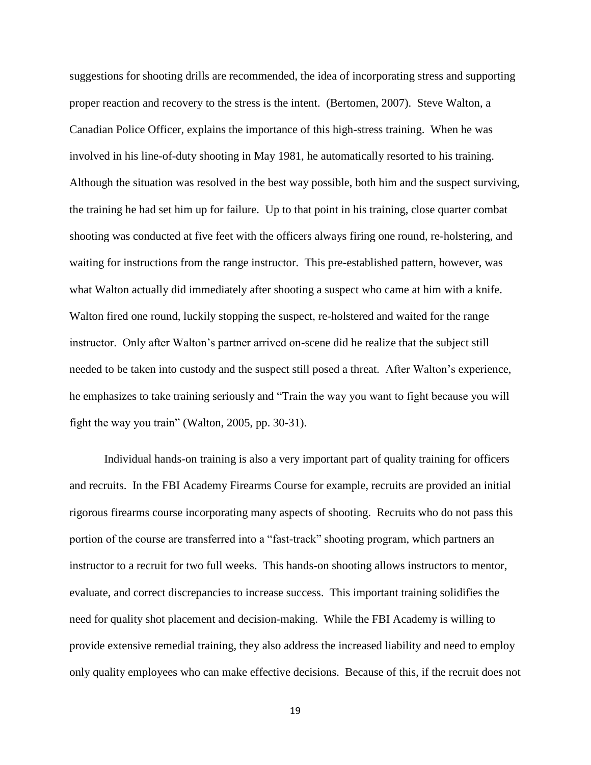suggestions for shooting drills are recommended, the idea of incorporating stress and supporting proper reaction and recovery to the stress is the intent. (Bertomen, 2007). Steve Walton, a Canadian Police Officer, explains the importance of this high-stress training. When he was involved in his line-of-duty shooting in May 1981, he automatically resorted to his training. Although the situation was resolved in the best way possible, both him and the suspect surviving, the training he had set him up for failure. Up to that point in his training, close quarter combat shooting was conducted at five feet with the officers always firing one round, re-holstering, and waiting for instructions from the range instructor. This pre-established pattern, however, was what Walton actually did immediately after shooting a suspect who came at him with a knife. Walton fired one round, luckily stopping the suspect, re-holstered and waited for the range instructor. Only after Walton's partner arrived on-scene did he realize that the subject still needed to be taken into custody and the suspect still posed a threat. After Walton's experience, he emphasizes to take training seriously and "Train the way you want to fight because you will fight the way you train" (Walton, 2005, pp. 30-31).

Individual hands-on training is also a very important part of quality training for officers and recruits. In the FBI Academy Firearms Course for example, recruits are provided an initial rigorous firearms course incorporating many aspects of shooting. Recruits who do not pass this portion of the course are transferred into a "fast-track" shooting program, which partners an instructor to a recruit for two full weeks. This hands-on shooting allows instructors to mentor, evaluate, and correct discrepancies to increase success. This important training solidifies the need for quality shot placement and decision-making. While the FBI Academy is willing to provide extensive remedial training, they also address the increased liability and need to employ only quality employees who can make effective decisions. Because of this, if the recruit does not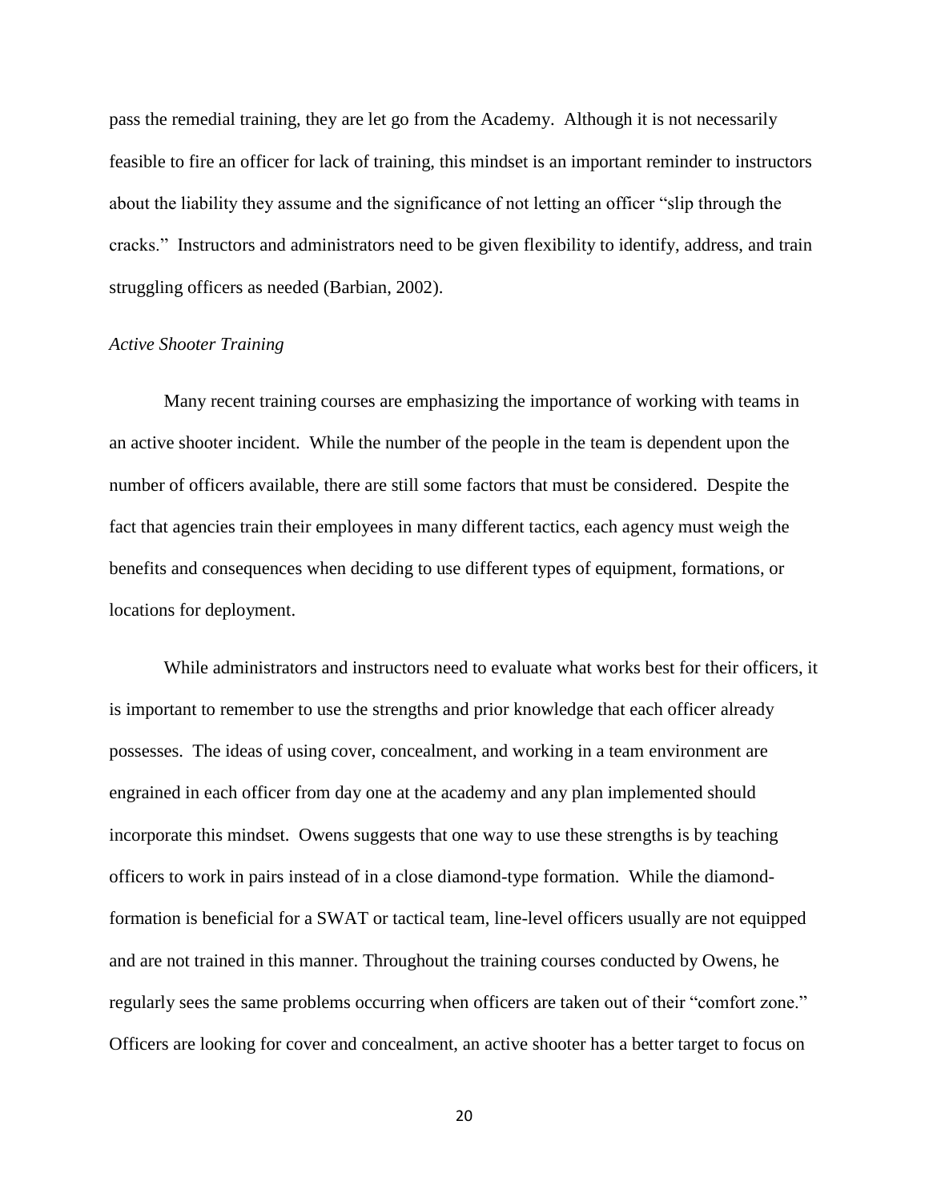pass the remedial training, they are let go from the Academy. Although it is not necessarily feasible to fire an officer for lack of training, this mindset is an important reminder to instructors about the liability they assume and the significance of not letting an officer "slip through the cracks." Instructors and administrators need to be given flexibility to identify, address, and train struggling officers as needed (Barbian, 2002).

*Active Shooter Training*

Many recent training courses are emphasizing the importance of working with teams in an active shooter incident. While the number of the people in the team is dependent upon the number of officers available, there are still some factors that must be considered. Despite the fact that agencies train their employees in many different tactics, each agency must weigh the benefits and consequences when deciding to use different types of equipment, formations, or locations for deployment.

While administrators and instructors need to evaluate what works best for their officers, it is important to remember to use the strengths and prior knowledge that each officer already possesses. The ideas of using cover, concealment, and working in a team environment are engrained in each officer from day one at the academy and any plan implemented should incorporate this mindset. Owens suggests that one way to use these strengths is by teaching officers to work in pairs instead of in a close diamond-type formation. While the diamond-formation is beneficial for a SWAT or tactical team, line-level officers usually are not equipped and are not trained in this manner. Throughout the training courses conducted by Owens, he regularly sees the same problems occurring when officers are taken out of their "comfort zone." Officers are looking for cover and concealment, an active shooter has a better target to focus on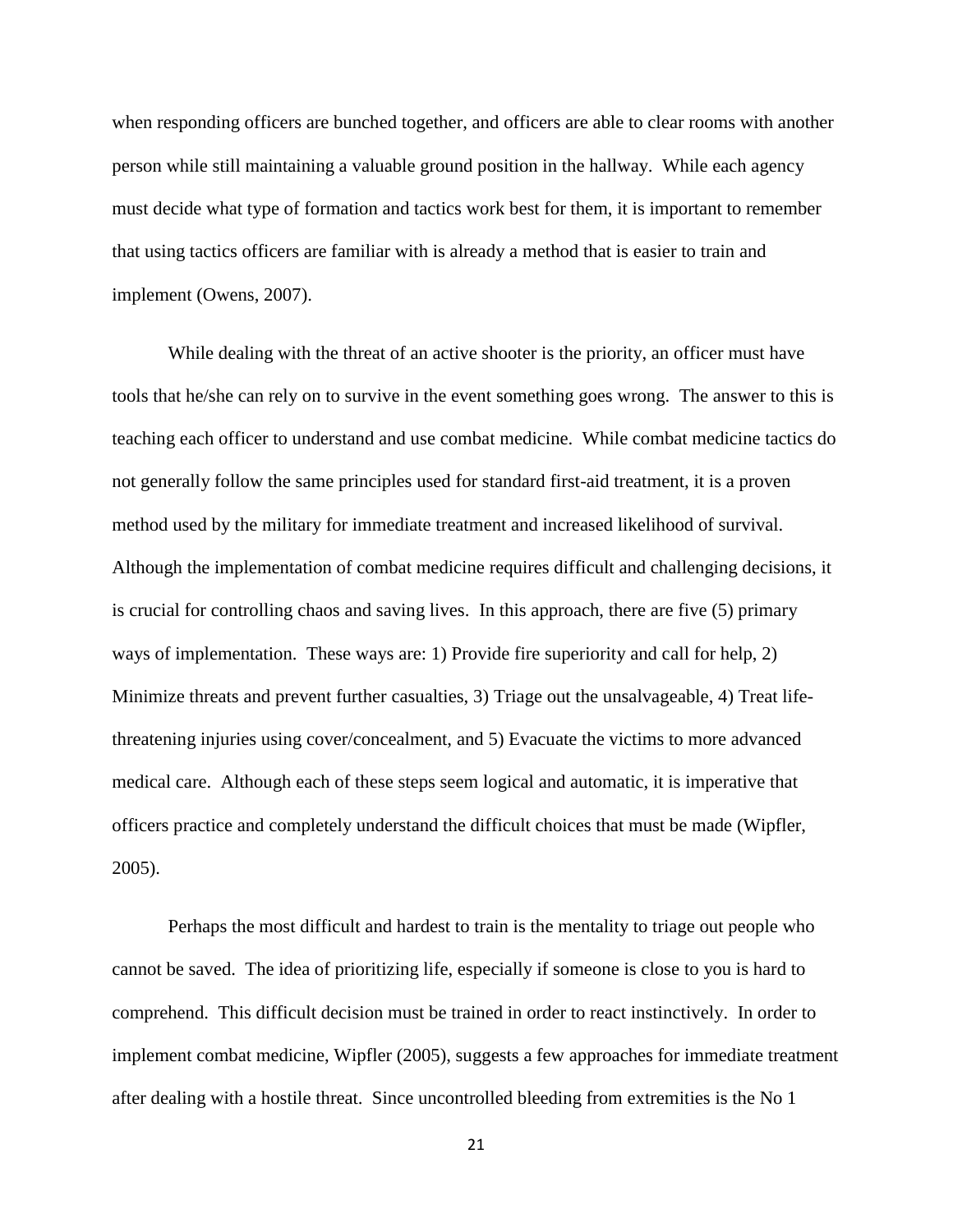when responding officers are bunched together, and officers are able to clear rooms with another person while still maintaining a valuable ground position in the hallway. While each agency must decide what type of formation and tactics work best for them, it is important to remember that using tactics officers are familiar with is already a method that is easier to train and implement (Owens, 2007).

While dealing with the threat of an active shooter is the priority, an officer must have tools that he/she can rely on to survive in the event something goes wrong. The answer to this is teaching each officer to understand and use combat medicine. While combat medicine tactics do not generally follow the same principles used for standard first-aid treatment, it is a proven method used by the military for immediate treatment and increased likelihood of survival. Although the implementation of combat medicine requires difficult and challenging decisions, it is crucial for controlling chaos and saving lives. In this approach, there are five (5) primary ways of implementation. These ways are: 1) Provide fire superiority and call for help, 2) Minimize threats and prevent further casualties, 3) Triage out the unsalvageable, 4) Treat life-threatening injuries using cover/concealment, and 5) Evacuate the victims to more advanced medical care. Although each of these steps seem logical and automatic, it is imperative that officers practice and completely understand the difficult choices that must be made (Wipfler, 2005).

Perhaps the most difficult and hardest to train is the mentality to triage out people who cannot be saved. The idea of prioritizing life, especially if someone is close to you is hard to comprehend. This difficult decision must be trained in order to react instinctively. In order to implement combat medicine, Wipfler (2005), suggests a few approaches for immediate treatment after dealing with a hostile threat. Since uncontrolled bleeding from extremities is the No 1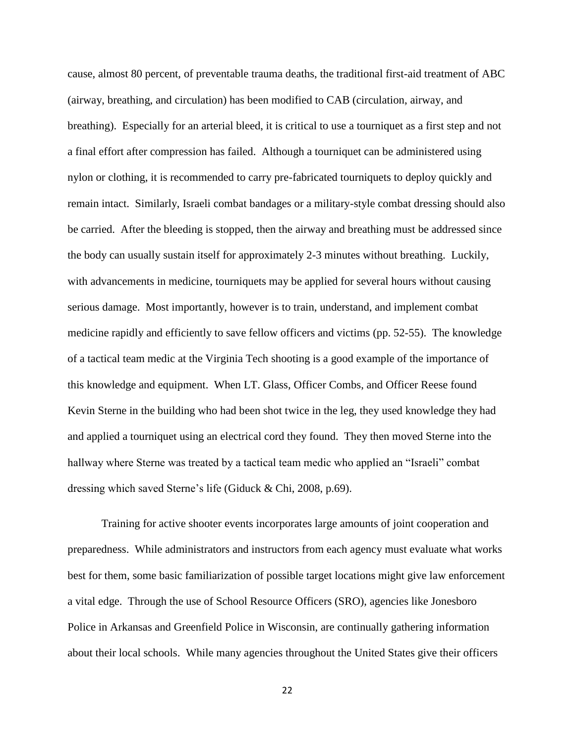cause, almost 80 percent, of preventable trauma deaths, the traditional first-aid treatment of ABC (airway, breathing, and circulation) has been modified to CAB (circulation, airway, and breathing). Especially for an arterial bleed, it is critical to use a tourniquet as a first step and not a final effort after compression has failed. Although a tourniquet can be administered using nylon or clothing, it is recommended to carry pre-fabricated tourniquets to deploy quickly and remain intact. Similarly, Israeli combat bandages or a military-style combat dressing should also be carried. After the bleeding is stopped, then the airway and breathing must be addressed since the body can usually sustain itself for approximately 2-3 minutes without breathing. Luckily, with advancements in medicine, tourniquets may be applied for several hours without causing serious damage. Most importantly, however is to train, understand, and implement combat medicine rapidly and efficiently to save fellow officers and victims (pp. 52-55). The knowledge of a tactical team medic at the Virginia Tech shooting is a good example of the importance of this knowledge and equipment. When LT. Glass, Officer Combs, and Officer Reese found Kevin Sterne in the building who had been shot twice in the leg, they used knowledge they had and applied a tourniquet using an electrical cord they found. They then moved Sterne into the hallway where Sterne was treated by a tactical team medic who applied an "Israeli" combat dressing which saved Sterne's life (Giduck & Chi, 2008, p.69).

Training for active shooter events incorporates large amounts of joint cooperation and preparedness. While administrators and instructors from each agency must evaluate what works best for them, some basic familiarization of possible target locations might give law enforcement a vital edge. Through the use of School Resource Officers (SRO), agencies like Jonesboro Police in Arkansas and Greenfield Police in Wisconsin, are continually gathering information about their local schools. While many agencies throughout the United States give their officers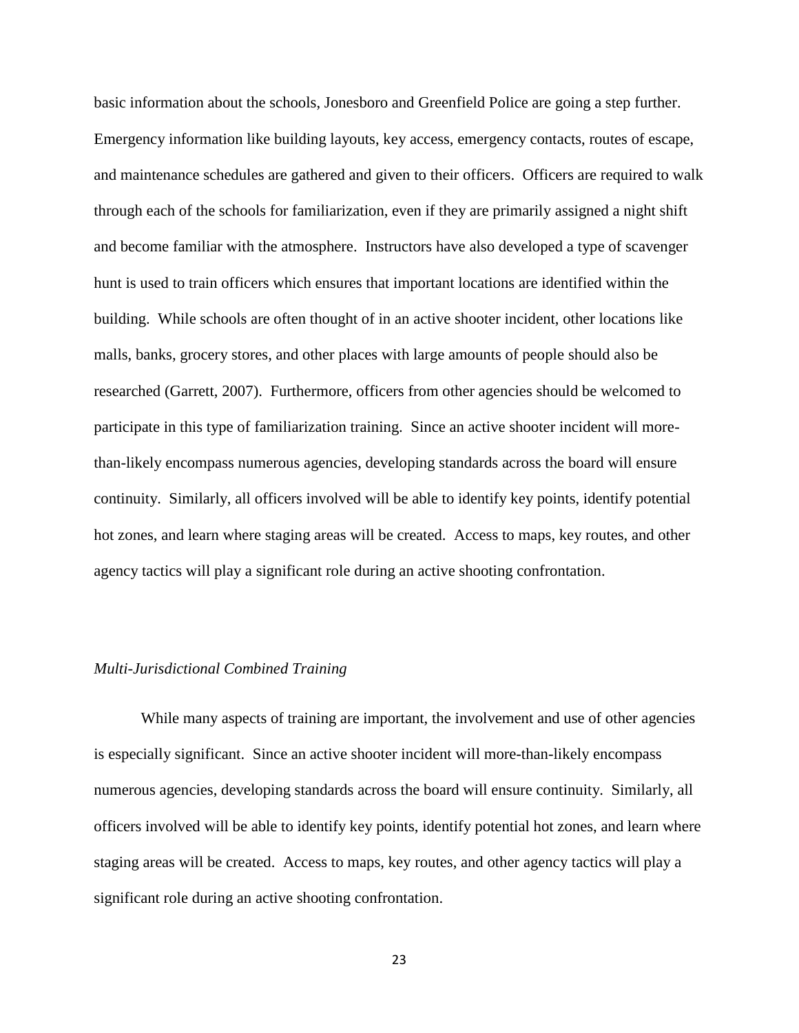basic information about the schools, Jonesboro and Greenfield Police are going a step further. Emergency information like building layouts, key access, emergency contacts, routes of escape, and maintenance schedules are gathered and given to their officers. Officers are required to walk through each of the schools for familiarization, even if they are primarily assigned a night shift and become familiar with the atmosphere. Instructors have also developed a type of scavenger hunt is used to train officers which ensures that important locations are identified within the building. While schools are often thought of in an active shooter incident, other locations like malls, banks, grocery stores, and other places with large amounts of people should also be researched (Garrett, 2007). Furthermore, officers from other agencies should be welcomed to participate in this type of familiarization training. Since an active shooter incident will more-than-likely encompass numerous agencies, developing standards across the board will ensure continuity. Similarly, all officers involved will be able to identify key points, identify potential hot zones, and learn where staging areas will be created. Access to maps, key routes, and other agency tactics will play a significant role during an active shooting confrontation.

### *Multi-Jurisdictional Combined Training*

While many aspects of training are important, the involvement and use of other agencies is especially significant. Since an active shooter incident will more-than-likely encompass numerous agencies, developing standards across the board will ensure continuity. Similarly, all officers involved will be able to identify key points, identify potential hot zones, and learn where staging areas will be created. Access to maps, key routes, and other agency tactics will play a significant role during an active shooting confrontation.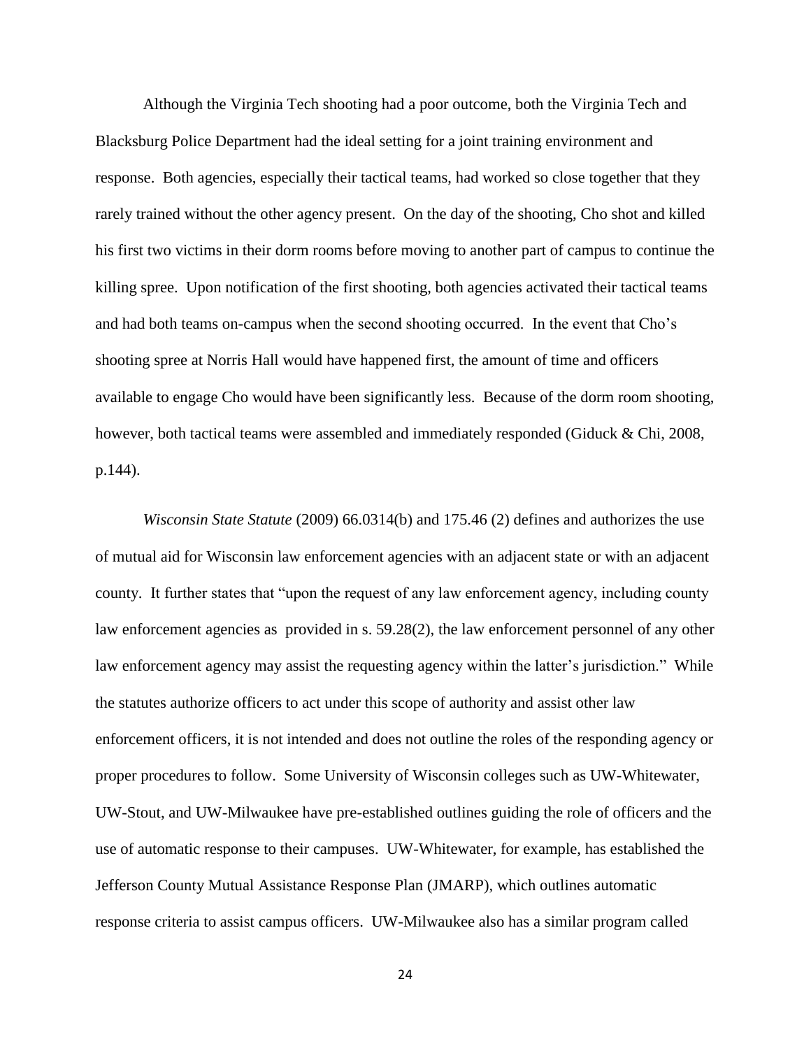Although the Virginia Tech shooting had a poor outcome, both the Virginia Tech and Blacksburg Police Department had the ideal setting for a joint training environment and response. Both agencies, especially their tactical teams, had worked so close together that they rarely trained without the other agency present. On the day of the shooting, Cho shot and killed his first two victims in their dorm rooms before moving to another part of campus to continue the killing spree. Upon notification of the first shooting, both agencies activated their tactical teams and had both teams on-campus when the second shooting occurred. In the event that Cho's shooting spree at Norris Hall would have happened first, the amount of time and officers available to engage Cho would have been significantly less. Because of the dorm room shooting, however, both tactical teams were assembled and immediately responded (Giduck & Chi, 2008, p.144).

*Wisconsin State Statute* (2009) 66.0314(b) and 175.46 (2) defines and authorizes the use of mutual aid for Wisconsin law enforcement agencies with an adjacent state or with an adjacent county. It further states that "upon the request of any law enforcement agency, including county law enforcement agencies as provided in s. 59.28(2), the law enforcement personnel of any other law enforcement agency may assist the requesting agency within the latter's jurisdiction." While the statutes authorize officers to act under this scope of authority and assist other law enforcement officers, it is not intended and does not outline the roles of the responding agency or proper procedures to follow. Some University of Wisconsin colleges such as UW-Whitewater, UW-Stout, and UW-Milwaukee have pre-established outlines guiding the role of officers and the use of automatic response to their campuses. UW-Whitewater, for example, has established the Jefferson County Mutual Assistance Response Plan (JMARP), which outlines automatic response criteria to assist campus officers. UW-Milwaukee also has a similar program called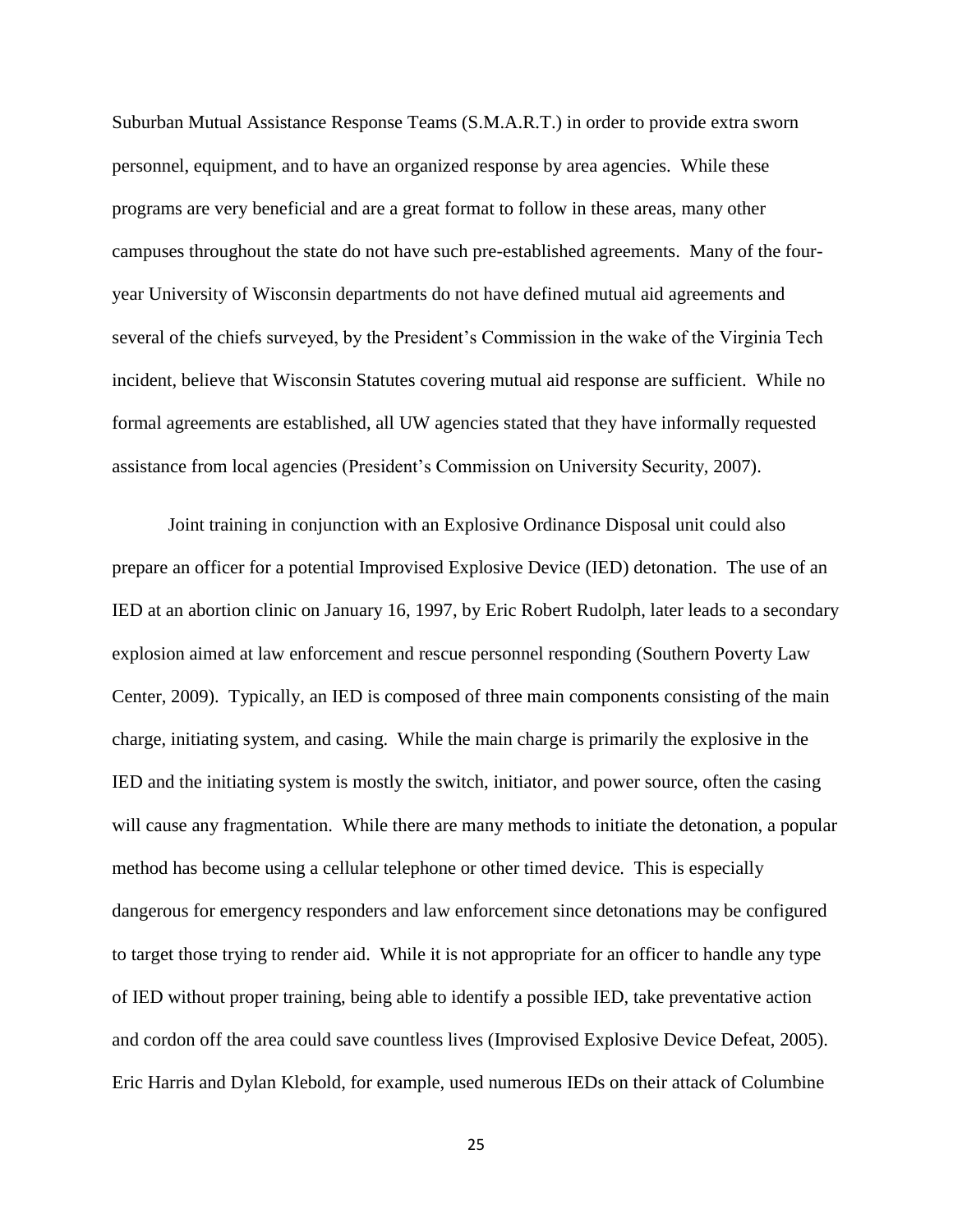Suburban Mutual Assistance Response Teams (S.M.A.R.T.) in order to provide extra sworn personnel, equipment, and to have an organized response by area agencies. While these programs are very beneficial and are a great format to follow in these areas, many other campuses throughout the state do not have such pre-established agreements. Many of the four-year University of Wisconsin departments do not have defined mutual aid agreements and several of the chiefs surveyed, by the President's Commission in the wake of the Virginia Tech incident, believe that Wisconsin Statutes covering mutual aid response are sufficient. While no formal agreements are established, all UW agencies stated that they have informally requested assistance from local agencies (President's Commission on University Security, 2007).

Joint training in conjunction with an Explosive Ordinance Disposal unit could also prepare an officer for a potential Improvised Explosive Device (IED) detonation. The use of an IED at an abortion clinic on January 16, 1997, by Eric Robert Rudolph, later leads to a secondary explosion aimed at law enforcement and rescue personnel responding (Southern Poverty Law Center, 2009). Typically, an IED is composed of three main components consisting of the main charge, initiating system, and casing. While the main charge is primarily the explosive in the IED and the initiating system is mostly the switch, initiator, and power source, often the casing will cause any fragmentation. While there are many methods to initiate the detonation, a popular method has become using a cellular telephone or other timed device. This is especially dangerous for emergency responders and law enforcement since detonations may be configured to target those trying to render aid. While it is not appropriate for an officer to handle any type of IED without proper training, being able to identify a possible IED, take preventative action and cordon off the area could save countless lives (Improvised Explosive Device Defeat, 2005). Eric Harris and Dylan Klebold, for example, used numerous IEDs on their attack of Columbine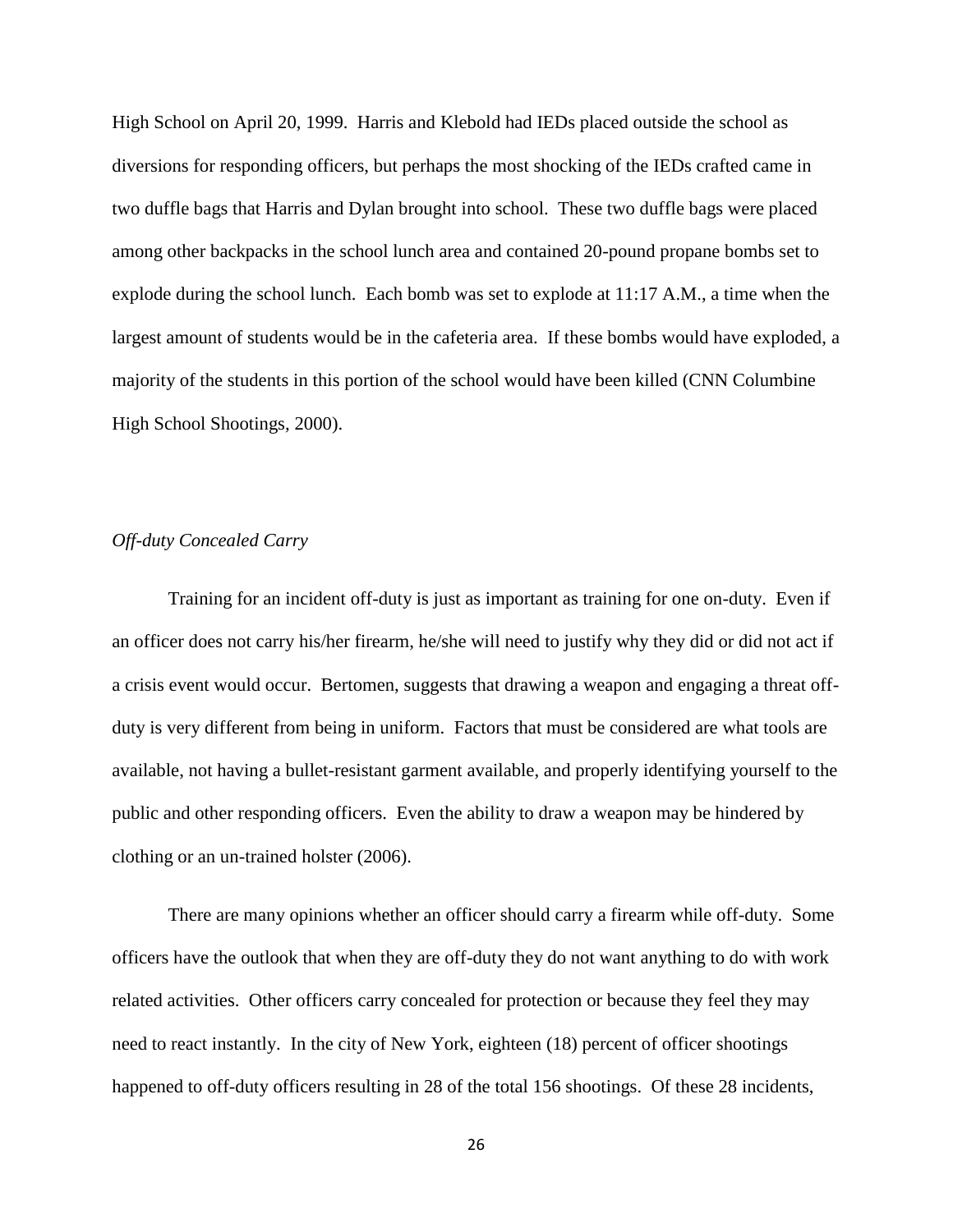High School on April 20, 1999. Harris and Klebold had IEDs placed outside the school as diversions for responding officers, but perhaps the most shocking of the IEDs crafted came in two duffle bags that Harris and Dylan brought into school. These two duffle bags were placed among other backpacks in the school lunch area and contained 20-pound propane bombs set to explode during the school lunch. Each bomb was set to explode at 11:17 A.M., a time when the largest amount of students would be in the cafeteria area. If these bombs would have exploded, a majority of the students in this portion of the school would have been killed (CNN Columbine High School Shootings, 2000).

*Off-duty Concealed Carry*

Training for an incident off-duty is just as important as training for one on-duty. Even if an officer does not carry his/her firearm, he/she will need to justify why they did or did not act if a crisis event would occur. Bertomen, suggests that drawing a weapon and engaging a threat off-duty is very different from being in uniform. Factors that must be considered are what tools are available, not having a bullet-resistant garment available, and properly identifying yourself to the public and other responding officers. Even the ability to draw a weapon may be hindered by clothing or an un-trained holster (2006).

There are many opinions whether an officer should carry a firearm while off-duty. Some officers have the outlook that when they are off-duty they do not want anything to do with work related activities. Other officers carry concealed for protection or because they feel they may need to react instantly. In the city of New York, eighteen (18) percent of officer shootings happened to off-duty officers resulting in 28 of the total 156 shootings. Of these 28 incidents,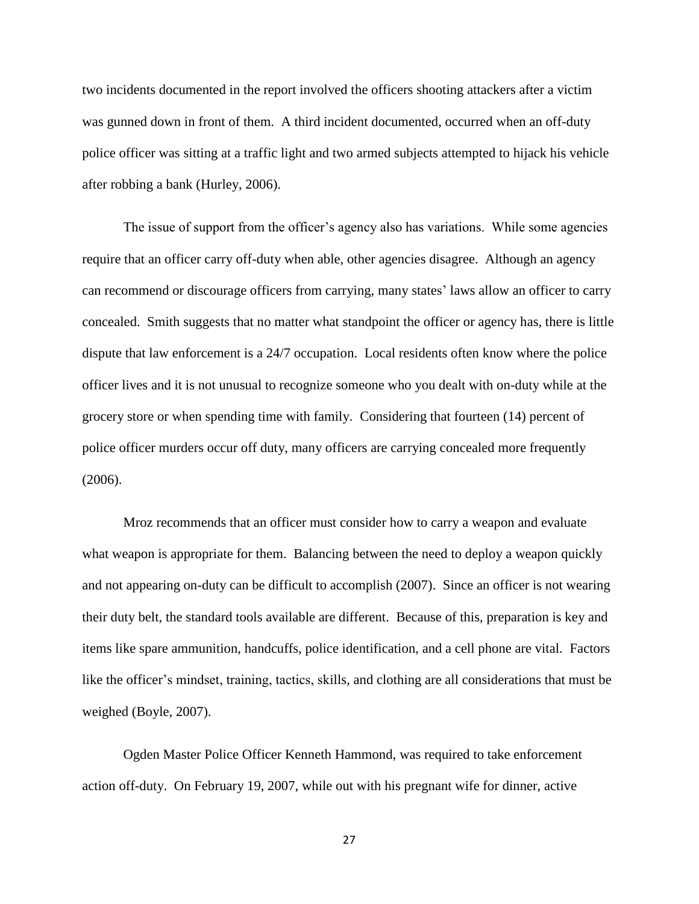two incidents documented in the report involved the officers shooting attackers after a victim was gunned down in front of them. A third incident documented, occurred when an off-duty police officer was sitting at a traffic light and two armed subjects attempted to hijack his vehicle after robbing a bank (Hurley, 2006).

The issue of support from the officer's agency also has variations. While some agencies require that an officer carry off-duty when able, other agencies disagree. Although an agency can recommend or discourage officers from carrying, many states' laws allow an officer to carry concealed. Smith suggests that no matter what standpoint the officer or agency has, there is little dispute that law enforcement is a 24/7 occupation. Local residents often know where the police officer lives and it is not unusual to recognize someone who you dealt with on-duty while at the grocery store or when spending time with family. Considering that fourteen (14) percent of police officer murders occur off duty, many officers are carrying concealed more frequently (2006).

Mroz recommends that an officer must consider how to carry a weapon and evaluate what weapon is appropriate for them. Balancing between the need to deploy a weapon quickly and not appearing on-duty can be difficult to accomplish (2007). Since an officer is not wearing their duty belt, the standard tools available are different. Because of this, preparation is key and items like spare ammunition, handcuffs, police identification, and a cell phone are vital. Factors like the officer's mindset, training, tactics, skills, and clothing are all considerations that must be weighed (Boyle, 2007).

Ogden Master Police Officer Kenneth Hammond, was required to take enforcement action off-duty. On February 19, 2007, while out with his pregnant wife for dinner, active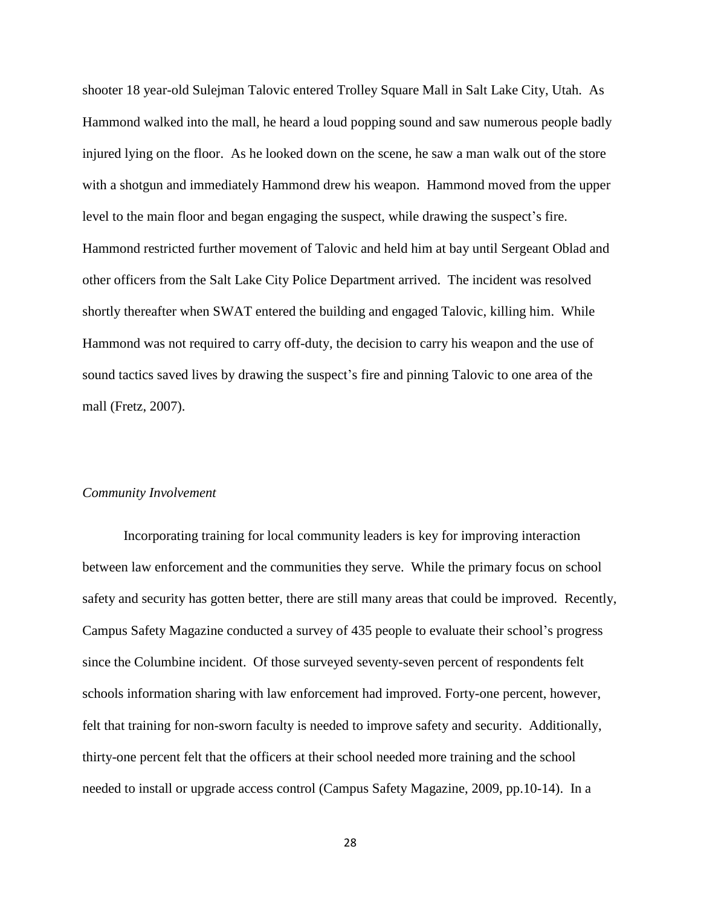shooter 18 year-old Sulejman Talovic entered Trolley Square Mall in Salt Lake City, Utah. As Hammond walked into the mall, he heard a loud popping sound and saw numerous people badly injured lying on the floor. As he looked down on the scene, he saw a man walk out of the store with a shotgun and immediately Hammond drew his weapon. Hammond moved from the upper level to the main floor and began engaging the suspect, while drawing the suspect's fire. Hammond restricted further movement of Talovic and held him at bay until Sergeant Oblad and other officers from the Salt Lake City Police Department arrived. The incident was resolved shortly thereafter when SWAT entered the building and engaged Talovic, killing him. While Hammond was not required to carry off-duty, the decision to carry his weapon and the use of sound tactics saved lives by drawing the suspect's fire and pinning Talovic to one area of the mall (Fretz, 2007).

*Community Involvement*

Incorporating training for local community leaders is key for improving interaction between law enforcement and the communities they serve. While the primary focus on school safety and security has gotten better, there are still many areas that could be improved. Recently, Campus Safety Magazine conducted a survey of 435 people to evaluate their school's progress since the Columbine incident. Of those surveyed seventy-seven percent of respondents felt schools information sharing with law enforcement had improved. Forty-one percent, however, felt that training for non-sworn faculty is needed to improve safety and security. Additionally, thirty-one percent felt that the officers at their school needed more training and the school needed to install or upgrade access control (Campus Safety Magazine, 2009, pp.10-14). In a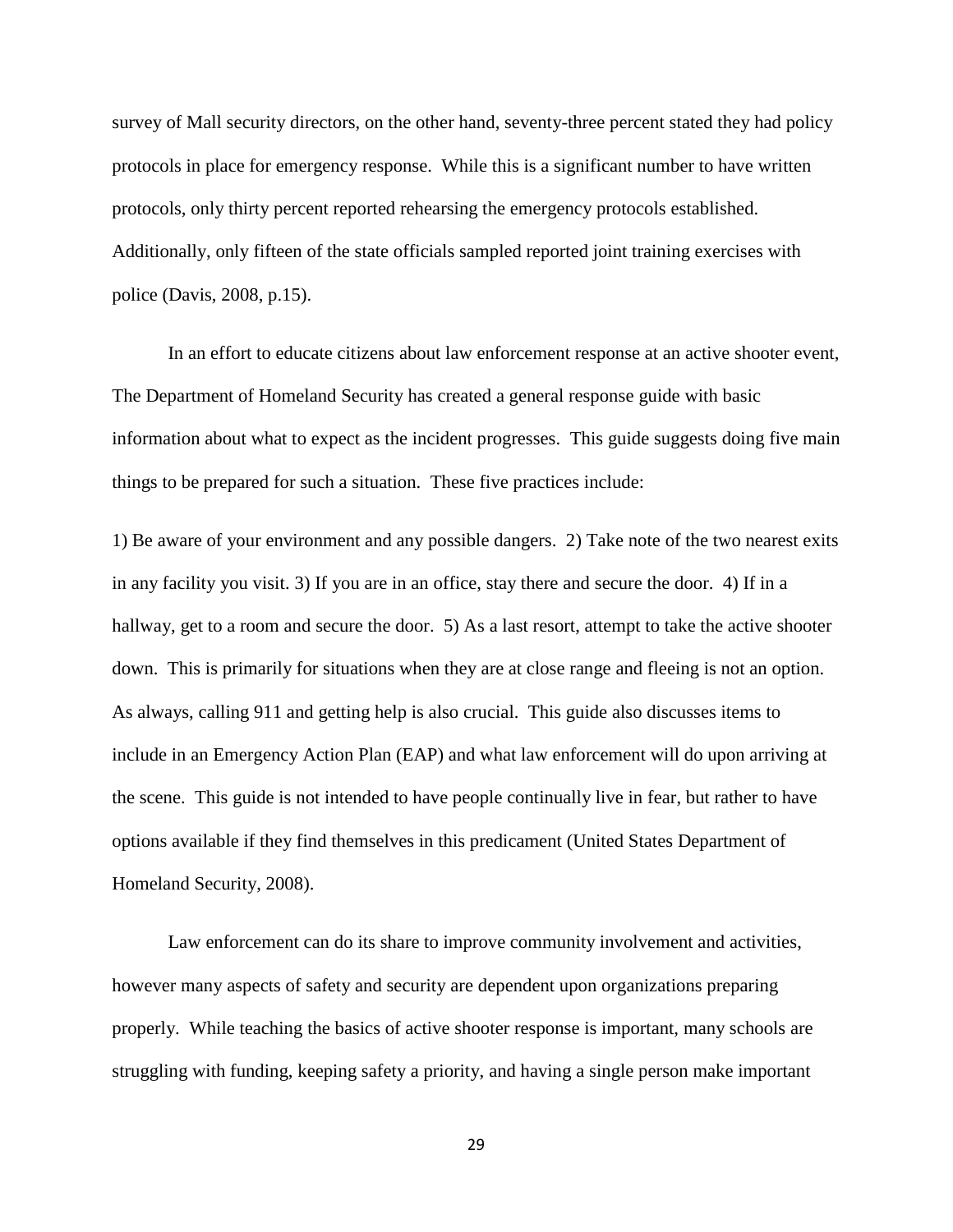survey of Mall security directors, on the other hand, seventy-three percent stated they had policy protocols in place for emergency response. While this is a significant number to have written protocols, only thirty percent reported rehearsing the emergency protocols established. Additionally, only fifteen of the state officials sampled reported joint training exercises with police (Davis, 2008, p.15).

In an effort to educate citizens about law enforcement response at an active shooter event, The Department of Homeland Security has created a general response guide with basic information about what to expect as the incident progresses. This guide suggests doing five main things to be prepared for such a situation. These five practices include:

1) Be aware of your environment and any possible dangers. 2) Take note of the two nearest exits in any facility you visit. 3) If you are in an office, stay there and secure the door. 4) If in a hallway, get to a room and secure the door. 5) As a last resort, attempt to take the active shooter down. This is primarily for situations when they are at close range and fleeing is not an option. As always, calling 911 and getting help is also crucial. This guide also discusses items to include in an Emergency Action Plan (EAP) and what law enforcement will do upon arriving at the scene. This guide is not intended to have people continually live in fear, but rather to have options available if they find themselves in this predicament (United States Department of Homeland Security, 2008).

Law enforcement can do its share to improve community involvement and activities, however many aspects of safety and security are dependent upon organizations preparing properly. While teaching the basics of active shooter response is important, many schools are struggling with funding, keeping safety a priority, and having a single person make important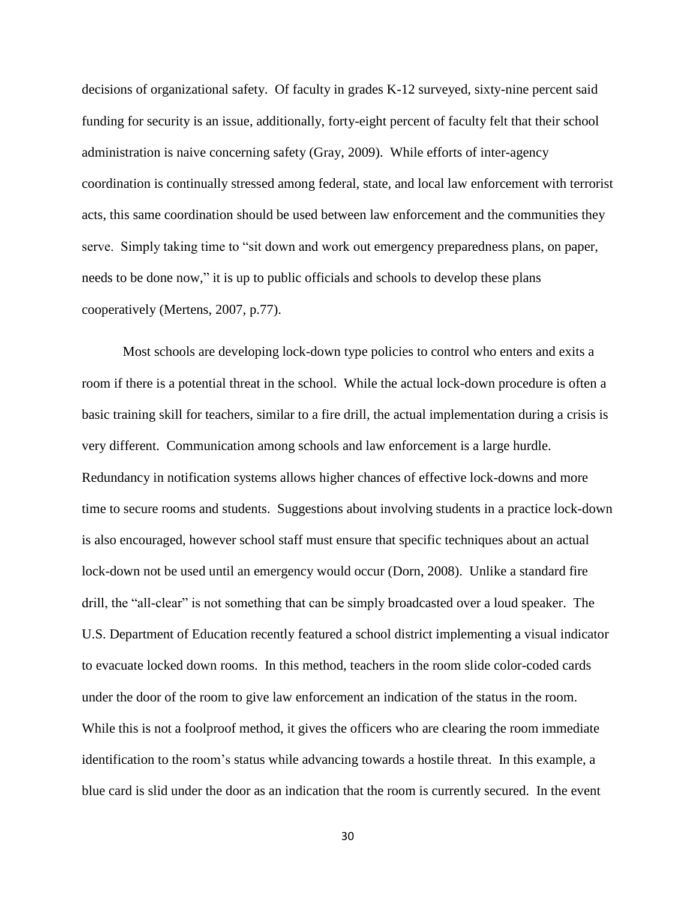decisions of organizational safety. Of faculty in grades K-12 surveyed, sixty-nine percent said funding for security is an issue, additionally, forty-eight percent of faculty felt that their school administration is naive concerning safety (Gray, 2009). While efforts of inter-agency coordination is continually stressed among federal, state, and local law enforcement with terrorist acts, this same coordination should be used between law enforcement and the communities they serve. Simply taking time to "sit down and work out emergency preparedness plans, on paper, needs to be done now," it is up to public officials and schools to develop these plans cooperatively (Mertens, 2007, p.77).

Most schools are developing lock-down type policies to control who enters and exits a room if there is a potential threat in the school. While the actual lock-down procedure is often a basic training skill for teachers, similar to a fire drill, the actual implementation during a crisis is very different. Communication among schools and law enforcement is a large hurdle. Redundancy in notification systems allows higher chances of effective lock-downs and more time to secure rooms and students. Suggestions about involving students in a practice lock-down is also encouraged, however school staff must ensure that specific techniques about an actual lock-down not be used until an emergency would occur (Dorn, 2008). Unlike a standard fire drill, the "all-clear" is not something that can be simply broadcasted over a loud speaker. The U.S. Department of Education recently featured a school district implementing a visual indicator to evacuate locked down rooms. In this method, teachers in the room slide color-coded cards under the door of the room to give law enforcement an indication of the status in the room. While this is not a foolproof method, it gives the officers who are clearing the room immediate identification to the room's status while advancing towards a hostile threat. In this example, a blue card is slid under the door as an indication that the room is currently secured. In the event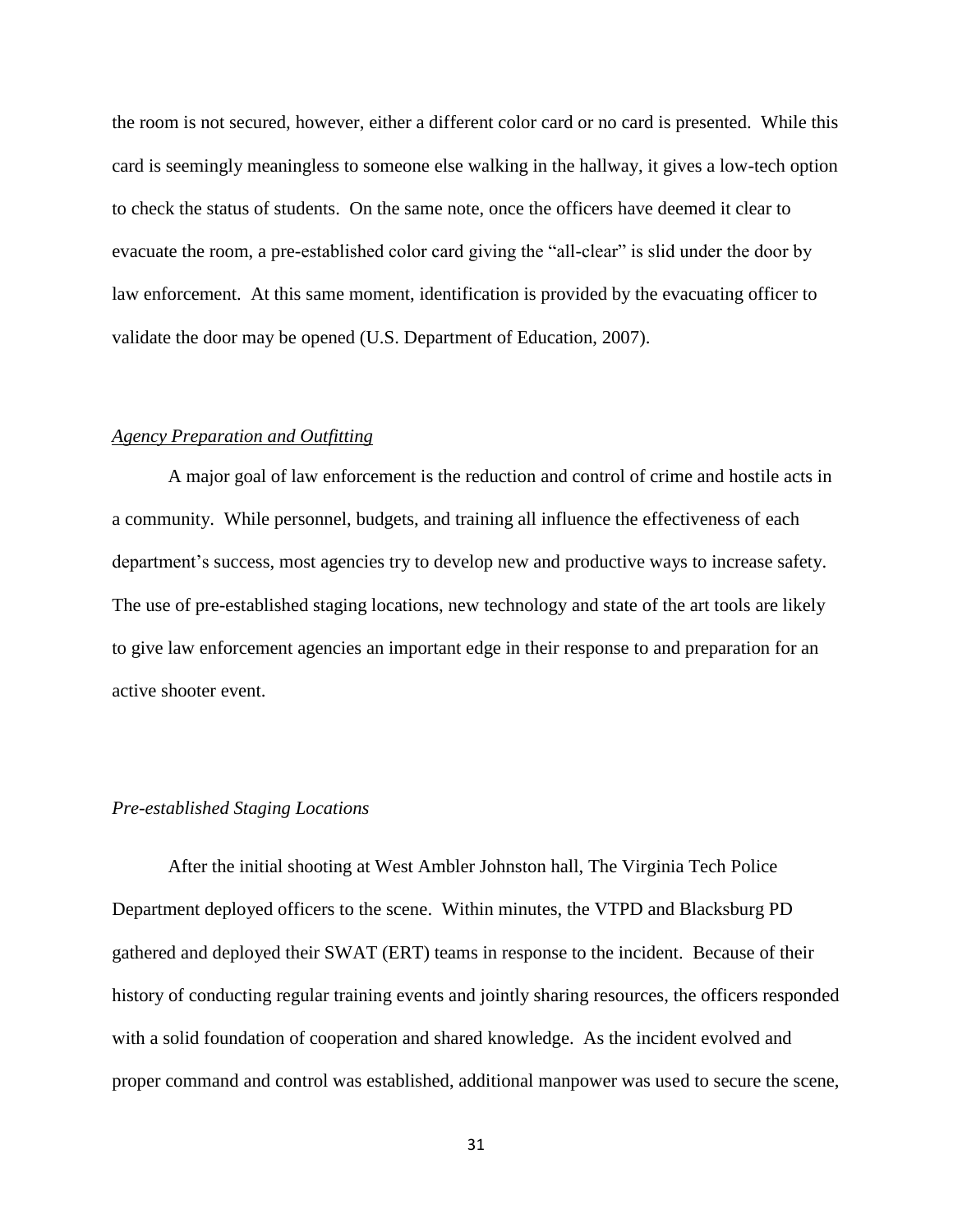the room is not secured, however, either a different color card or no card is presented. While this card is seemingly meaningless to someone else walking in the hallway, it gives a low-tech option to check the status of students. On the same note, once the officers have deemed it clear to evacuate the room, a pre-established color card giving the "all-clear" is slid under the door by law enforcement. At this same moment, identification is provided by the evacuating officer to validate the door may be opened (U.S. Department of Education, 2007).

*<u>Agency Preparation and Outfitting</u>*

A major goal of law enforcement is the reduction and control of crime and hostile acts in a community. While personnel, budgets, and training all influence the effectiveness of each department's success, most agencies try to develop new and productive ways to increase safety. The use of pre-established staging locations, new technology and state of the art tools are likely to give law enforcement agencies an important edge in their response to and preparation for an active shooter event.

*Pre-established Staging Locations*

After the initial shooting at West Ambler Johnston hall, The Virginia Tech Police Department deployed officers to the scene. Within minutes, the VTPD and Blacksburg PD gathered and deployed their SWAT (ERT) teams in response to the incident. Because of their history of conducting regular training events and jointly sharing resources, the officers responded with a solid foundation of cooperation and shared knowledge. As the incident evolved and proper command and control was established, additional manpower was used to secure the scene,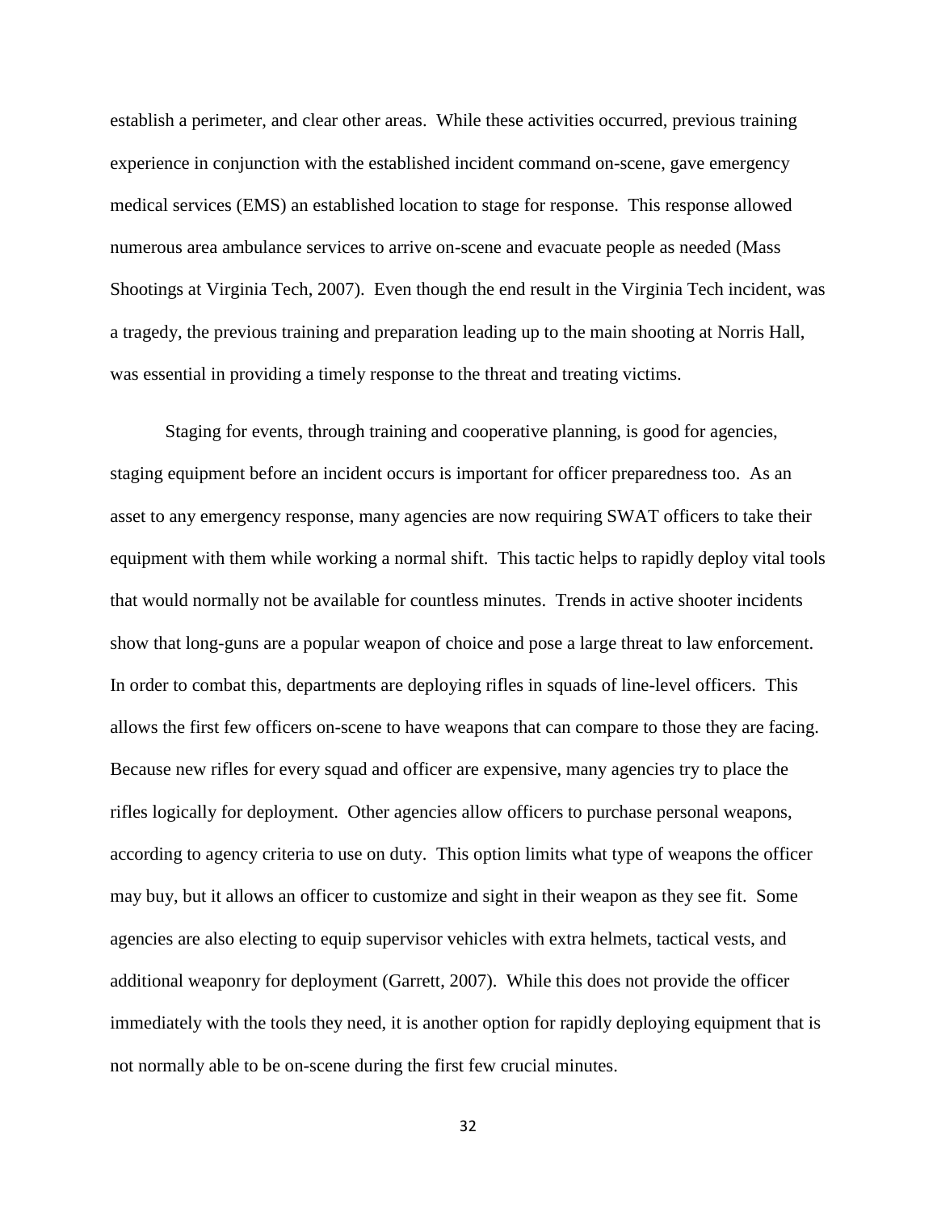establish a perimeter, and clear other areas. While these activities occurred, previous training experience in conjunction with the established incident command on-scene, gave emergency medical services (EMS) an established location to stage for response. This response allowed numerous area ambulance services to arrive on-scene and evacuate people as needed (Mass Shootings at Virginia Tech, 2007). Even though the end result in the Virginia Tech incident, was a tragedy, the previous training and preparation leading up to the main shooting at Norris Hall, was essential in providing a timely response to the threat and treating victims.

Staging for events, through training and cooperative planning, is good for agencies, staging equipment before an incident occurs is important for officer preparedness too. As an asset to any emergency response, many agencies are now requiring SWAT officers to take their equipment with them while working a normal shift. This tactic helps to rapidly deploy vital tools that would normally not be available for countless minutes. Trends in active shooter incidents show that long-guns are a popular weapon of choice and pose a large threat to law enforcement. In order to combat this, departments are deploying rifles in squads of line-level officers. This allows the first few officers on-scene to have weapons that can compare to those they are facing. Because new rifles for every squad and officer are expensive, many agencies try to place the rifles logically for deployment. Other agencies allow officers to purchase personal weapons, according to agency criteria to use on duty. This option limits what type of weapons the officer may buy, but it allows an officer to customize and sight in their weapon as they see fit. Some agencies are also electing to equip supervisor vehicles with extra helmets, tactical vests, and additional weaponry for deployment (Garrett, 2007). While this does not provide the officer immediately with the tools they need, it is another option for rapidly deploying equipment that is not normally able to be on-scene during the first few crucial minutes.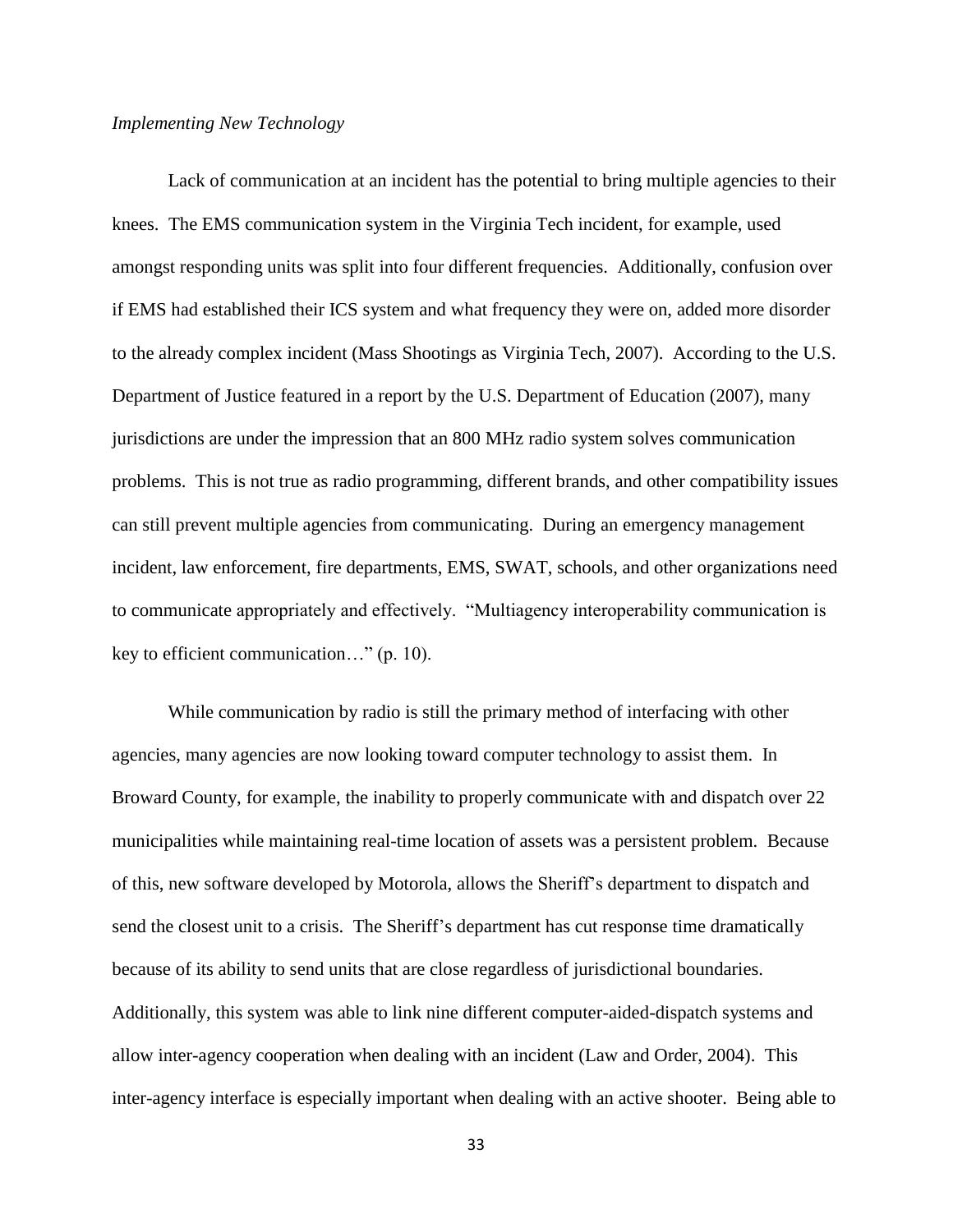*Implementing New Technology*

Lack of communication at an incident has the potential to bring multiple agencies to their knees. The EMS communication system in the Virginia Tech incident, for example, used amongst responding units was split into four different frequencies. Additionally, confusion over if EMS had established their ICS system and what frequency they were on, added more disorder to the already complex incident (Mass Shootings as Virginia Tech, 2007). According to the U.S. Department of Justice featured in a report by the U.S. Department of Education (2007), many jurisdictions are under the impression that an 800 MHz radio system solves communication problems. This is not true as radio programming, different brands, and other compatibility issues can still prevent multiple agencies from communicating. During an emergency management incident, law enforcement, fire departments, EMS, SWAT, schools, and other organizations need to communicate appropriately and effectively. "Multiagency interoperability communication is key to efficient communication…" (p. 10).

While communication by radio is still the primary method of interfacing with other agencies, many agencies are now looking toward computer technology to assist them. In Broward County, for example, the inability to properly communicate with and dispatch over 22 municipalities while maintaining real-time location of assets was a persistent problem. Because of this, new software developed by Motorola, allows the Sheriff's department to dispatch and send the closest unit to a crisis. The Sheriff's department has cut response time dramatically because of its ability to send units that are close regardless of jurisdictional boundaries. Additionally, this system was able to link nine different computer-aided-dispatch systems and allow inter-agency cooperation when dealing with an incident (Law and Order, 2004). This inter-agency interface is especially important when dealing with an active shooter. Being able to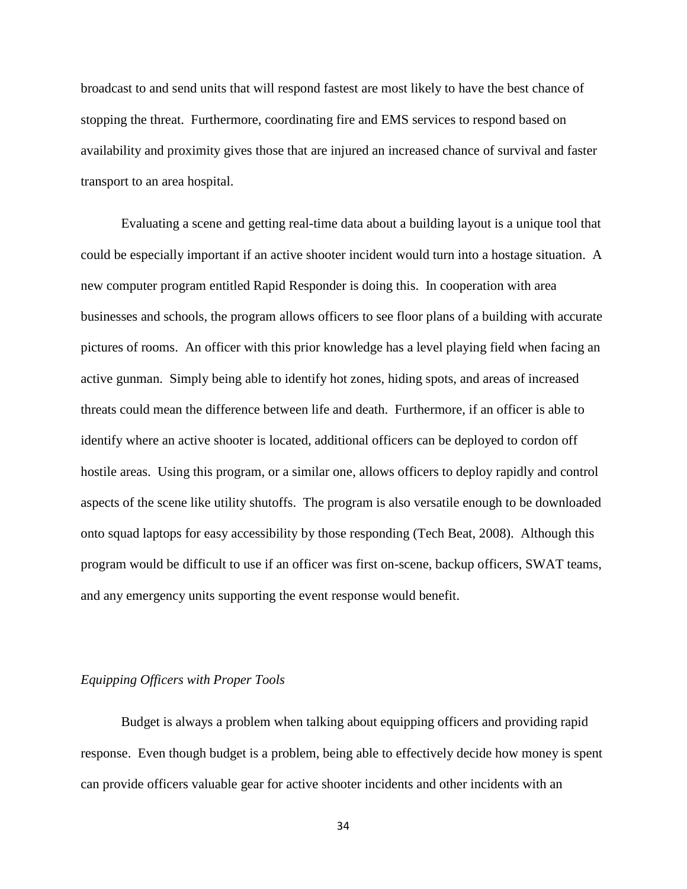broadcast to and send units that will respond fastest are most likely to have the best chance of stopping the threat. Furthermore, coordinating fire and EMS services to respond based on availability and proximity gives those that are injured an increased chance of survival and faster transport to an area hospital.

Evaluating a scene and getting real-time data about a building layout is a unique tool that could be especially important if an active shooter incident would turn into a hostage situation. A new computer program entitled Rapid Responder is doing this. In cooperation with area businesses and schools, the program allows officers to see floor plans of a building with accurate pictures of rooms. An officer with this prior knowledge has a level playing field when facing an active gunman. Simply being able to identify hot zones, hiding spots, and areas of increased threats could mean the difference between life and death. Furthermore, if an officer is able to identify where an active shooter is located, additional officers can be deployed to cordon off hostile areas. Using this program, or a similar one, allows officers to deploy rapidly and control aspects of the scene like utility shutoffs. The program is also versatile enough to be downloaded onto squad laptops for easy accessibility by those responding (Tech Beat, 2008). Although this program would be difficult to use if an officer was first on-scene, backup officers, SWAT teams, and any emergency units supporting the event response would benefit.

*Equipping Officers with Proper Tools*

Budget is always a problem when talking about equipping officers and providing rapid response. Even though budget is a problem, being able to effectively decide how money is spent can provide officers valuable gear for active shooter incidents and other incidents with an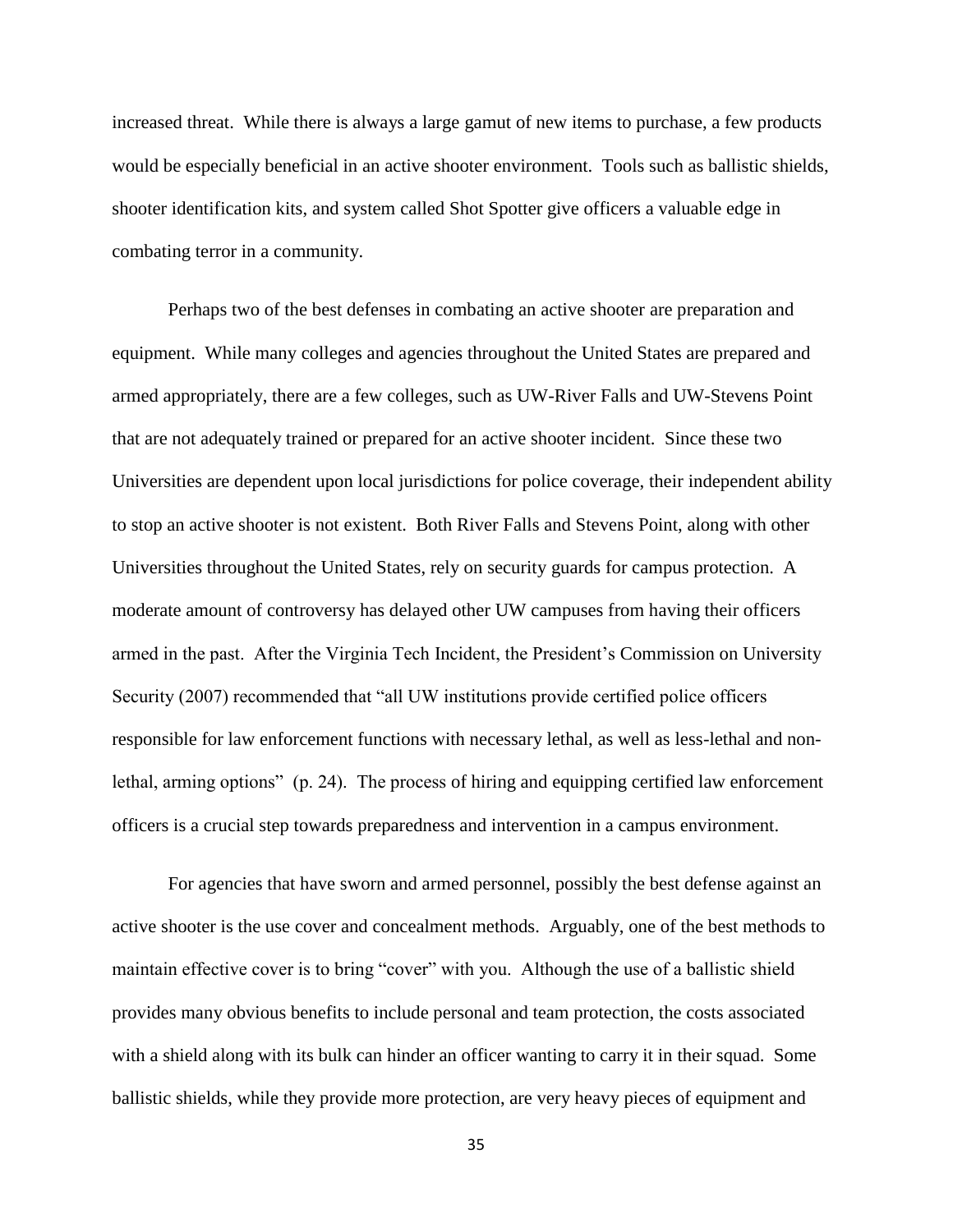increased threat. While there is always a large gamut of new items to purchase, a few products would be especially beneficial in an active shooter environment. Tools such as ballistic shields, shooter identification kits, and system called Shot Spotter give officers a valuable edge in combating terror in a community.

Perhaps two of the best defenses in combating an active shooter are preparation and equipment. While many colleges and agencies throughout the United States are prepared and armed appropriately, there are a few colleges, such as UW-River Falls and UW-Stevens Point that are not adequately trained or prepared for an active shooter incident. Since these two Universities are dependent upon local jurisdictions for police coverage, their independent ability to stop an active shooter is not existent. Both River Falls and Stevens Point, along with other Universities throughout the United States, rely on security guards for campus protection. A moderate amount of controversy has delayed other UW campuses from having their officers armed in the past. After the Virginia Tech Incident, the President's Commission on University Security (2007) recommended that "all UW institutions provide certified police officers responsible for law enforcement functions with necessary lethal, as well as less-lethal and non-lethal, arming options" (p. 24). The process of hiring and equipping certified law enforcement officers is a crucial step towards preparedness and intervention in a campus environment.

For agencies that have sworn and armed personnel, possibly the best defense against an active shooter is the use cover and concealment methods. Arguably, one of the best methods to maintain effective cover is to bring "cover" with you. Although the use of a ballistic shield provides many obvious benefits to include personal and team protection, the costs associated with a shield along with its bulk can hinder an officer wanting to carry it in their squad. Some ballistic shields, while they provide more protection, are very heavy pieces of equipment and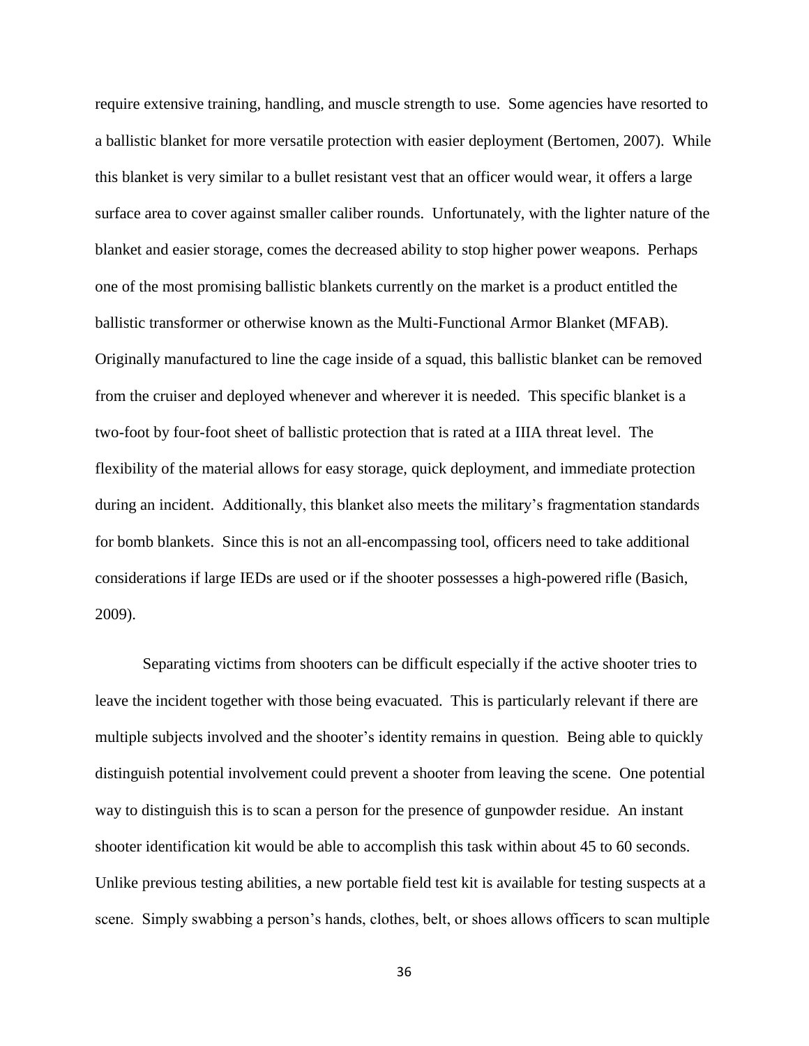require extensive training, handling, and muscle strength to use. Some agencies have resorted to a ballistic blanket for more versatile protection with easier deployment (Bertomen, 2007). While this blanket is very similar to a bullet resistant vest that an officer would wear, it offers a large surface area to cover against smaller caliber rounds. Unfortunately, with the lighter nature of the blanket and easier storage, comes the decreased ability to stop higher power weapons. Perhaps one of the most promising ballistic blankets currently on the market is a product entitled the ballistic transformer or otherwise known as the Multi-Functional Armor Blanket (MFAB). Originally manufactured to line the cage inside of a squad, this ballistic blanket can be removed from the cruiser and deployed whenever and wherever it is needed. This specific blanket is a two-foot by four-foot sheet of ballistic protection that is rated at a IIIA threat level. The flexibility of the material allows for easy storage, quick deployment, and immediate protection during an incident. Additionally, this blanket also meets the military's fragmentation standards for bomb blankets. Since this is not an all-encompassing tool, officers need to take additional considerations if large IEDs are used or if the shooter possesses a high-powered rifle (Basich, 2009).

Separating victims from shooters can be difficult especially if the active shooter tries to leave the incident together with those being evacuated. This is particularly relevant if there are multiple subjects involved and the shooter's identity remains in question. Being able to quickly distinguish potential involvement could prevent a shooter from leaving the scene. One potential way to distinguish this is to scan a person for the presence of gunpowder residue. An instant shooter identification kit would be able to accomplish this task within about 45 to 60 seconds. Unlike previous testing abilities, a new portable field test kit is available for testing suspects at a scene. Simply swabbing a person's hands, clothes, belt, or shoes allows officers to scan multiple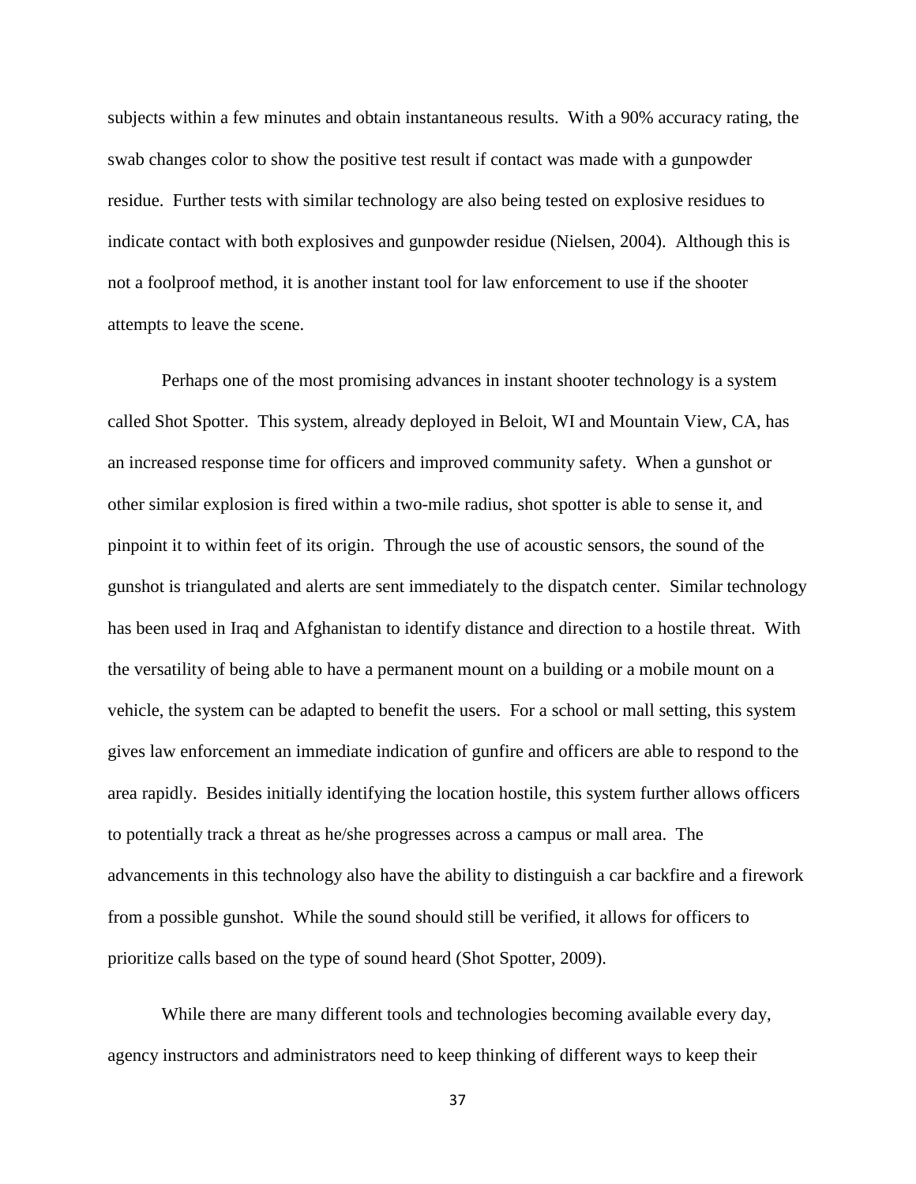subjects within a few minutes and obtain instantaneous results. With a 90% accuracy rating, the swab changes color to show the positive test result if contact was made with a gunpowder residue. Further tests with similar technology are also being tested on explosive residues to indicate contact with both explosives and gunpowder residue (Nielsen, 2004). Although this is not a foolproof method, it is another instant tool for law enforcement to use if the shooter attempts to leave the scene.

Perhaps one of the most promising advances in instant shooter technology is a system called Shot Spotter. This system, already deployed in Beloit, WI and Mountain View, CA, has an increased response time for officers and improved community safety. When a gunshot or other similar explosion is fired within a two-mile radius, shot spotter is able to sense it, and pinpoint it to within feet of its origin. Through the use of acoustic sensors, the sound of the gunshot is triangulated and alerts are sent immediately to the dispatch center. Similar technology has been used in Iraq and Afghanistan to identify distance and direction to a hostile threat. With the versatility of being able to have a permanent mount on a building or a mobile mount on a vehicle, the system can be adapted to benefit the users. For a school or mall setting, this system gives law enforcement an immediate indication of gunfire and officers are able to respond to the area rapidly. Besides initially identifying the location hostile, this system further allows officers to potentially track a threat as he/she progresses across a campus or mall area. The advancements in this technology also have the ability to distinguish a car backfire and a firework from a possible gunshot. While the sound should still be verified, it allows for officers to prioritize calls based on the type of sound heard (Shot Spotter, 2009).

While there are many different tools and technologies becoming available every day, agency instructors and administrators need to keep thinking of different ways to keep their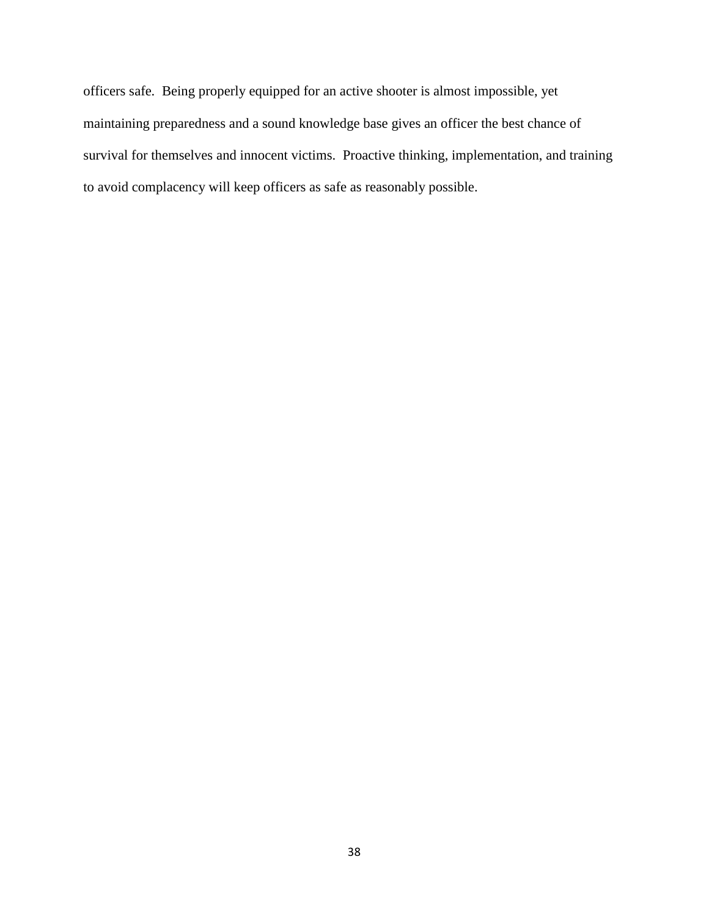officers safe. Being properly equipped for an active shooter is almost impossible, yet maintaining preparedness and a sound knowledge base gives an officer the best chance of survival for themselves and innocent victims. Proactive thinking, implementation, and training to avoid complacency will keep officers as safe as reasonably possible.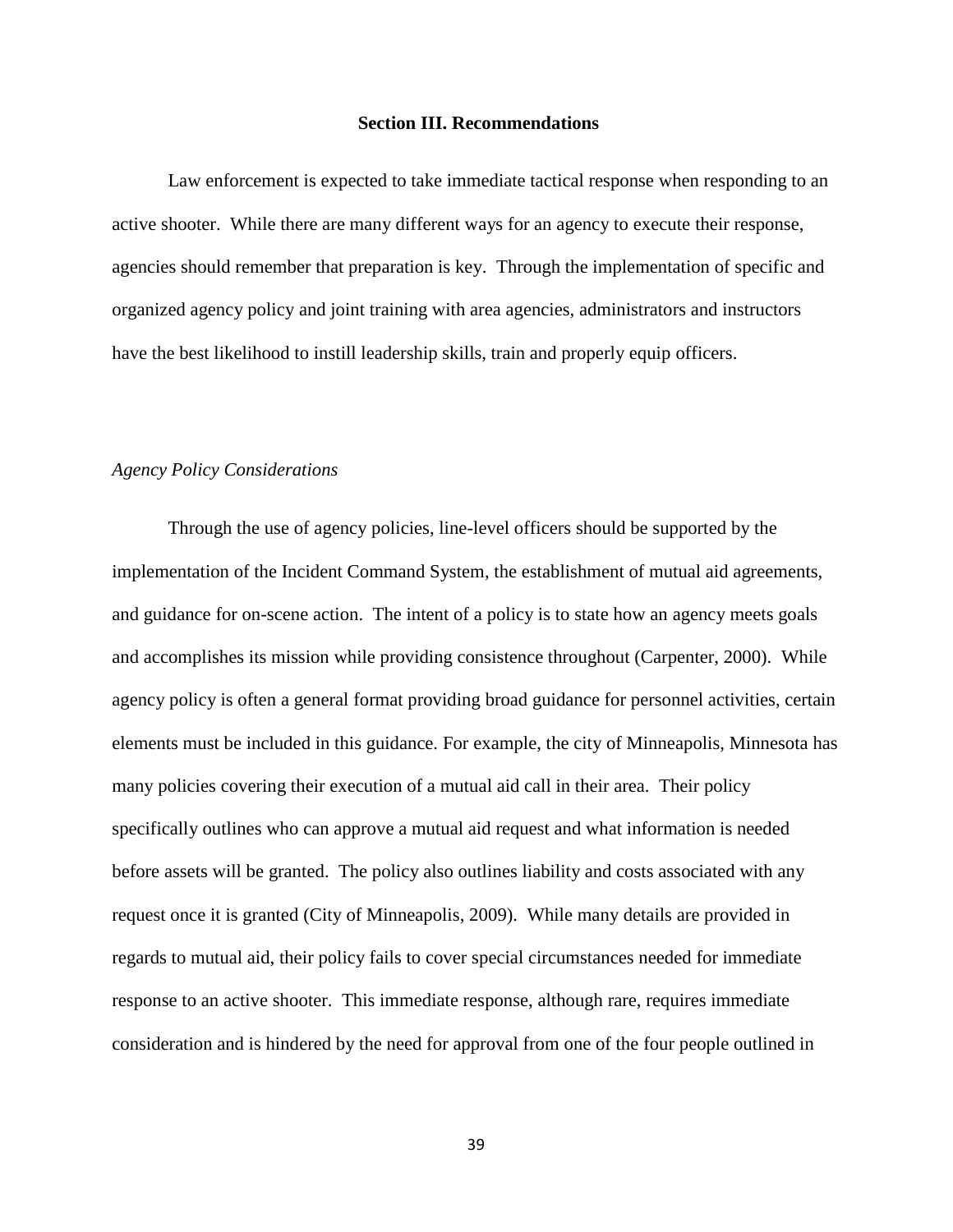## Section III. Recommendations

Law enforcement is expected to take immediate tactical response when responding to an active shooter. While there are many different ways for an agency to execute their response, agencies should remember that preparation is key. Through the implementation of specific and organized agency policy and joint training with area agencies, administrators and instructors have the best likelihood to instill leadership skills, train and properly equip officers.

### *Agency Policy Considerations*

Through the use of agency policies, line-level officers should be supported by the implementation of the Incident Command System, the establishment of mutual aid agreements, and guidance for on-scene action. The intent of a policy is to state how an agency meets goals and accomplishes its mission while providing consistence throughout (Carpenter, 2000). While agency policy is often a general format providing broad guidance for personnel activities, certain elements must be included in this guidance. For example, the city of Minneapolis, Minnesota has many policies covering their execution of a mutual aid call in their area. Their policy specifically outlines who can approve a mutual aid request and what information is needed before assets will be granted. The policy also outlines liability and costs associated with any request once it is granted (City of Minneapolis, 2009). While many details are provided in regards to mutual aid, their policy fails to cover special circumstances needed for immediate response to an active shooter. This immediate response, although rare, requires immediate consideration and is hindered by the need for approval from one of the four people outlined in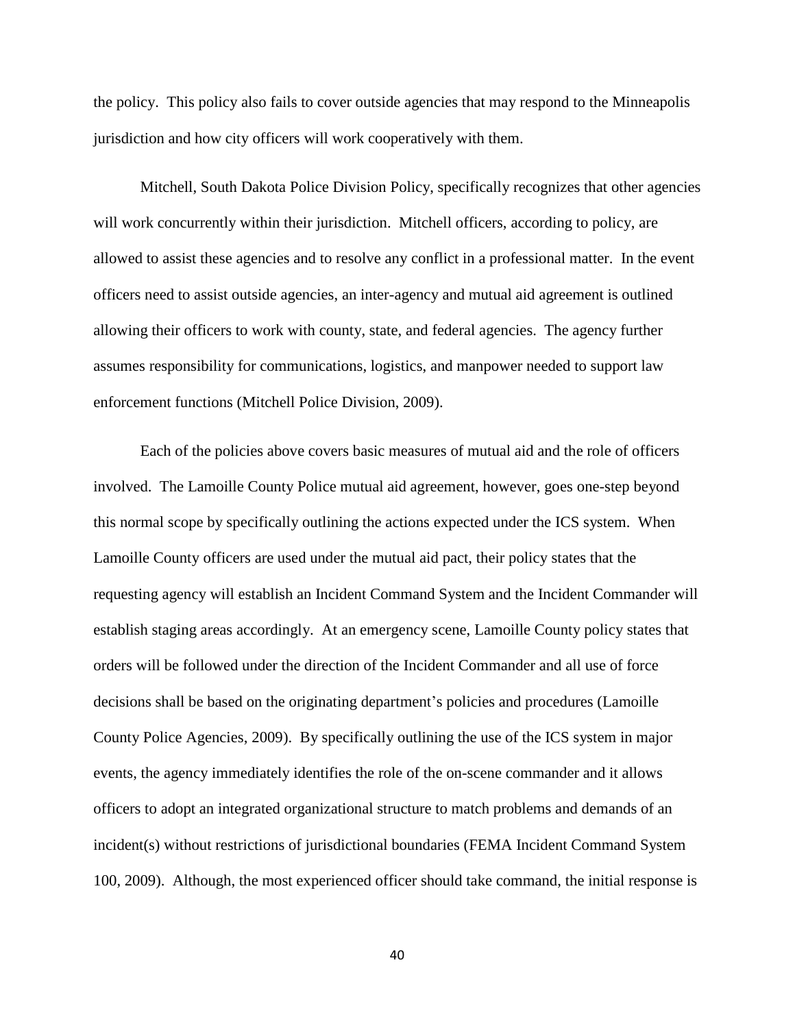the policy. This policy also fails to cover outside agencies that may respond to the Minneapolis jurisdiction and how city officers will work cooperatively with them.

Mitchell, South Dakota Police Division Policy, specifically recognizes that other agencies will work concurrently within their jurisdiction. Mitchell officers, according to policy, are allowed to assist these agencies and to resolve any conflict in a professional matter. In the event officers need to assist outside agencies, an inter-agency and mutual aid agreement is outlined allowing their officers to work with county, state, and federal agencies. The agency further assumes responsibility for communications, logistics, and manpower needed to support law enforcement functions (Mitchell Police Division, 2009).

Each of the policies above covers basic measures of mutual aid and the role of officers involved. The Lamoille County Police mutual aid agreement, however, goes one-step beyond this normal scope by specifically outlining the actions expected under the ICS system. When Lamoille County officers are used under the mutual aid pact, their policy states that the requesting agency will establish an Incident Command System and the Incident Commander will establish staging areas accordingly. At an emergency scene, Lamoille County policy states that orders will be followed under the direction of the Incident Commander and all use of force decisions shall be based on the originating department's policies and procedures (Lamoille County Police Agencies, 2009). By specifically outlining the use of the ICS system in major events, the agency immediately identifies the role of the on-scene commander and it allows officers to adopt an integrated organizational structure to match problems and demands of an incident(s) without restrictions of jurisdictional boundaries (FEMA Incident Command System 100, 2009). Although, the most experienced officer should take command, the initial response is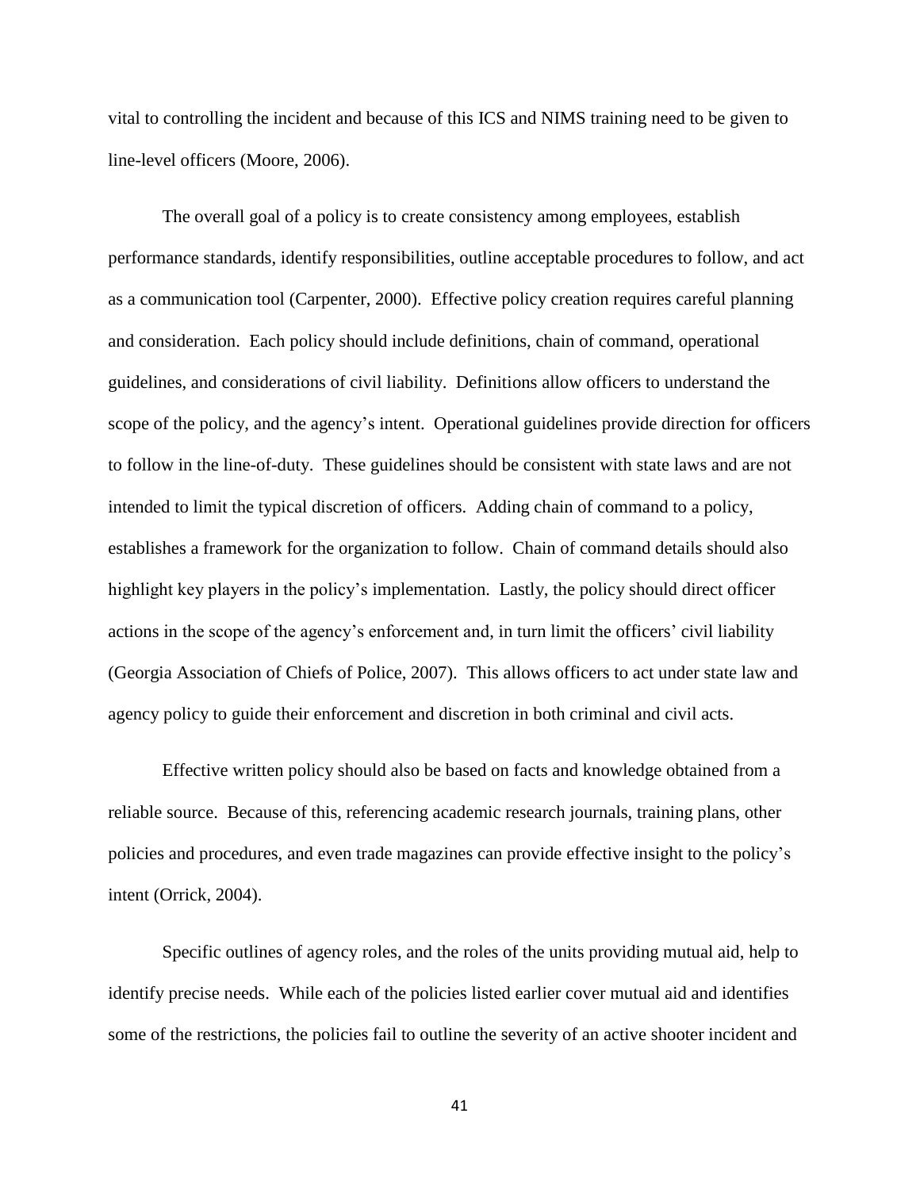vital to controlling the incident and because of this ICS and NIMS training need to be given to line-level officers (Moore, 2006).

The overall goal of a policy is to create consistency among employees, establish performance standards, identify responsibilities, outline acceptable procedures to follow, and act as a communication tool (Carpenter, 2000). Effective policy creation requires careful planning and consideration. Each policy should include definitions, chain of command, operational guidelines, and considerations of civil liability. Definitions allow officers to understand the scope of the policy, and the agency's intent. Operational guidelines provide direction for officers to follow in the line-of-duty. These guidelines should be consistent with state laws and are not intended to limit the typical discretion of officers. Adding chain of command to a policy, establishes a framework for the organization to follow. Chain of command details should also highlight key players in the policy's implementation. Lastly, the policy should direct officer actions in the scope of the agency's enforcement and, in turn limit the officers' civil liability (Georgia Association of Chiefs of Police, 2007). This allows officers to act under state law and agency policy to guide their enforcement and discretion in both criminal and civil acts.

Effective written policy should also be based on facts and knowledge obtained from a reliable source. Because of this, referencing academic research journals, training plans, other policies and procedures, and even trade magazines can provide effective insight to the policy's intent (Orrick, 2004).

Specific outlines of agency roles, and the roles of the units providing mutual aid, help to identify precise needs. While each of the policies listed earlier cover mutual aid and identifies some of the restrictions, the policies fail to outline the severity of an active shooter incident and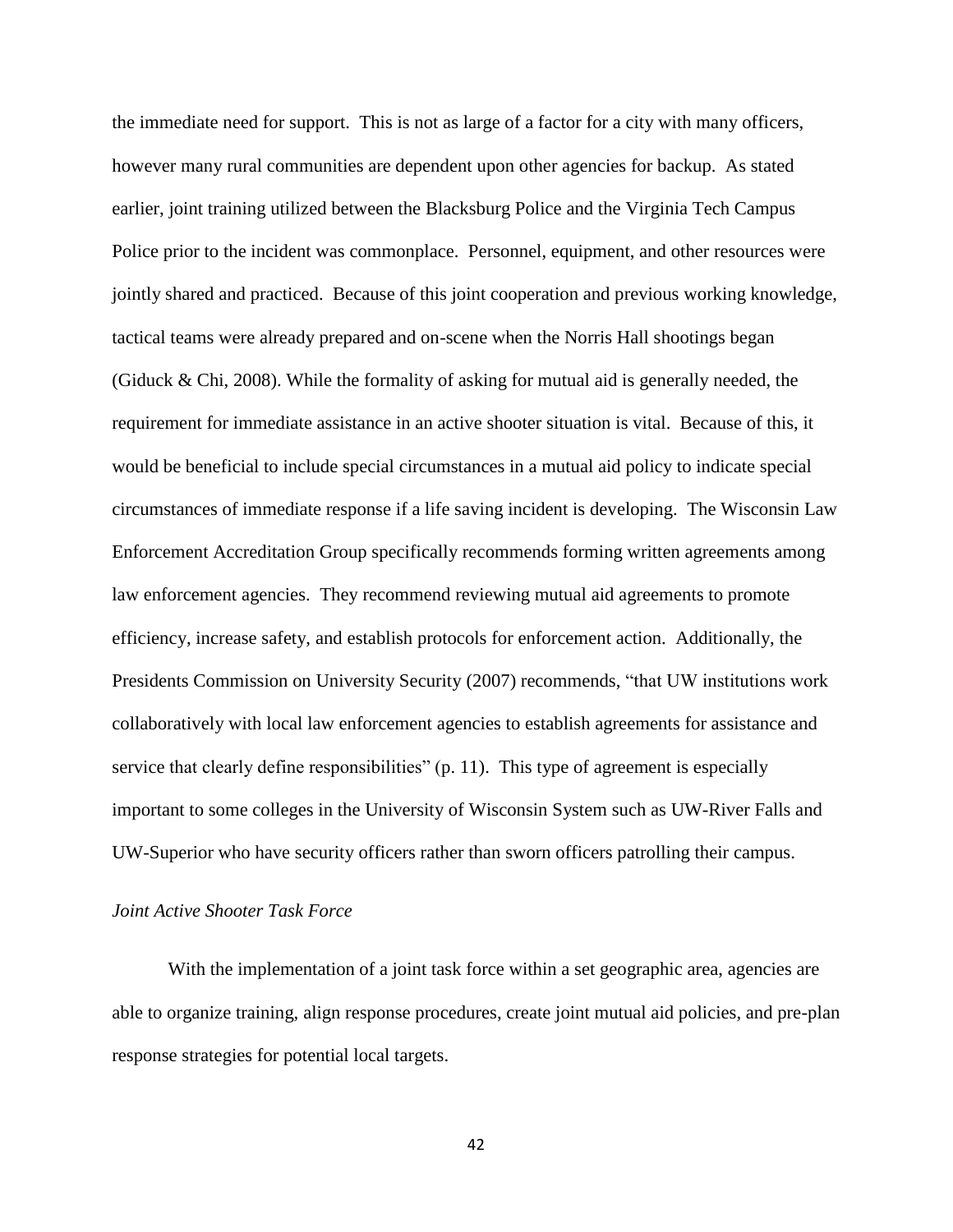the immediate need for support. This is not as large of a factor for a city with many officers, however many rural communities are dependent upon other agencies for backup. As stated earlier, joint training utilized between the Blacksburg Police and the Virginia Tech Campus Police prior to the incident was commonplace. Personnel, equipment, and other resources were jointly shared and practiced. Because of this joint cooperation and previous working knowledge, tactical teams were already prepared and on-scene when the Norris Hall shootings began (Giduck & Chi, 2008). While the formality of asking for mutual aid is generally needed, the requirement for immediate assistance in an active shooter situation is vital. Because of this, it would be beneficial to include special circumstances in a mutual aid policy to indicate special circumstances of immediate response if a life saving incident is developing. The Wisconsin Law Enforcement Accreditation Group specifically recommends forming written agreements among law enforcement agencies. They recommend reviewing mutual aid agreements to promote efficiency, increase safety, and establish protocols for enforcement action. Additionally, the Presidents Commission on University Security (2007) recommends, "that UW institutions work collaboratively with local law enforcement agencies to establish agreements for assistance and service that clearly define responsibilities" (p. 11). This type of agreement is especially important to some colleges in the University of Wisconsin System such as UW-River Falls and UW-Superior who have security officers rather than sworn officers patrolling their campus.

### *Joint Active Shooter Task Force*

With the implementation of a joint task force within a set geographic area, agencies are able to organize training, align response procedures, create joint mutual aid policies, and pre-plan response strategies for potential local targets.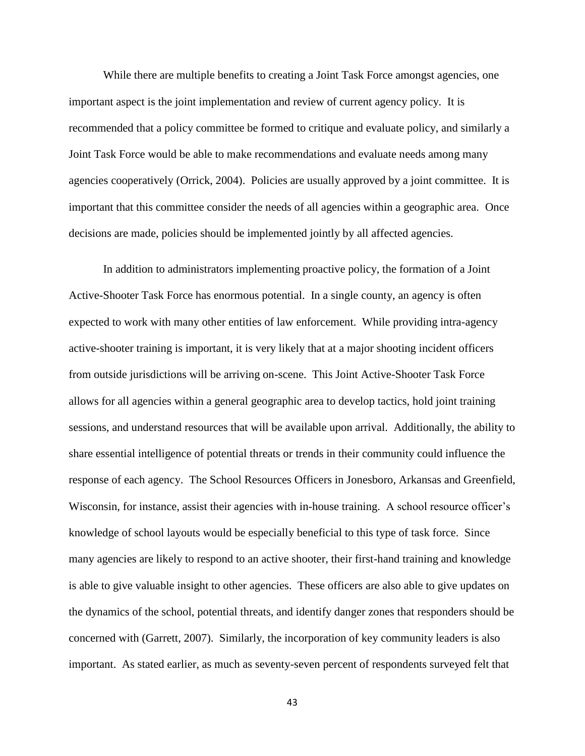While there are multiple benefits to creating a Joint Task Force amongst agencies, one important aspect is the joint implementation and review of current agency policy. It is recommended that a policy committee be formed to critique and evaluate policy, and similarly a Joint Task Force would be able to make recommendations and evaluate needs among many agencies cooperatively (Orrick, 2004). Policies are usually approved by a joint committee. It is important that this committee consider the needs of all agencies within a geographic area. Once decisions are made, policies should be implemented jointly by all affected agencies.

In addition to administrators implementing proactive policy, the formation of a Joint Active-Shooter Task Force has enormous potential. In a single county, an agency is often expected to work with many other entities of law enforcement. While providing intra-agency active-shooter training is important, it is very likely that at a major shooting incident officers from outside jurisdictions will be arriving on-scene. This Joint Active-Shooter Task Force allows for all agencies within a general geographic area to develop tactics, hold joint training sessions, and understand resources that will be available upon arrival. Additionally, the ability to share essential intelligence of potential threats or trends in their community could influence the response of each agency. The School Resources Officers in Jonesboro, Arkansas and Greenfield, Wisconsin, for instance, assist their agencies with in-house training. A school resource officer's knowledge of school layouts would be especially beneficial to this type of task force. Since many agencies are likely to respond to an active shooter, their first-hand training and knowledge is able to give valuable insight to other agencies. These officers are also able to give updates on the dynamics of the school, potential threats, and identify danger zones that responders should be concerned with (Garrett, 2007). Similarly, the incorporation of key community leaders is also important. As stated earlier, as much as seventy-seven percent of respondents surveyed felt that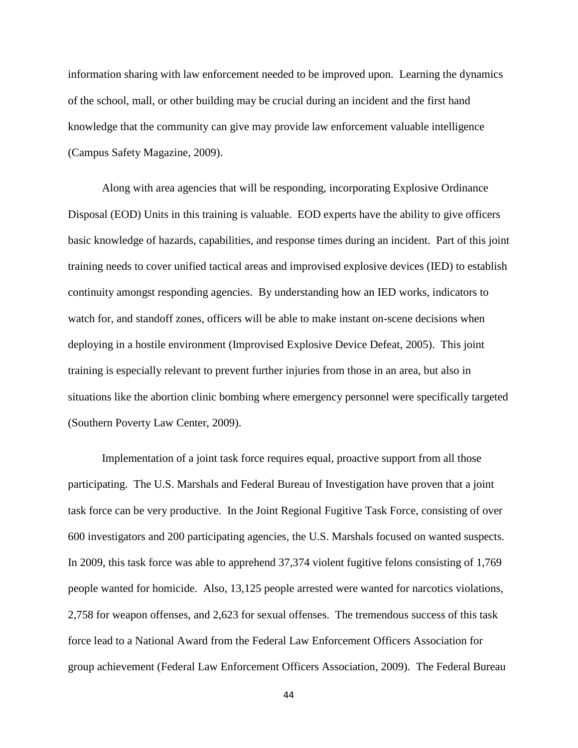information sharing with law enforcement needed to be improved upon. Learning the dynamics of the school, mall, or other building may be crucial during an incident and the first hand knowledge that the community can give may provide law enforcement valuable intelligence (Campus Safety Magazine, 2009).

Along with area agencies that will be responding, incorporating Explosive Ordinance Disposal (EOD) Units in this training is valuable. EOD experts have the ability to give officers basic knowledge of hazards, capabilities, and response times during an incident. Part of this joint training needs to cover unified tactical areas and improvised explosive devices (IED) to establish continuity amongst responding agencies. By understanding how an IED works, indicators to watch for, and standoff zones, officers will be able to make instant on-scene decisions when deploying in a hostile environment (Improvised Explosive Device Defeat, 2005). This joint training is especially relevant to prevent further injuries from those in an area, but also in situations like the abortion clinic bombing where emergency personnel were specifically targeted (Southern Poverty Law Center, 2009).

Implementation of a joint task force requires equal, proactive support from all those participating. The U.S. Marshals and Federal Bureau of Investigation have proven that a joint task force can be very productive. In the Joint Regional Fugitive Task Force, consisting of over 600 investigators and 200 participating agencies, the U.S. Marshals focused on wanted suspects. In 2009, this task force was able to apprehend 37,374 violent fugitive felons consisting of 1,769 people wanted for homicide. Also, 13,125 people arrested were wanted for narcotics violations, 2,758 for weapon offenses, and 2,623 for sexual offenses. The tremendous success of this task force lead to a National Award from the Federal Law Enforcement Officers Association for group achievement (Federal Law Enforcement Officers Association, 2009). The Federal Bureau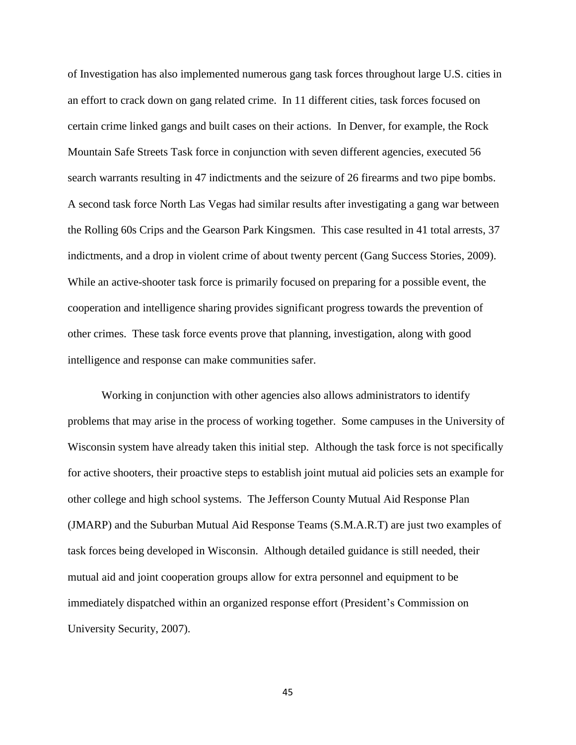of Investigation has also implemented numerous gang task forces throughout large U.S. cities in an effort to crack down on gang related crime. In 11 different cities, task forces focused on certain crime linked gangs and built cases on their actions. In Denver, for example, the Rock Mountain Safe Streets Task force in conjunction with seven different agencies, executed 56 search warrants resulting in 47 indictments and the seizure of 26 firearms and two pipe bombs. A second task force North Las Vegas had similar results after investigating a gang war between the Rolling 60s Crips and the Gearson Park Kingsmen. This case resulted in 41 total arrests, 37 indictments, and a drop in violent crime of about twenty percent (Gang Success Stories, 2009). While an active-shooter task force is primarily focused on preparing for a possible event, the cooperation and intelligence sharing provides significant progress towards the prevention of other crimes. These task force events prove that planning, investigation, along with good intelligence and response can make communities safer.

Working in conjunction with other agencies also allows administrators to identify problems that may arise in the process of working together. Some campuses in the University of Wisconsin system have already taken this initial step. Although the task force is not specifically for active shooters, their proactive steps to establish joint mutual aid policies sets an example for other college and high school systems. The Jefferson County Mutual Aid Response Plan (JMARP) and the Suburban Mutual Aid Response Teams (S.M.A.R.T) are just two examples of task forces being developed in Wisconsin. Although detailed guidance is still needed, their mutual aid and joint cooperation groups allow for extra personnel and equipment to be immediately dispatched within an organized response effort (President's Commission on University Security, 2007).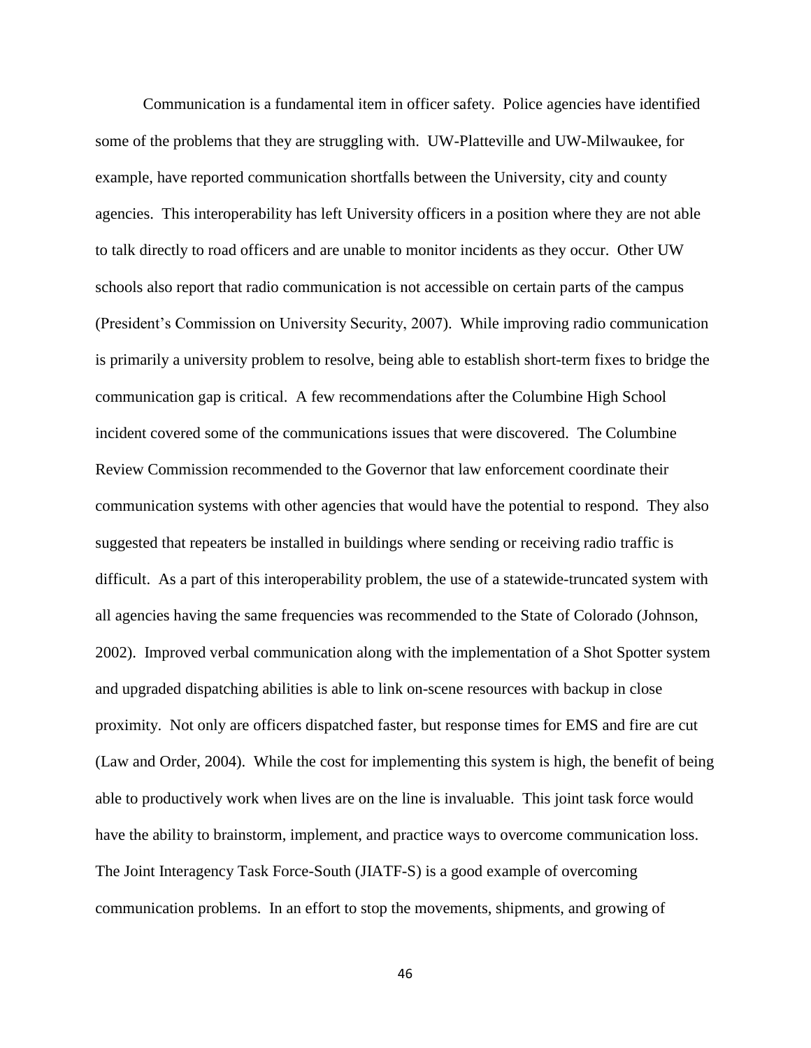Communication is a fundamental item in officer safety. Police agencies have identified some of the problems that they are struggling with. UW-Platteville and UW-Milwaukee, for example, have reported communication shortfalls between the University, city and county agencies. This interoperability has left University officers in a position where they are not able to talk directly to road officers and are unable to monitor incidents as they occur. Other UW schools also report that radio communication is not accessible on certain parts of the campus (President's Commission on University Security, 2007). While improving radio communication is primarily a university problem to resolve, being able to establish short-term fixes to bridge the communication gap is critical. A few recommendations after the Columbine High School incident covered some of the communications issues that were discovered. The Columbine Review Commission recommended to the Governor that law enforcement coordinate their communication systems with other agencies that would have the potential to respond. They also suggested that repeaters be installed in buildings where sending or receiving radio traffic is difficult. As a part of this interoperability problem, the use of a statewide-truncated system with all agencies having the same frequencies was recommended to the State of Colorado (Johnson, 2002). Improved verbal communication along with the implementation of a Shot Spotter system and upgraded dispatching abilities is able to link on-scene resources with backup in close proximity. Not only are officers dispatched faster, but response times for EMS and fire are cut (Law and Order, 2004). While the cost for implementing this system is high, the benefit of being able to productively work when lives are on the line is invaluable. This joint task force would have the ability to brainstorm, implement, and practice ways to overcome communication loss. The Joint Interagency Task Force-South (JIATF-S) is a good example of overcoming communication problems. In an effort to stop the movements, shipments, and growing of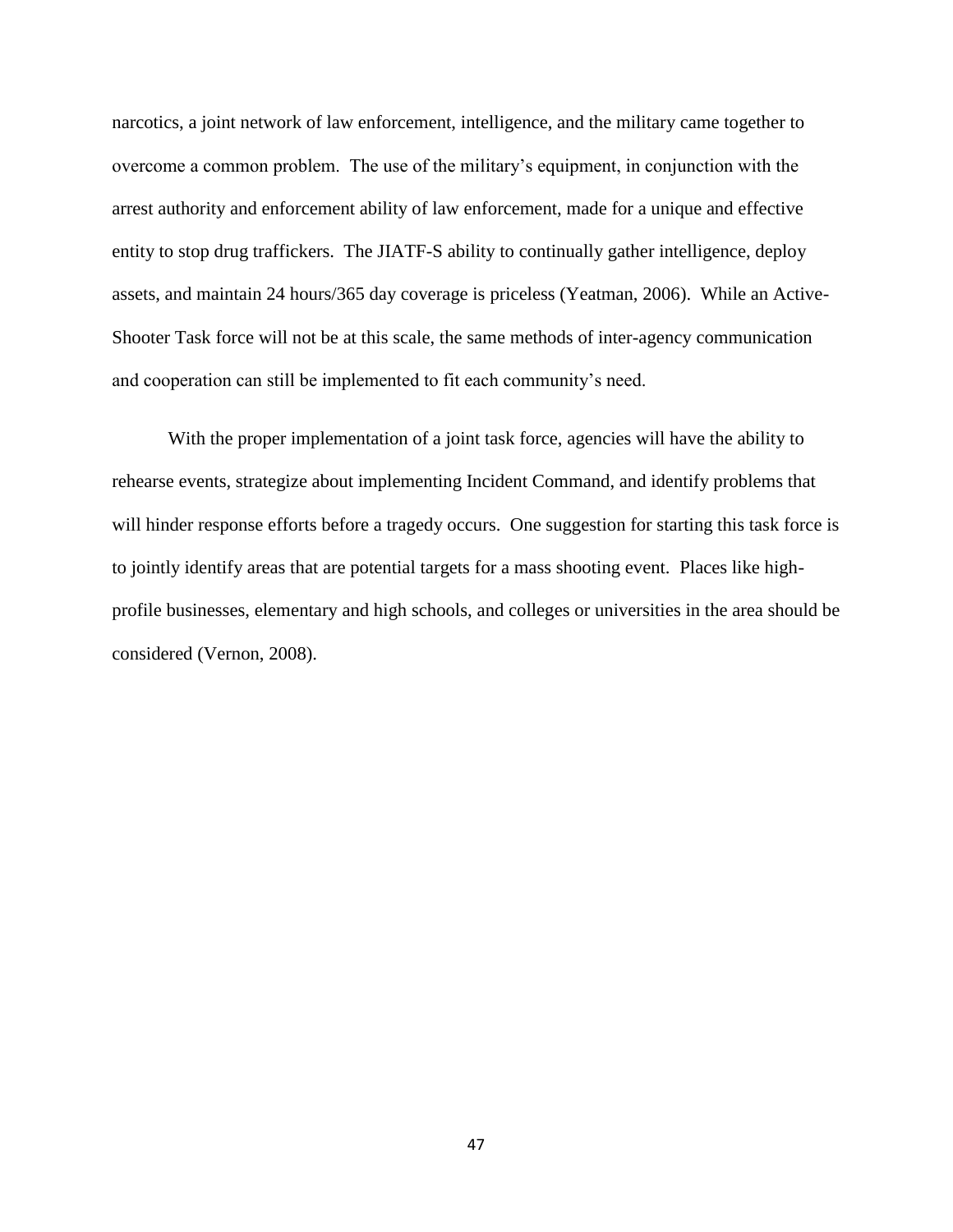narcotics, a joint network of law enforcement, intelligence, and the military came together to overcome a common problem. The use of the military's equipment, in conjunction with the arrest authority and enforcement ability of law enforcement, made for a unique and effective entity to stop drug traffickers. The JIATF-S ability to continually gather intelligence, deploy assets, and maintain 24 hours/365 day coverage is priceless (Yeatman, 2006). While an Active-Shooter Task force will not be at this scale, the same methods of inter-agency communication and cooperation can still be implemented to fit each community's need.

With the proper implementation of a joint task force, agencies will have the ability to rehearse events, strategize about implementing Incident Command, and identify problems that will hinder response efforts before a tragedy occurs. One suggestion for starting this task force is to jointly identify areas that are potential targets for a mass shooting event. Places like high-profile businesses, elementary and high schools, and colleges or universities in the area should be considered (Vernon, 2008).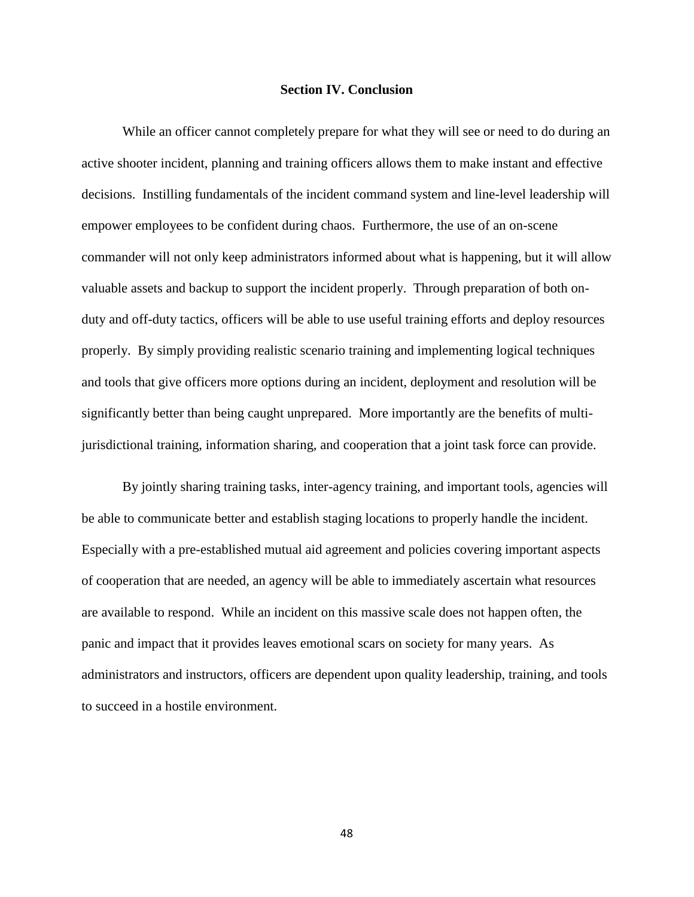## Section IV. Conclusion

While an officer cannot completely prepare for what they will see or need to do during an active shooter incident, planning and training officers allows them to make instant and effective decisions. Instilling fundamentals of the incident command system and line-level leadership will empower employees to be confident during chaos. Furthermore, the use of an on-scene commander will not only keep administrators informed about what is happening, but it will allow valuable assets and backup to support the incident properly. Through preparation of both on-duty and off-duty tactics, officers will be able to use useful training efforts and deploy resources properly. By simply providing realistic scenario training and implementing logical techniques and tools that give officers more options during an incident, deployment and resolution will be significantly better than being caught unprepared. More importantly are the benefits of multi-jurisdictional training, information sharing, and cooperation that a joint task force can provide.

By jointly sharing training tasks, inter-agency training, and important tools, agencies will be able to communicate better and establish staging locations to properly handle the incident. Especially with a pre-established mutual aid agreement and policies covering important aspects of cooperation that are needed, an agency will be able to immediately ascertain what resources are available to respond. While an incident on this massive scale does not happen often, the panic and impact that it provides leaves emotional scars on society for many years. As administrators and instructors, officers are dependent upon quality leadership, training, and tools to succeed in a hostile environment.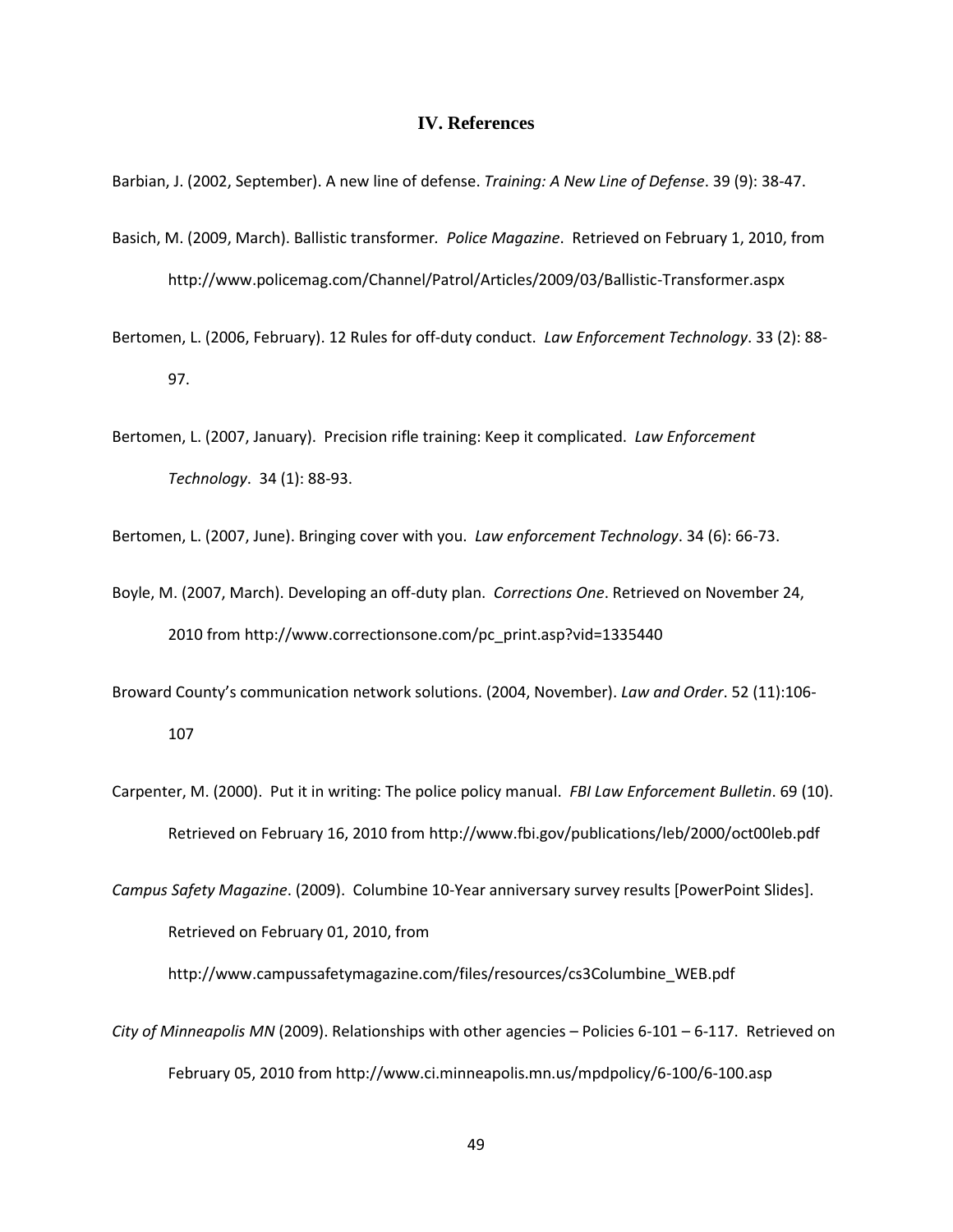## IV. References

Barbian, J. (2002, September). A new line of defense. *Training: A New Line of Defense*. 39 (9): 38-47.

Basich, M. (2009, March). Ballistic transformer. *Police Magazine*. Retrieved on February 1, 2010, from http://www.policemag.com/Channel/Patrol/Articles/2009/03/Ballistic-Transformer.aspx

Bertomen, L. (2006, February). 12 Rules for off-duty conduct. *Law Enforcement Technology*. 33 (2): 88-97.

Bertomen, L. (2007, January). Precision rifle training: Keep it complicated. *Law Enforcement Technology*. 34 (1): 88-93.

Bertomen, L. (2007, June). Bringing cover with you. *Law enforcement Technology*. 34 (6): 66-73.

Boyle, M. (2007, March). Developing an off-duty plan. *Corrections One*. Retrieved on November 24, 2010 from http://www.correctionsone.com/pc_print.asp?vid=1335440

Broward County's communication network solutions. (2004, November). *Law and Order*. 52 (11):106-107

Carpenter, M. (2000). Put it in writing: The police policy manual. *FBI Law Enforcement Bulletin*. 69 (10). Retrieved on February 16, 2010 from http://www.fbi.gov/publications/leb/2000/oct00leb.pdf

*Campus Safety Magazine*. (2009). Columbine 10-Year anniversary survey results [PowerPoint Slides]. Retrieved on February 01, 2010, from http://www.campussafetymagazine.com/files/resources/cs3Columbine_WEB.pdf

*City of Minneapolis MN* (2009). Relationships with other agencies – Policies 6-101 – 6-117. Retrieved on February 05, 2010 from http://www.ci.minneapolis.mn.us/mpdpolicy/6-100/6-100.asp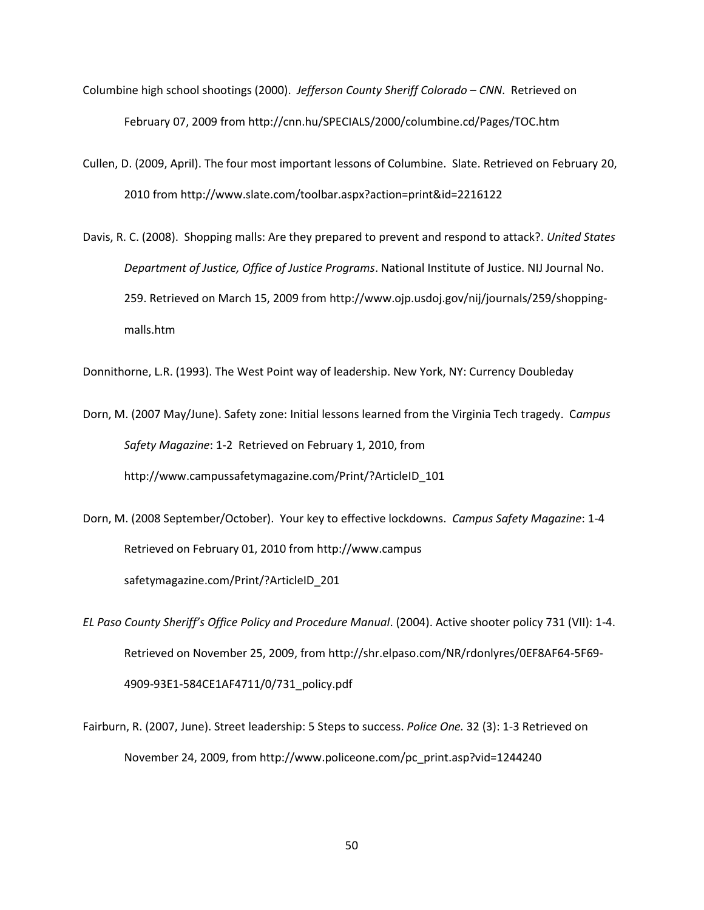Columbine high school shootings (2000). *Jefferson County Sheriff Colorado – CNN*. Retrieved on February 07, 2009 from http://cnn.hu/SPECIALS/2000/columbine.cd/Pages/TOC.htm

Cullen, D. (2009, April). The four most important lessons of Columbine. Slate. Retrieved on February 20, 2010 from http://www.slate.com/toolbar.aspx?action=print&id=2216122

Davis, R. C. (2008). Shopping malls: Are they prepared to prevent and respond to attack?. *United States Department of Justice, Office of Justice Programs*. National Institute of Justice. NIJ Journal No. 259. Retrieved on March 15, 2009 from http://www.ojp.usdoj.gov/nij/journals/259/shopping-malls.htm

Donnithorne, L.R. (1993). The West Point way of leadership. New York, NY: Currency Doubleday

Dorn, M. (2007 May/June). Safety zone: Initial lessons learned from the Virginia Tech tragedy. C*ampus Safety Magazine*: 1-2 Retrieved on February 1, 2010, from http://www.campussafetymagazine.com/Print/?ArticleID_101

Dorn, M. (2008 September/October). Your key to effective lockdowns. *Campus Safety Magazine*: 1-4 Retrieved on February 01, 2010 from http://www.campus safetymagazine.com/Print/?ArticleID_201

*EL Paso County Sheriff's Office Policy and Procedure Manual*. (2004). Active shooter policy 731 (VII): 1-4. Retrieved on November 25, 2009, from http://shr.elpaso.com/NR/rdonlyres/0EF8AF64-5F69-4909-93E1-584CE1AF4711/0/731_policy.pdf

Fairburn, R. (2007, June). Street leadership: 5 Steps to success. *Police One.* 32 (3): 1-3 Retrieved on November 24, 2009, from http://www.policeone.com/pc_print.asp?vid=1244240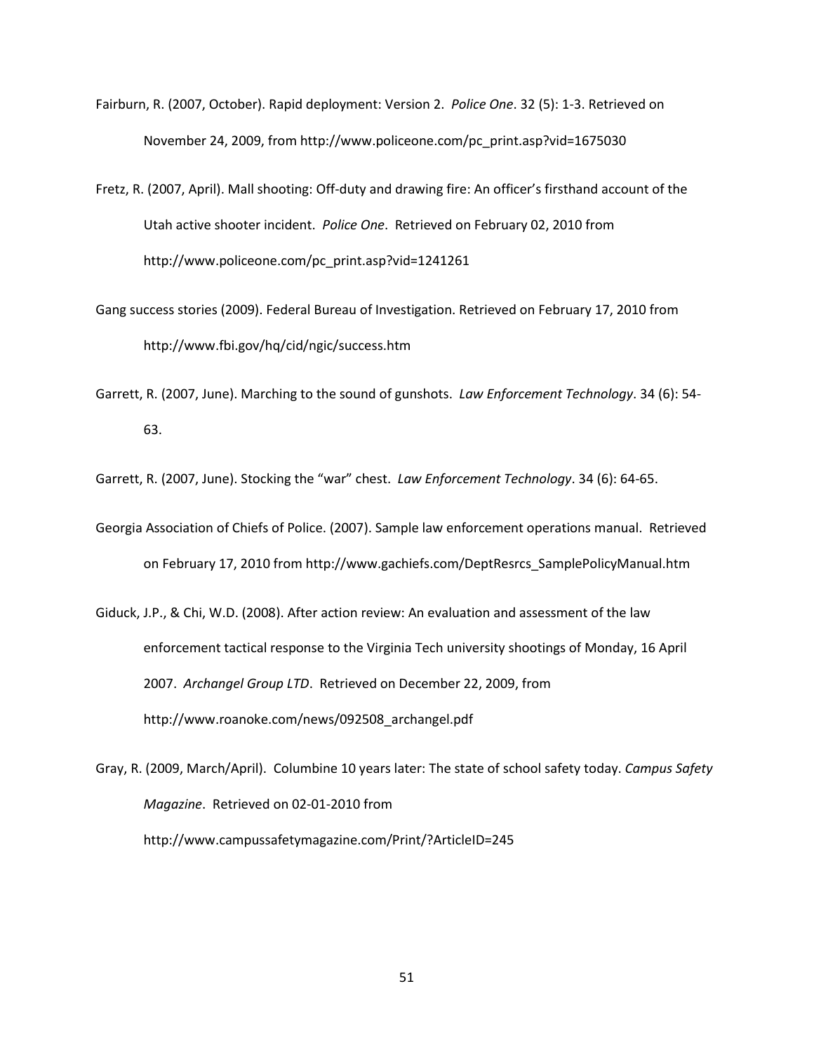Fairburn, R. (2007, October). Rapid deployment: Version 2. *Police One*. 32 (5): 1-3. Retrieved on November 24, 2009, from http://www.policeone.com/pc_print.asp?vid=1675030

Fretz, R. (2007, April). Mall shooting: Off-duty and drawing fire: An officer's firsthand account of the Utah active shooter incident. *Police One*. Retrieved on February 02, 2010 from http://www.policeone.com/pc_print.asp?vid=1241261

Gang success stories (2009). Federal Bureau of Investigation. Retrieved on February 17, 2010 from http://www.fbi.gov/hq/cid/ngic/success.htm

Garrett, R. (2007, June). Marching to the sound of gunshots. *Law Enforcement Technology*. 34 (6): 54-63.

Garrett, R. (2007, June). Stocking the "war" chest. *Law Enforcement Technology*. 34 (6): 64-65.

Georgia Association of Chiefs of Police. (2007). Sample law enforcement operations manual. Retrieved on February 17, 2010 from http://www.gachiefs.com/DeptResrcs_SamplePolicyManual.htm

Giduck, J.P., & Chi, W.D. (2008). After action review: An evaluation and assessment of the law enforcement tactical response to the Virginia Tech university shootings of Monday, 16 April 2007. *Archangel Group LTD*. Retrieved on December 22, 2009, from http://www.roanoke.com/news/092508_archangel.pdf

Gray, R. (2009, March/April). Columbine 10 years later: The state of school safety today. *Campus Safety Magazine*. Retrieved on 02-01-2010 from http://www.campussafetymagazine.com/Print/?ArticleID=245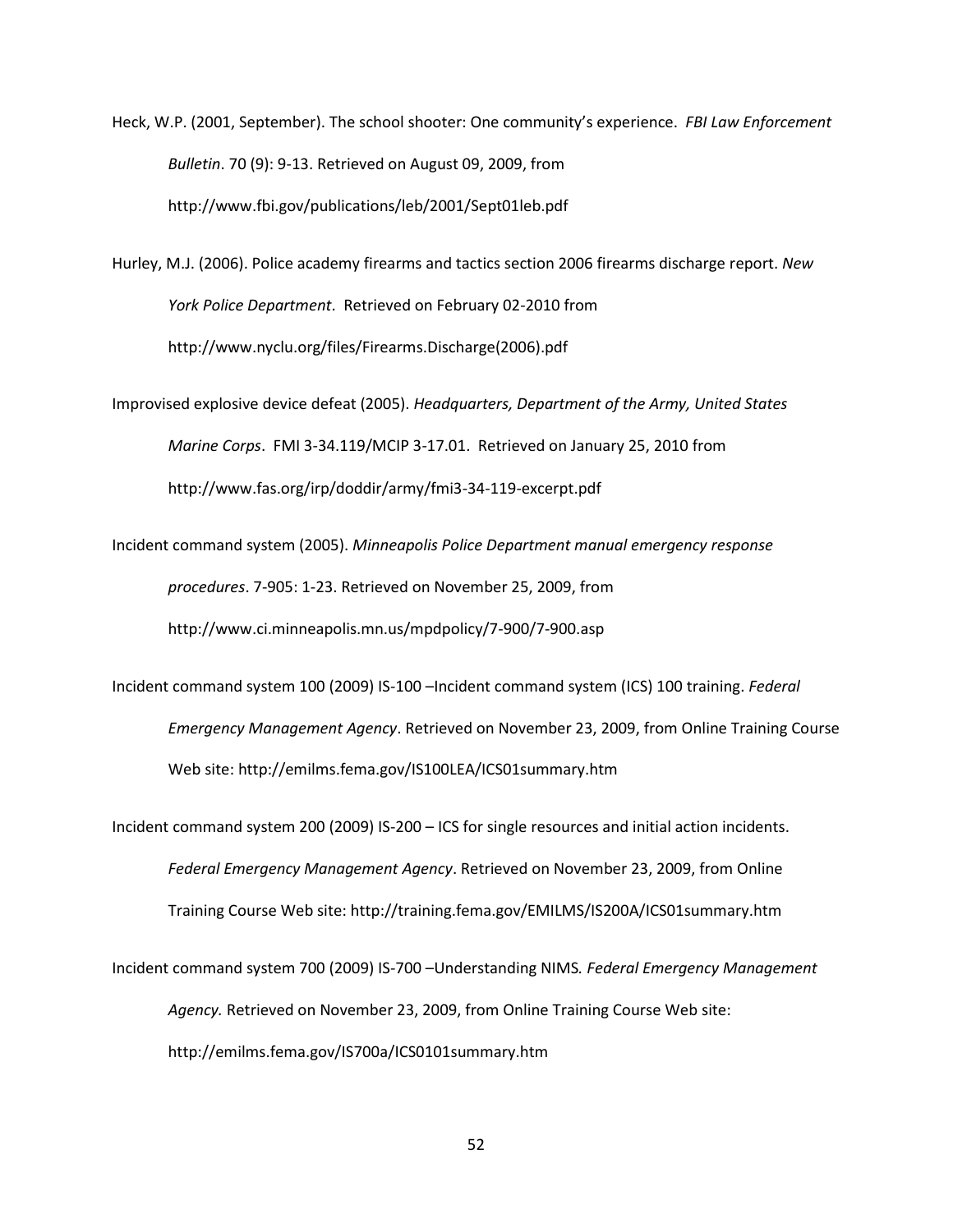Heck, W.P. (2001, September). The school shooter: One community's experience. *FBI Law Enforcement Bulletin*. 70 (9): 9-13. Retrieved on August 09, 2009, from http://www.fbi.gov/publications/leb/2001/Sept01leb.pdf

Hurley, M.J. (2006). Police academy firearms and tactics section 2006 firearms discharge report. *New York Police Department*. Retrieved on February 02-2010 from http://www.nyclu.org/files/Firearms.Discharge(2006).pdf

Improvised explosive device defeat (2005). *Headquarters, Department of the Army, United States Marine Corps*. FMI 3-34.119/MCIP 3-17.01. Retrieved on January 25, 2010 from http://www.fas.org/irp/doddir/army/fmi3-34-119-excerpt.pdf

Incident command system (2005). *Minneapolis Police Department manual emergency response procedures*. 7-905: 1-23. Retrieved on November 25, 2009, from http://www.ci.minneapolis.mn.us/mpdpolicy/7-900/7-900.asp

Incident command system 100 (2009) IS-100 –Incident command system (ICS) 100 training. *Federal Emergency Management Agency*. Retrieved on November 23, 2009, from Online Training Course Web site: http://emilms.fema.gov/IS100LEA/ICS01summary.htm

Incident command system 200 (2009) IS-200 – ICS for single resources and initial action incidents. *Federal Emergency Management Agency*. Retrieved on November 23, 2009, from Online Training Course Web site: http://training.fema.gov/EMILMS/IS200A/ICS01summary.htm

Incident command system 700 (2009) IS-700 –Understanding NIMS*. Federal Emergency Management Agency.* Retrieved on November 23, 2009, from Online Training Course Web site: http://emilms.fema.gov/IS700a/ICS0101summary.htm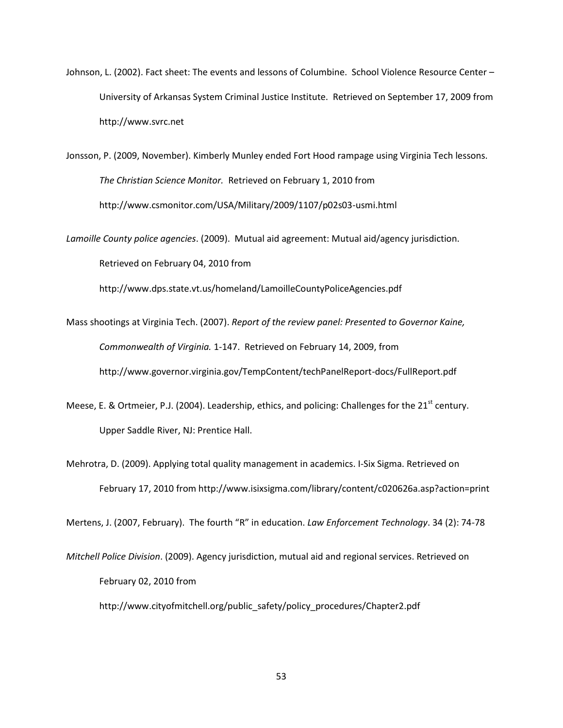Johnson, L. (2002). Fact sheet: The events and lessons of Columbine. School Violence Resource Center – University of Arkansas System Criminal Justice Institute. Retrieved on September 17, 2009 from http://www.svrc.net

Jonsson, P. (2009, November). Kimberly Munley ended Fort Hood rampage using Virginia Tech lessons. *The Christian Science Monitor.* Retrieved on February 1, 2010 from http://www.csmonitor.com/USA/Military/2009/1107/p02s03-usmi.html

*Lamoille County police agencies*. (2009). Mutual aid agreement: Mutual aid/agency jurisdiction. Retrieved on February 04, 2010 from http://www.dps.state.vt.us/homeland/LamoilleCountyPoliceAgencies.pdf

Mass shootings at Virginia Tech. (2007). *Report of the review panel: Presented to Governor Kaine, Commonwealth of Virginia.* 1-147. Retrieved on February 14, 2009, from http://www.governor.virginia.gov/TempContent/techPanelReport-docs/FullReport.pdf

Meese, E. & Ortmeier, P.J. (2004). Leadership, ethics, and policing: Challenges for the 21st century. Upper Saddle River, NJ: Prentice Hall.

Mehrotra, D. (2009). Applying total quality management in academics. I-Six Sigma. Retrieved on February 17, 2010 from http://www.isixsigma.com/library/content/c020626a.asp?action=print

Mertens, J. (2007, February). The fourth "R" in education. *Law Enforcement Technology*. 34 (2): 74-78

*Mitchell Police Division*. (2009). Agency jurisdiction, mutual aid and regional services. Retrieved on February 02, 2010 from http://www.cityofmitchell.org/public_safety/policy_procedures/Chapter2.pdf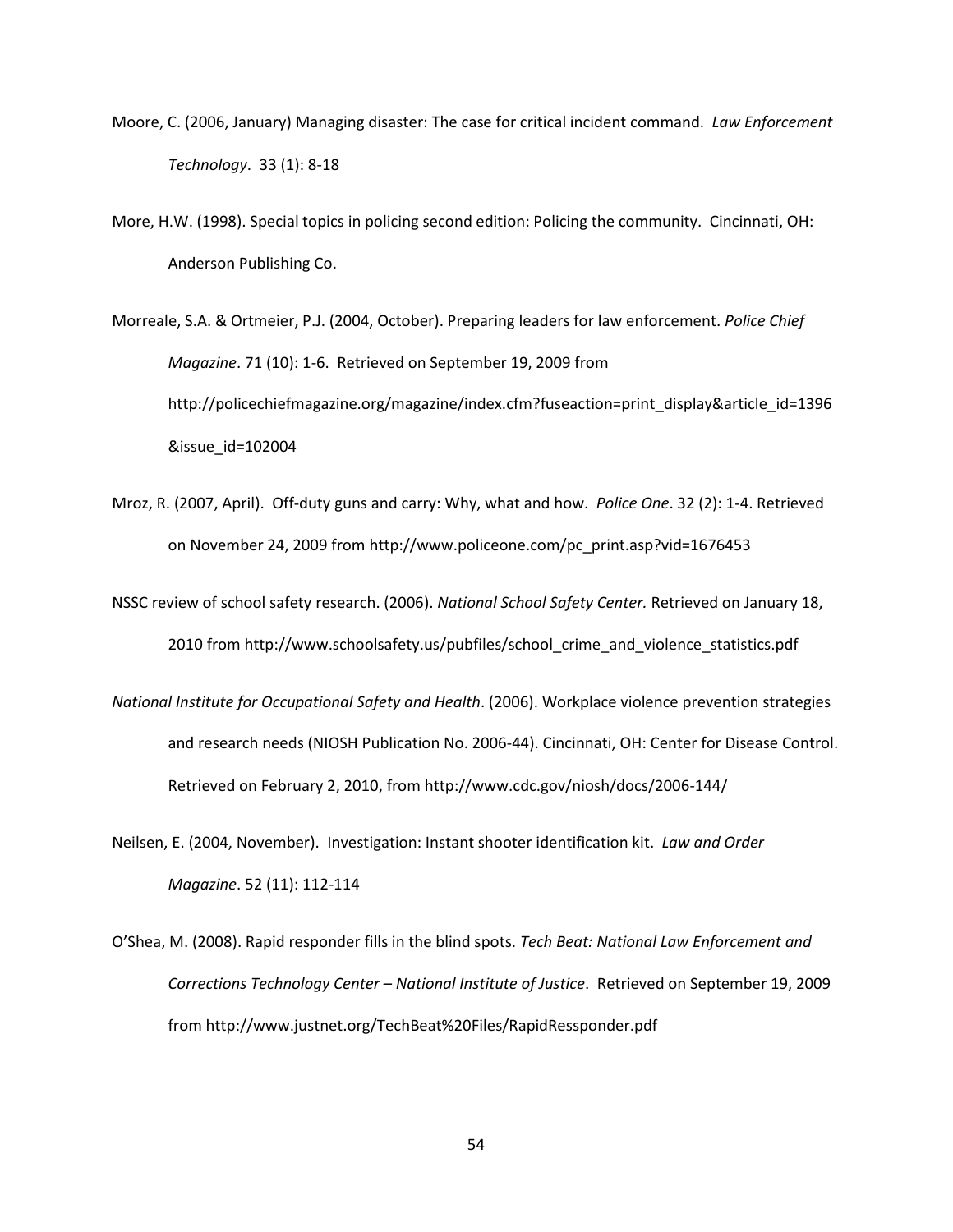Moore, C. (2006, January) Managing disaster: The case for critical incident command. *Law Enforcement Technology*. 33 (1): 8-18

More, H.W. (1998). Special topics in policing second edition: Policing the community. Cincinnati, OH: Anderson Publishing Co.

Morreale, S.A. & Ortmeier, P.J. (2004, October). Preparing leaders for law enforcement. *Police Chief Magazine*. 71 (10): 1-6. Retrieved on September 19, 2009 from http://policechiefmagazine.org/magazine/index.cfm?fuseaction=print_display&article_id=1396&issue_id=102004

Mroz, R. (2007, April). Off-duty guns and carry: Why, what and how. *Police One*. 32 (2): 1-4. Retrieved on November 24, 2009 from http://www.policeone.com/pc_print.asp?vid=1676453

NSSC review of school safety research. (2006). *National School Safety Center.* Retrieved on January 18, 2010 from http://www.schoolsafety.us/pubfiles/school_crime_and_violence_statistics.pdf

*National Institute for Occupational Safety and Health*. (2006). Workplace violence prevention strategies and research needs (NIOSH Publication No. 2006-44). Cincinnati, OH: Center for Disease Control. Retrieved on February 2, 2010, from http://www.cdc.gov/niosh/docs/2006-144/

Neilsen, E. (2004, November). Investigation: Instant shooter identification kit. *Law and Order Magazine*. 52 (11): 112-114

O'Shea, M. (2008). Rapid responder fills in the blind spots. *Tech Beat: National Law Enforcement and Corrections Technology Center – National Institute of Justice*. Retrieved on September 19, 2009 from http://www.justnet.org/TechBeat%20Files/RapidRessponder.pdf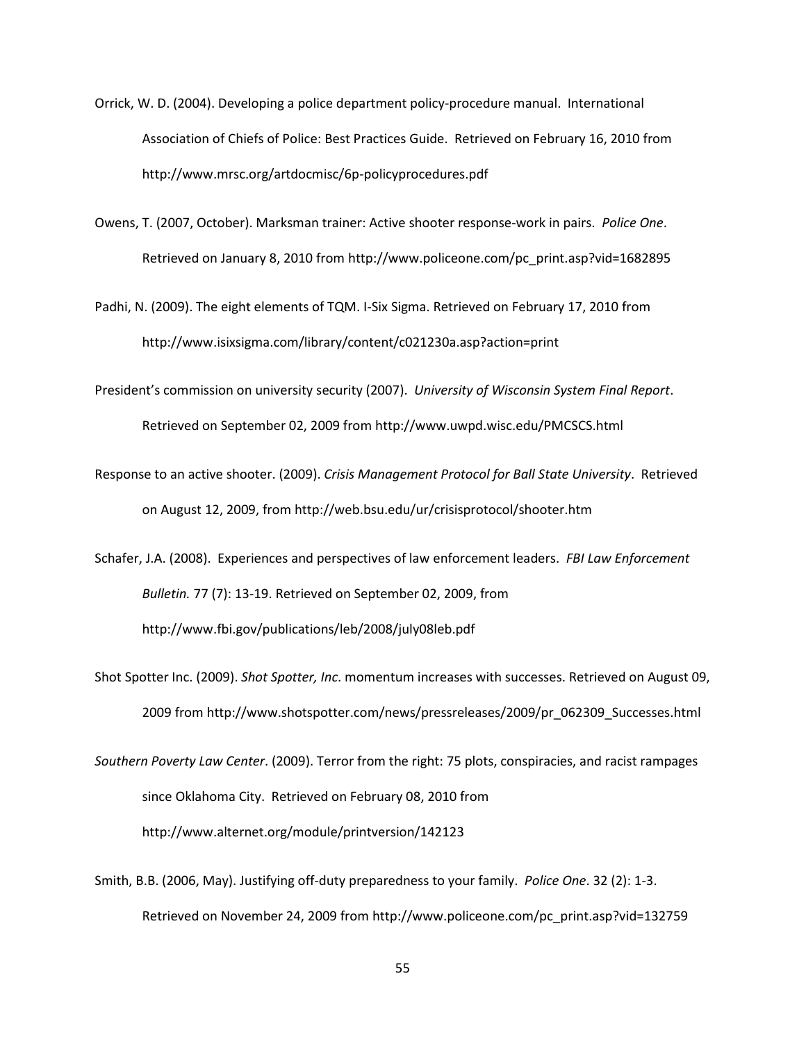Orrick, W. D. (2004). Developing a police department policy-procedure manual. International Association of Chiefs of Police: Best Practices Guide. Retrieved on February 16, 2010 from http://www.mrsc.org/artdocmisc/6p-policyprocedures.pdf

Owens, T. (2007, October). Marksman trainer: Active shooter response-work in pairs. *Police One*. Retrieved on January 8, 2010 from http://www.policeone.com/pc_print.asp?vid=1682895

Padhi, N. (2009). The eight elements of TQM. I-Six Sigma. Retrieved on February 17, 2010 from http://www.isixsigma.com/library/content/c021230a.asp?action=print

President's commission on university security (2007). *University of Wisconsin System Final Report*. Retrieved on September 02, 2009 from http://www.uwpd.wisc.edu/PMCSCS.html

Response to an active shooter. (2009). *Crisis Management Protocol for Ball State University*. Retrieved on August 12, 2009, from http://web.bsu.edu/ur/crisisprotocol/shooter.htm

Schafer, J.A. (2008). Experiences and perspectives of law enforcement leaders. *FBI Law Enforcement Bulletin.* 77 (7): 13-19. Retrieved on September 02, 2009, from http://www.fbi.gov/publications/leb/2008/july08leb.pdf

Shot Spotter Inc. (2009). *Shot Spotter, Inc*. momentum increases with successes. Retrieved on August 09, 2009 from http://www.shotspotter.com/news/pressreleases/2009/pr_062309_Successes.html

*Southern Poverty Law Center*. (2009). Terror from the right: 75 plots, conspiracies, and racist rampages since Oklahoma City. Retrieved on February 08, 2010 from http://www.alternet.org/module/printversion/142123

Smith, B.B. (2006, May). Justifying off-duty preparedness to your family. *Police One*. 32 (2): 1-3. Retrieved on November 24, 2009 from http://www.policeone.com/pc_print.asp?vid=132759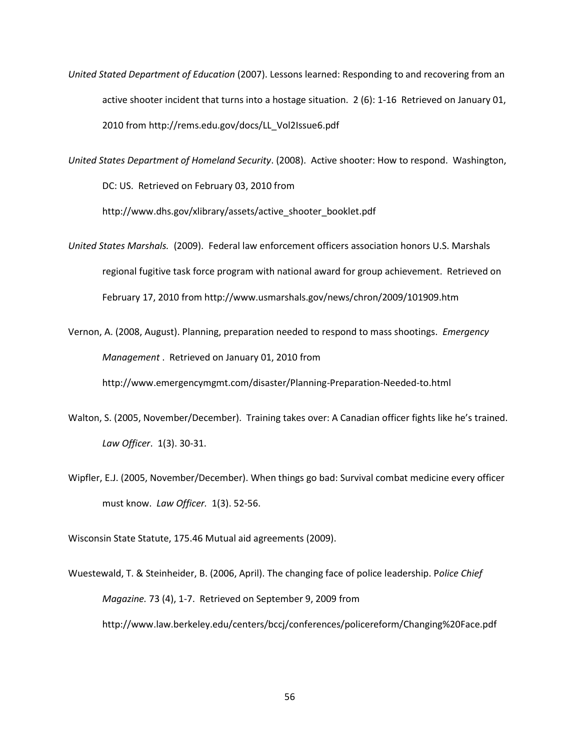*United Stated Department of Education* (2007). Lessons learned: Responding to and recovering from an active shooter incident that turns into a hostage situation. 2 (6): 1-16 Retrieved on January 01, 2010 from http://rems.edu.gov/docs/LL_Vol2Issue6.pdf

*United States Department of Homeland Security*. (2008). Active shooter: How to respond. Washington, DC: US. Retrieved on February 03, 2010 from http://www.dhs.gov/xlibrary/assets/active_shooter_booklet.pdf

*United States Marshals.* (2009). Federal law enforcement officers association honors U.S. Marshals regional fugitive task force program with national award for group achievement. Retrieved on February 17, 2010 from http://www.usmarshals.gov/news/chron/2009/101909.htm

Vernon, A. (2008, August). Planning, preparation needed to respond to mass shootings. *Emergency Management* . Retrieved on January 01, 2010 from http://www.emergencymgmt.com/disaster/Planning-Preparation-Needed-to.html

Walton, S. (2005, November/December). Training takes over: A Canadian officer fights like he's trained. *Law Officer*. 1(3). 30-31.

Wipfler, E.J. (2005, November/December). When things go bad: Survival combat medicine every officer must know. *Law Officer.* 1(3). 52-56.

Wisconsin State Statute, 175.46 Mutual aid agreements (2009).

Wuestewald, T. & Steinheider, B. (2006, April). The changing face of police leadership. P*olice Chief Magazine.* 73 (4), 1-7. Retrieved on September 9, 2009 from http://www.law.berkeley.edu/centers/bccj/conferences/policereform/Changing%20Face.pdf